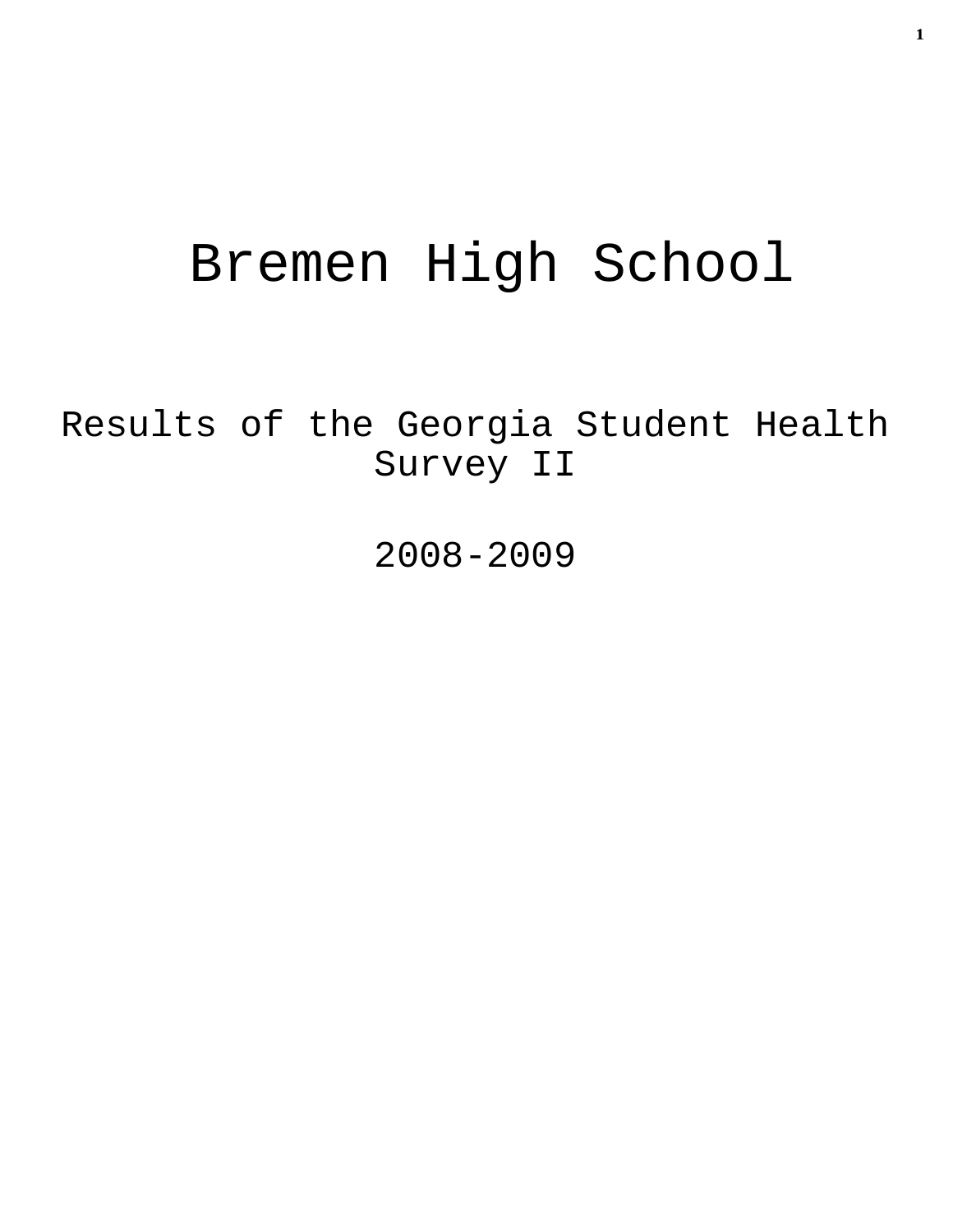# Bremen High School

## Results of the Georgia Student Health Survey II

## 2008-2009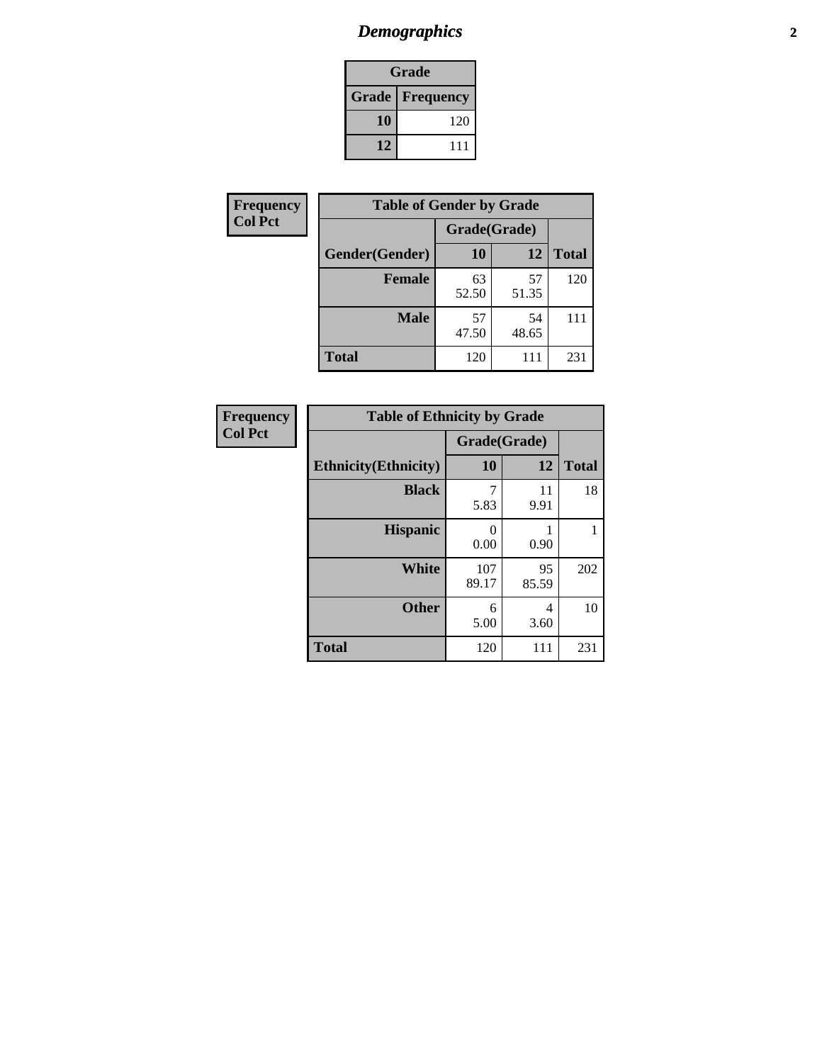## *Demographics*

| Grade | |
|---|---|
| **Grade** | **Frequency** |
| **10** | 120 |
| **12** | 111 |

| Frequency Col Pct |
|---|

| Table of Gender by Grade | | | |
|---|---|---|---|
| | Grade(Grade) | | |
| **Gender(Gender)** | **10** | **12** | **Total** |
| **Female** | 63 52.50 | 57 51.35 | 120 |
| **Male** | 57 47.50 | 54 48.65 | 111 |
| **Total** | 120 | 111 | 231 |

| Frequency Col Pct |
|---|

| Table of Ethnicity by Grade | | | |
|---|---|---|---|
| | Grade(Grade) | | |
| **Ethnicity(Ethnicity)** | **10** | **12** | **Total** |
| **Black** | 7 5.83 | 11 9.91 | 18 |
| **Hispanic** | 0 0.00 | 1 0.90 | 1 |
| **White** | 107 89.17 | 95 85.59 | 202 |
| **Other** | 6 5.00 | 4 3.60 | 10 |
| **Total** | 120 | 111 | 231 |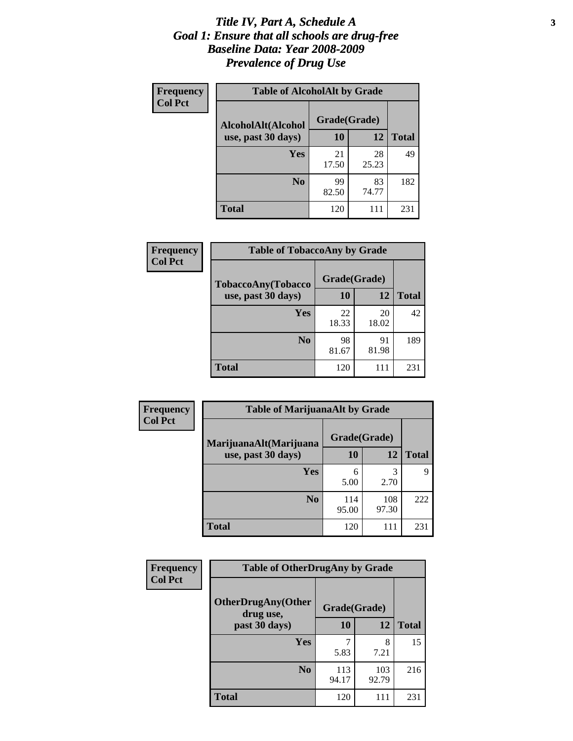# Title IV, Part A, Schedule A
# Goal 1: Ensure that all schools are drug-free
# Baseline Data: Year 2008-2009
# Prevalence of Drug Use

**Frequency**
**Col Pct**

| Table of AlcoholAlt by Grade | | | |
|---|---|---|---|
| AlcoholAlt(Alcohol use, past 30 days) | Grade(Grade) | | |
| | 10 | 12 | Total |
| Yes | 21<br>17.50 | 28<br>25.23 | 49 |
| No | 99<br>82.50 | 83<br>74.77 | 182 |
| Total | 120 | 111 | 231 |

**Frequency**
**Col Pct**

| Table of TobaccoAny by Grade | | | |
|---|---|---|---|
| TobaccoAny(Tobacco use, past 30 days) | Grade(Grade) | | |
| | 10 | 12 | Total |
| Yes | 22<br>18.33 | 20<br>18.02 | 42 |
| No | 98<br>81.67 | 91<br>81.98 | 189 |
| Total | 120 | 111 | 231 |

**Frequency**
**Col Pct**

| Table of MarijuanaAlt by Grade | | | |
|---|---|---|---|
| MarijuanaAlt(Marijuana use, past 30 days) | Grade(Grade) | | |
| | 10 | 12 | Total |
| Yes | 6<br>5.00 | 3<br>2.70 | 9 |
| No | 114<br>95.00 | 108<br>97.30 | 222 |
| Total | 120 | 111 | 231 |

**Frequency**
**Col Pct**

| Table of OtherDrugAny by Grade | | | |
|---|---|---|---|
| OtherDrugAny(Other drug use, past 30 days) | Grade(Grade) | | |
| | 10 | 12 | Total |
| Yes | 7<br>5.83 | 8<br>7.21 | 15 |
| No | 113<br>94.17 | 103<br>92.79 | 216 |
| Total | 120 | 111 | 231 |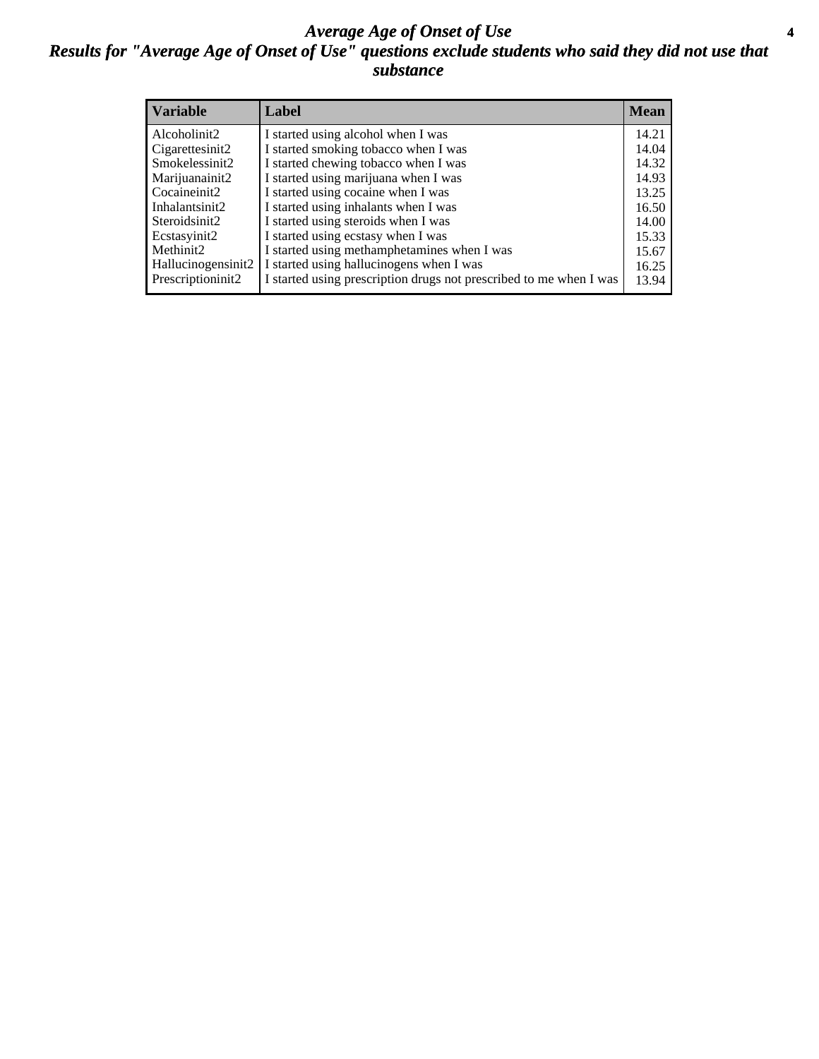# *Average Age of Onset of Use*

## *Results for "Average Age of Onset of Use" questions exclude students who said they did not use that substance*

| Variable | Label | Mean |
|---|---|---|
| Alcoholinit2 | I started using alcohol when I was | 14.21 |
| Cigarettesinit2 | I started smoking tobacco when I was | 14.04 |
| Smokelessinit2 | I started chewing tobacco when I was | 14.32 |
| Marijuanainit2 | I started using marijuana when I was | 14.93 |
| Cocaineinit2 | I started using cocaine when I was | 13.25 |
| Inhalantsinit2 | I started using inhalants when I was | 16.50 |
| Steroidsinit2 | I started using steroids when I was | 14.00 |
| Ecstasyinit2 | I started using ecstasy when I was | 15.33 |
| Methinit2 | I started using methamphetamines when I was | 15.67 |
| Hallucinogensinit2 | I started using hallucinogens when I was | 16.25 |
| Prescriptioninit2 | I started using prescription drugs not prescribed to me when I was | 13.94 |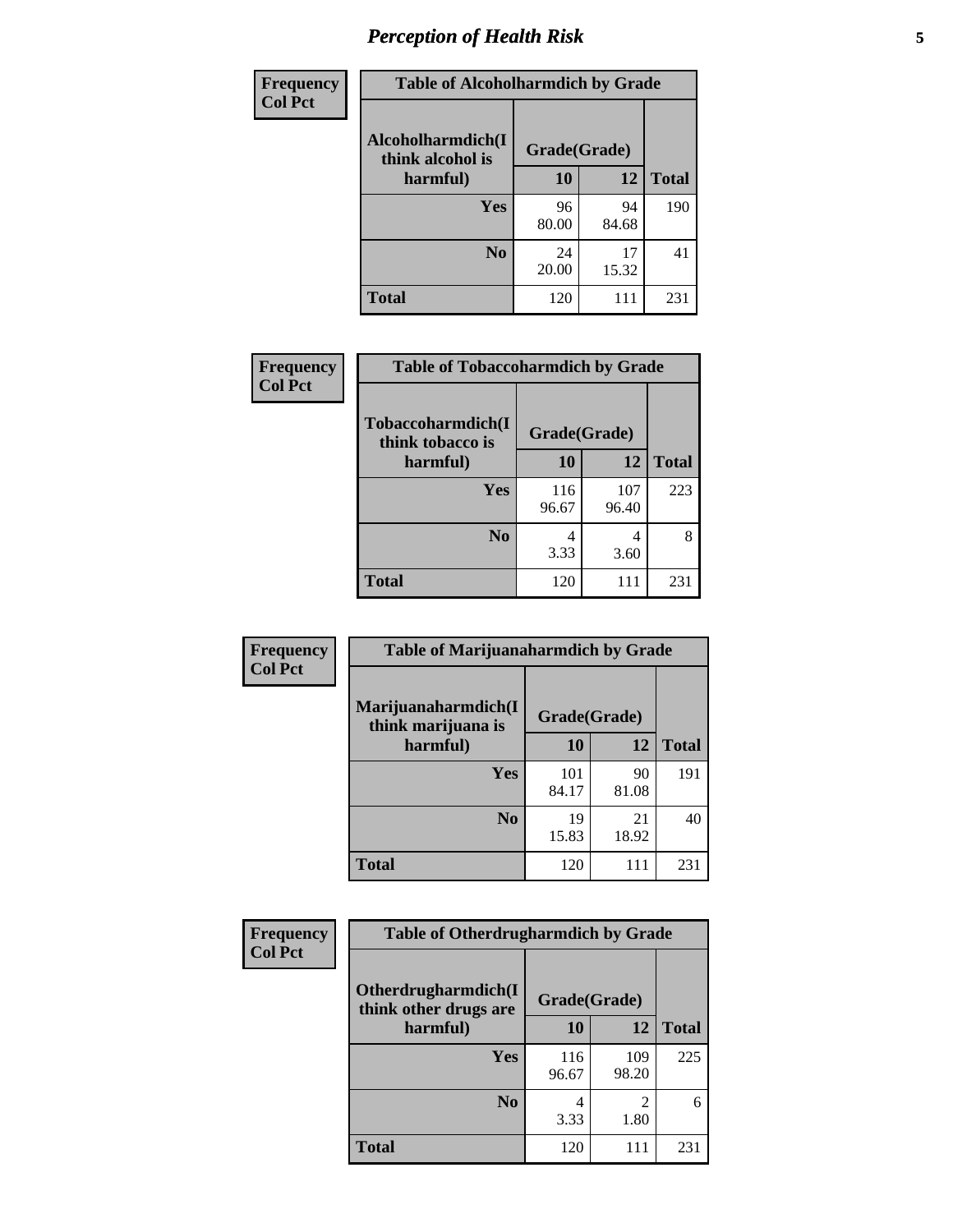| Frequency Col Pct |
|---|

**Table of Alcoholharmdich by Grade**

| Alcoholharmdich(I think alcohol is harmful) | Grade(Grade) 10 | 12 | Total |
|---|---|---|---|
| Yes | 96<br>80.00 | 94<br>84.68 | 190 |
| No | 24<br>20.00 | 17<br>15.32 | 41 |
| Total | 120 | 111 | 231 |

| Frequency Col Pct |
|---|

**Table of Tobaccoharmdich by Grade**

| Tobaccoharmdich(I think tobacco is harmful) | Grade(Grade) 10 | 12 | Total |
|---|---|---|---|
| Yes | 116<br>96.67 | 107<br>96.40 | 223 |
| No | 4<br>3.33 | 4<br>3.60 | 8 |
| Total | 120 | 111 | 231 |

| Frequency Col Pct |
|---|

**Table of Marijuanaharmdich by Grade**

| Marijuanaharmdich(I think marijuana is harmful) | Grade(Grade) 10 | 12 | Total |
|---|---|---|---|
| Yes | 101<br>84.17 | 90<br>81.08 | 191 |
| No | 19<br>15.83 | 21<br>18.92 | 40 |
| Total | 120 | 111 | 231 |

| Frequency Col Pct |
|---|

**Table of Otherdrugharmdich by Grade**

| Otherdrugharmdich(I think other drugs are harmful) | Grade(Grade) 10 | 12 | Total |
|---|---|---|---|
| Yes | 116<br>96.67 | 109<br>98.20 | 225 |
| No | 4<br>3.33 | 2<br>1.80 | 6 |
| Total | 120 | 111 | 231 |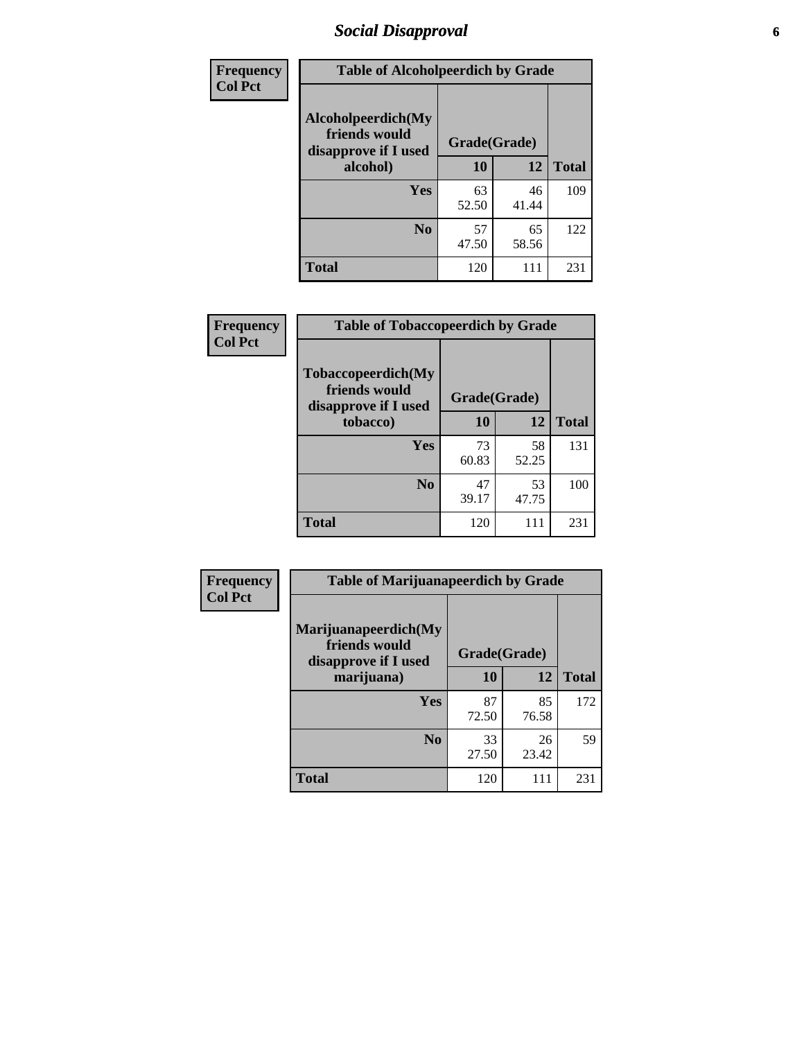# Social Disapproval

| Frequency<br>Col Pct | | | |
|---|---|---|---|

**Table of Alcoholpeerdich by Grade**

| Alcoholpeerdich(My friends would disapprove if I used alcohol) | Grade(Grade) 10 | 12 | Total |
|---|---|---|---|
| Yes | 63<br>52.50 | 46<br>41.44 | 109 |
| No | 57<br>47.50 | 65<br>58.56 | 122 |
| Total | 120 | 111 | 231 |

**Table of Tobaccopeerdich by Grade**

| Tobaccopeerdich(My friends would disapprove if I used tobacco) | Grade(Grade) 10 | 12 | Total |
|---|---|---|---|
| Yes | 73<br>60.83 | 58<br>52.25 | 131 |
| No | 47<br>39.17 | 53<br>47.75 | 100 |
| Total | 120 | 111 | 231 |

**Table of Marijuanapeerdich by Grade**

| Marijuanapeerdich(My friends would disapprove if I used marijuana) | Grade(Grade) 10 | 12 | Total |
|---|---|---|---|
| Yes | 87<br>72.50 | 85<br>76.58 | 172 |
| No | 33<br>27.50 | 26<br>23.42 | 59 |
| Total | 120 | 111 | 231 |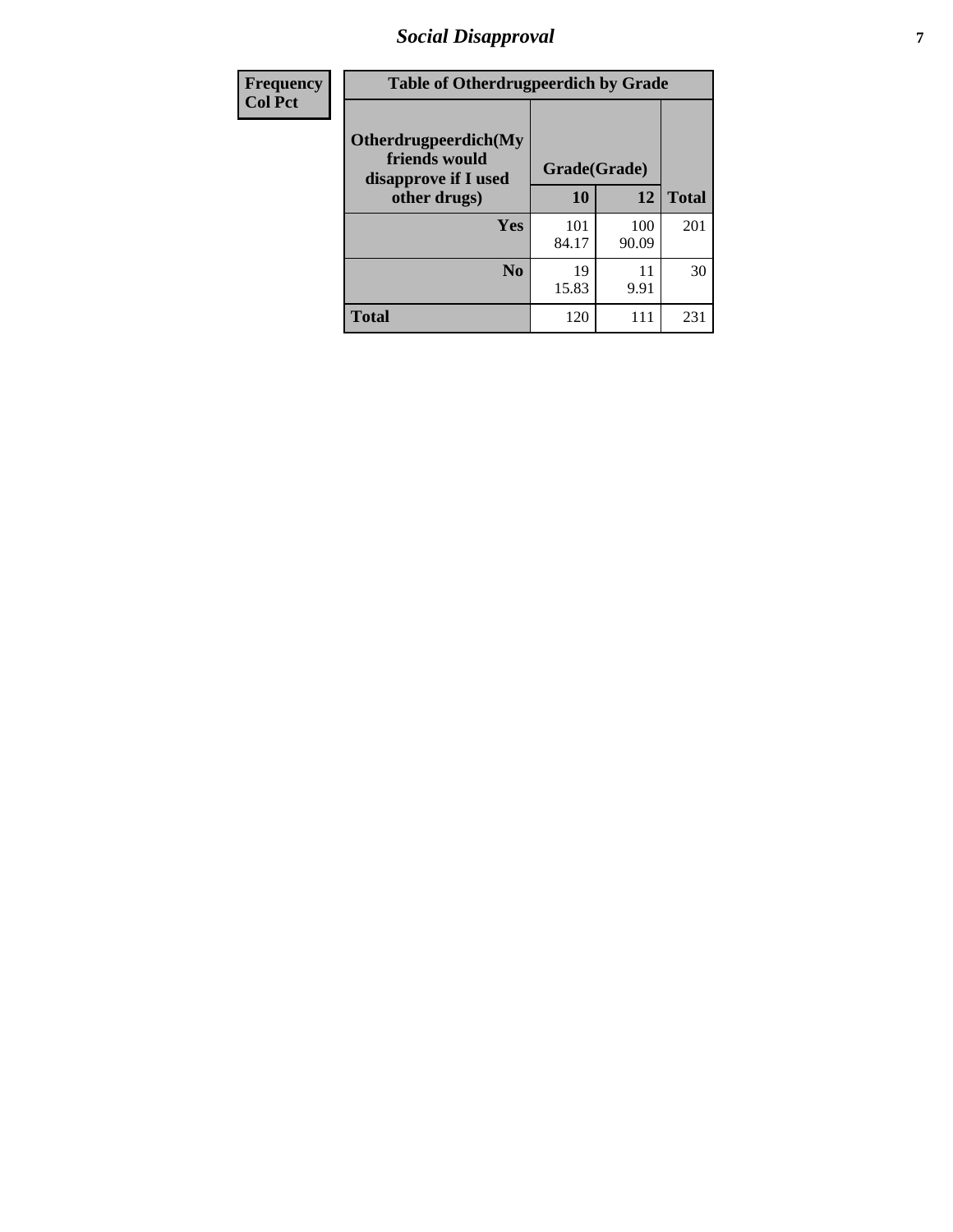| Frequency Col Pct | Table of Otherdrugpeerdich by Grade | | | |
|---|---|---|---|---|
| | Otherdrugpeerdich(My friends would disapprove if I used other drugs) | Grade(Grade) | | Total |
| | | 10 | 12 | |
| | Yes | 101<br>84.17 | 100<br>90.09 | 201 |
| | No | 19<br>15.83 | 11<br>9.91 | 30 |
| | Total | 120 | 111 | 231 |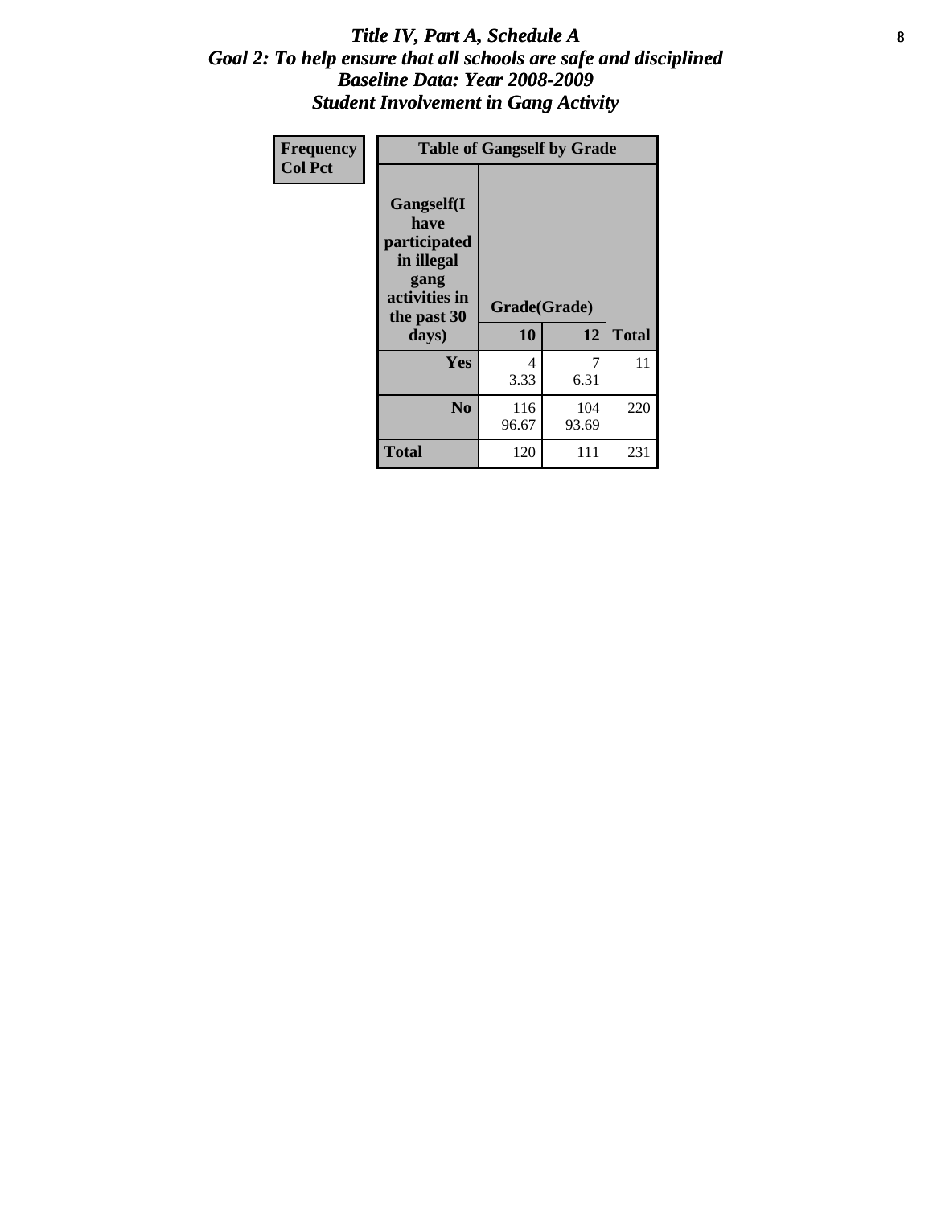# *Title IV, Part A, Schedule A*
## *Goal 2: To help ensure that all schools are safe and disciplined*
## *Baseline Data: Year 2008-2009*
## *Student Involvement in Gang Activity*

| Frequency<br>Col Pct | Table of Gangself by Grade | | |
|---|---|---|---|
| Gangself(I have participated in illegal gang activities in the past 30 days) | Grade(Grade) | | |
| | 10 | 12 | Total |
| Yes | 4<br>3.33 | 7<br>6.31 | 11 |
| No | 116<br>96.67 | 104<br>93.69 | 220 |
| Total | 120 | 111 | 231 |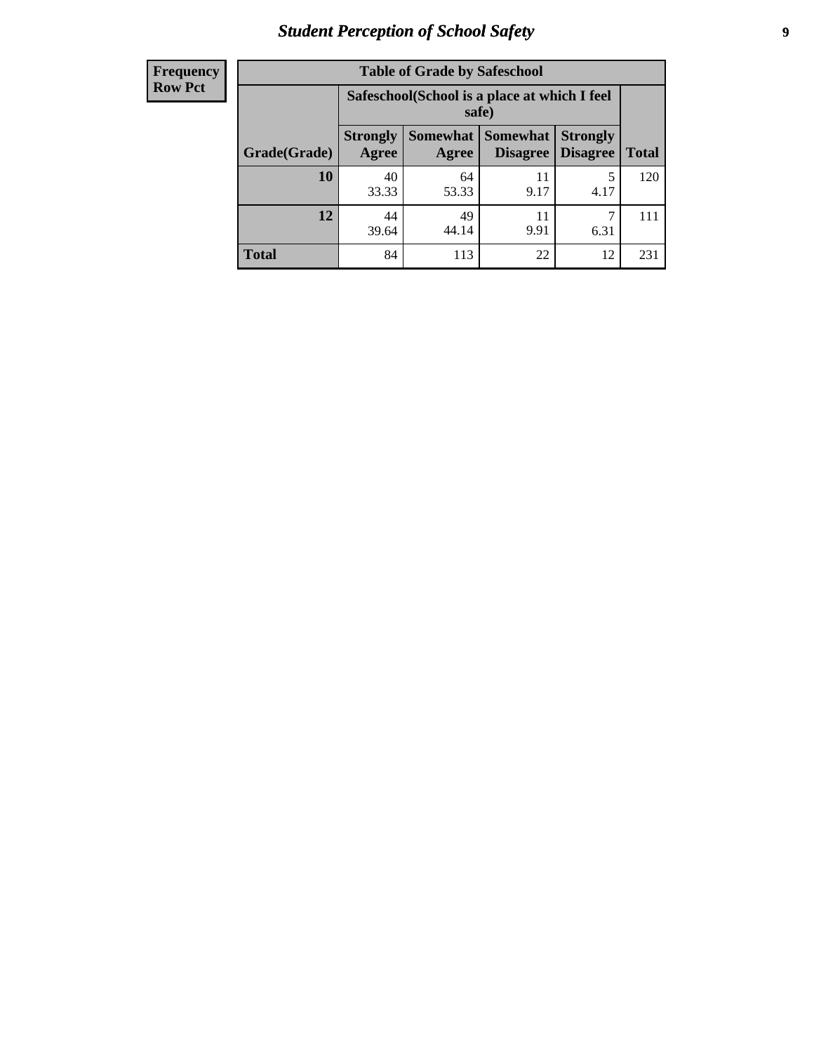| Frequency Row Pct |
|---|

**Table of Grade by Safeschool**

| Grade(Grade) | Safeschool(School is a place at which I feel safe) | | | | Total |
|---|---|---|---|---|---|
| | Strongly Agree | Somewhat Agree | Somewhat Disagree | Strongly Disagree | |
| **10** | 40<br>33.33 | 64<br>53.33 | 11<br>9.17 | 5<br>4.17 | 120 |
| **12** | 44<br>39.64 | 49<br>44.14 | 11<br>9.91 | 7<br>6.31 | 111 |
| **Total** | 84 | 113 | 22 | 12 | 231 |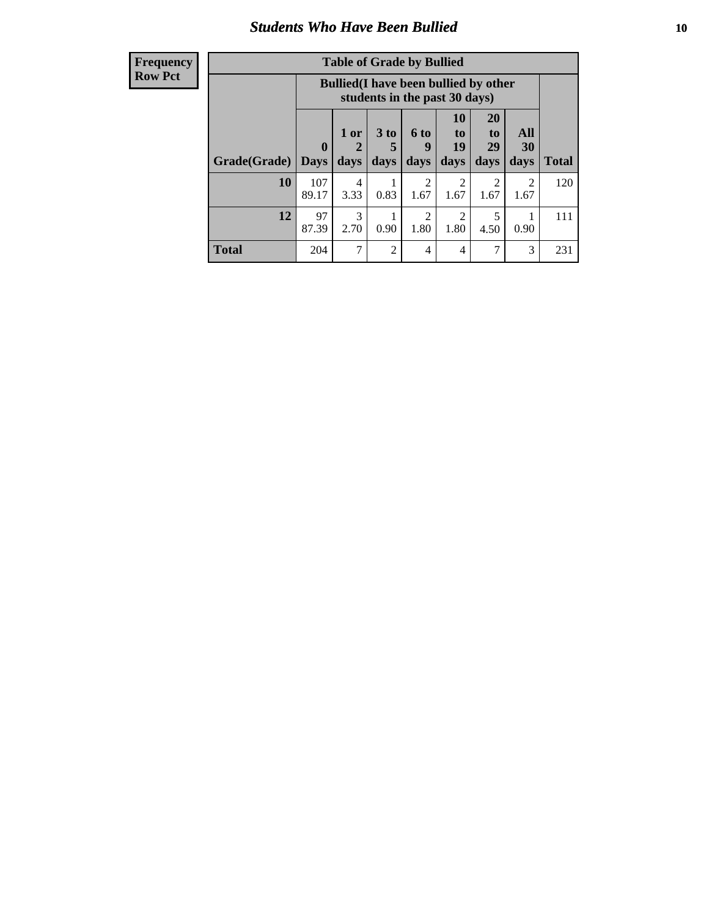## Students Who Have Been Bullied

**Frequency**
**Row Pct**

| Table of Grade by Bullied | | | | | | | | |
|---|---|---|---|---|---|---|---|---|
| | Bullied(I have been bullied by other students in the past 30 days) | | | | | | | |
| Grade(Grade) | 0 Days | 1 or 2 days | 3 to 5 days | 6 to 9 days | 10 to 19 days | 20 to 29 days | All 30 days | Total |
| **10** | 107<br>89.17 | 4<br>3.33 | 1<br>0.83 | 2<br>1.67 | 2<br>1.67 | 2<br>1.67 | 2<br>1.67 | 120 |
| **12** | 97<br>87.39 | 3<br>2.70 | 1<br>0.90 | 2<br>1.80 | 2<br>1.80 | 5<br>4.50 | 1<br>0.90 | 111 |
| **Total** | 204 | 7 | 2 | 4 | 4 | 7 | 3 | 231 |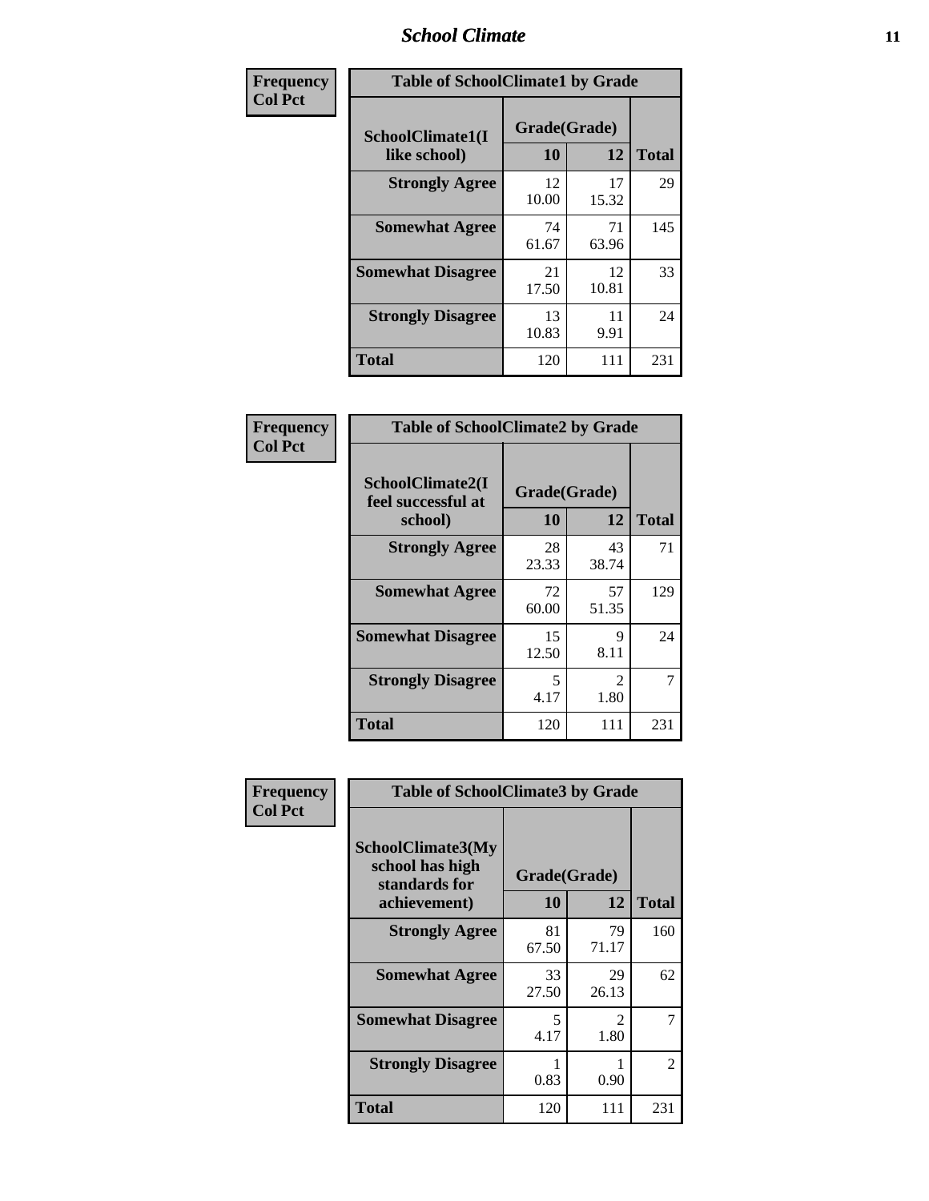| Frequency<br>Col Pct | Table of SchoolClimate1 by Grade | | |
|---|---|---|---|
| SchoolClimate1(I like school) | Grade(Grade) | | |
| | 10 | 12 | Total |
| Strongly Agree | 12<br>10.00 | 17<br>15.32 | 29 |
| Somewhat Agree | 74<br>61.67 | 71<br>63.96 | 145 |
| Somewhat Disagree | 21<br>17.50 | 12<br>10.81 | 33 |
| Strongly Disagree | 13<br>10.83 | 11<br>9.91 | 24 |
| Total | 120 | 111 | 231 |

| Frequency<br>Col Pct | Table of SchoolClimate2 by Grade | | |
|---|---|---|---|
| SchoolClimate2(I feel successful at school) | Grade(Grade) | | |
| | 10 | 12 | Total |
| Strongly Agree | 28<br>23.33 | 43<br>38.74 | 71 |
| Somewhat Agree | 72<br>60.00 | 57<br>51.35 | 129 |
| Somewhat Disagree | 15<br>12.50 | 9<br>8.11 | 24 |
| Strongly Disagree | 5<br>4.17 | 2<br>1.80 | 7 |
| Total | 120 | 111 | 231 |

| Frequency<br>Col Pct | Table of SchoolClimate3 by Grade | | |
|---|---|---|---|
| SchoolClimate3(My school has high standards for achievement) | Grade(Grade) | | |
| | 10 | 12 | Total |
| Strongly Agree | 81<br>67.50 | 79<br>71.17 | 160 |
| Somewhat Agree | 33<br>27.50 | 29<br>26.13 | 62 |
| Somewhat Disagree | 5<br>4.17 | 2<br>1.80 | 7 |
| Strongly Disagree | 1<br>0.83 | 1<br>0.90 | 2 |
| Total | 120 | 111 | 231 |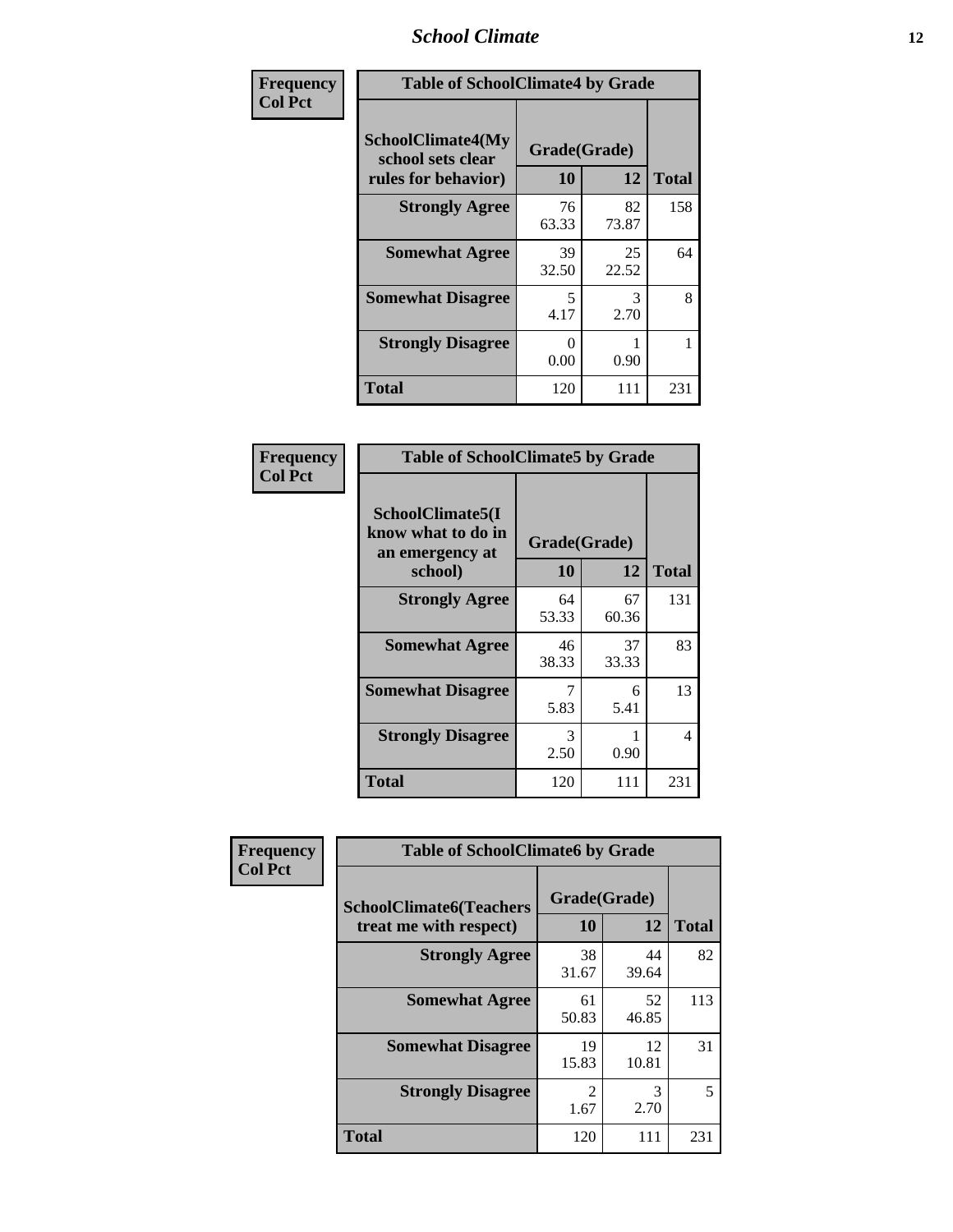| Frequency Col Pct | Table of SchoolClimate4 by Grade | | |
|---|---|---|---|
| SchoolClimate4(My school sets clear rules for behavior) | Grade(Grade) | | |
| | 10 | 12 | Total |
| Strongly Agree | 76<br>63.33 | 82<br>73.87 | 158 |
| Somewhat Agree | 39<br>32.50 | 25<br>22.52 | 64 |
| Somewhat Disagree | 5<br>4.17 | 3<br>2.70 | 8 |
| Strongly Disagree | 0<br>0.00 | 1<br>0.90 | 1 |
| Total | 120 | 111 | 231 |

| Frequency Col Pct | Table of SchoolClimate5 by Grade | | |
|---|---|---|---|
| SchoolClimate5(I know what to do in an emergency at school) | Grade(Grade) | | |
| | 10 | 12 | Total |
| Strongly Agree | 64<br>53.33 | 67<br>60.36 | 131 |
| Somewhat Agree | 46<br>38.33 | 37<br>33.33 | 83 |
| Somewhat Disagree | 7<br>5.83 | 6<br>5.41 | 13 |
| Strongly Disagree | 3<br>2.50 | 1<br>0.90 | 4 |
| Total | 120 | 111 | 231 |

| Frequency Col Pct | Table of SchoolClimate6 by Grade | | |
|---|---|---|---|
| SchoolClimate6(Teachers treat me with respect) | Grade(Grade) | | |
| | 10 | 12 | Total |
| Strongly Agree | 38<br>31.67 | 44<br>39.64 | 82 |
| Somewhat Agree | 61<br>50.83 | 52<br>46.85 | 113 |
| Somewhat Disagree | 19<br>15.83 | 12<br>10.81 | 31 |
| Strongly Disagree | 2<br>1.67 | 3<br>2.70 | 5 |
| Total | 120 | 111 | 231 |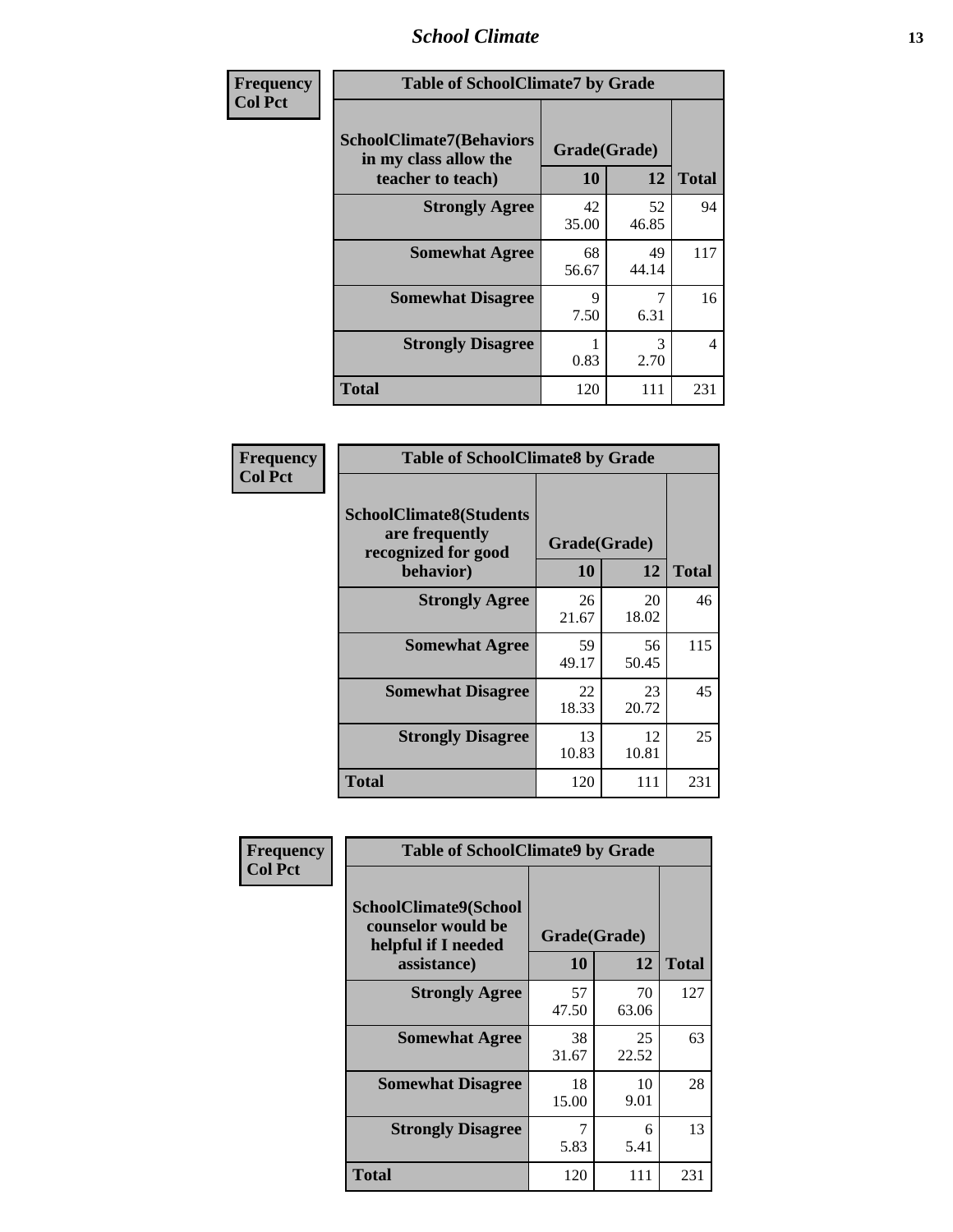| Frequency Col Pct |
|---|

**Table of SchoolClimate7 by Grade**

| SchoolClimate7(Behaviors in my class allow the teacher to teach) | Grade(Grade) | | Total |
|---|---|---|---|
| | 10 | 12 | |
| Strongly Agree | 42<br>35.00 | 52<br>46.85 | 94 |
| Somewhat Agree | 68<br>56.67 | 49<br>44.14 | 117 |
| Somewhat Disagree | 9<br>7.50 | 7<br>6.31 | 16 |
| Strongly Disagree | 1<br>0.83 | 3<br>2.70 | 4 |
| Total | 120 | 111 | 231 |

| Frequency Col Pct |
|---|

**Table of SchoolClimate8 by Grade**

| SchoolClimate8(Students are frequently recognized for good behavior) | Grade(Grade) | | Total |
|---|---|---|---|
| | 10 | 12 | |
| Strongly Agree | 26<br>21.67 | 20<br>18.02 | 46 |
| Somewhat Agree | 59<br>49.17 | 56<br>50.45 | 115 |
| Somewhat Disagree | 22<br>18.33 | 23<br>20.72 | 45 |
| Strongly Disagree | 13<br>10.83 | 12<br>10.81 | 25 |
| Total | 120 | 111 | 231 |

| Frequency Col Pct |
|---|

**Table of SchoolClimate9 by Grade**

| SchoolClimate9(School counselor would be helpful if I needed assistance) | Grade(Grade) | | Total |
|---|---|---|---|
| | 10 | 12 | |
| Strongly Agree | 57<br>47.50 | 70<br>63.06 | 127 |
| Somewhat Agree | 38<br>31.67 | 25<br>22.52 | 63 |
| Somewhat Disagree | 18<br>15.00 | 10<br>9.01 | 28 |
| Strongly Disagree | 7<br>5.83 | 6<br>5.41 | 13 |
| Total | 120 | 111 | 231 |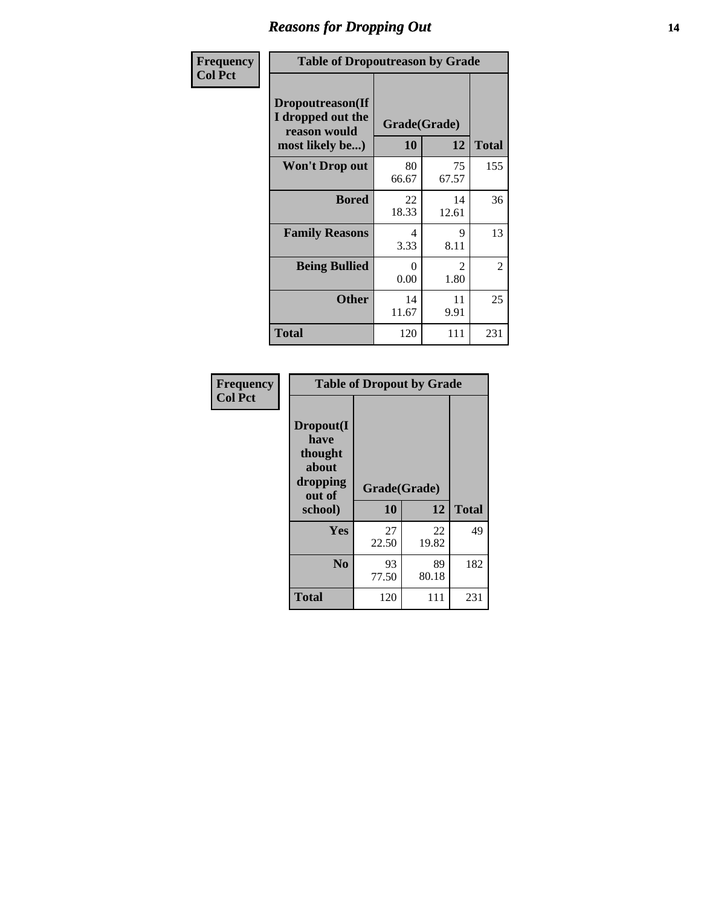# Reasons for Dropping Out

**Frequency**
**Col Pct**

| Table of Dropoutreason by Grade | | | |
|---|---|---|---|
| **Dropoutreason(If I dropped out the reason would most likely be...)** | **Grade(Grade)** | | |
| | **10** | **12** | **Total** |
| **Won't Drop out** | 80<br>66.67 | 75<br>67.57 | 155 |
| **Bored** | 22<br>18.33 | 14<br>12.61 | 36 |
| **Family Reasons** | 4<br>3.33 | 9<br>8.11 | 13 |
| **Being Bullied** | 0<br>0.00 | 2<br>1.80 | 2 |
| **Other** | 14<br>11.67 | 11<br>9.91 | 25 |
| **Total** | 120 | 111 | 231 |

**Frequency**
**Col Pct**

| Table of Dropout by Grade | | | |
|---|---|---|---|
| **Dropout(I have thought about dropping out of school)** | **Grade(Grade)** | | |
| | **10** | **12** | **Total** |
| **Yes** | 27<br>22.50 | 22<br>19.82 | 49 |
| **No** | 93<br>77.50 | 89<br>80.18 | 182 |
| **Total** | 120 | 111 | 231 |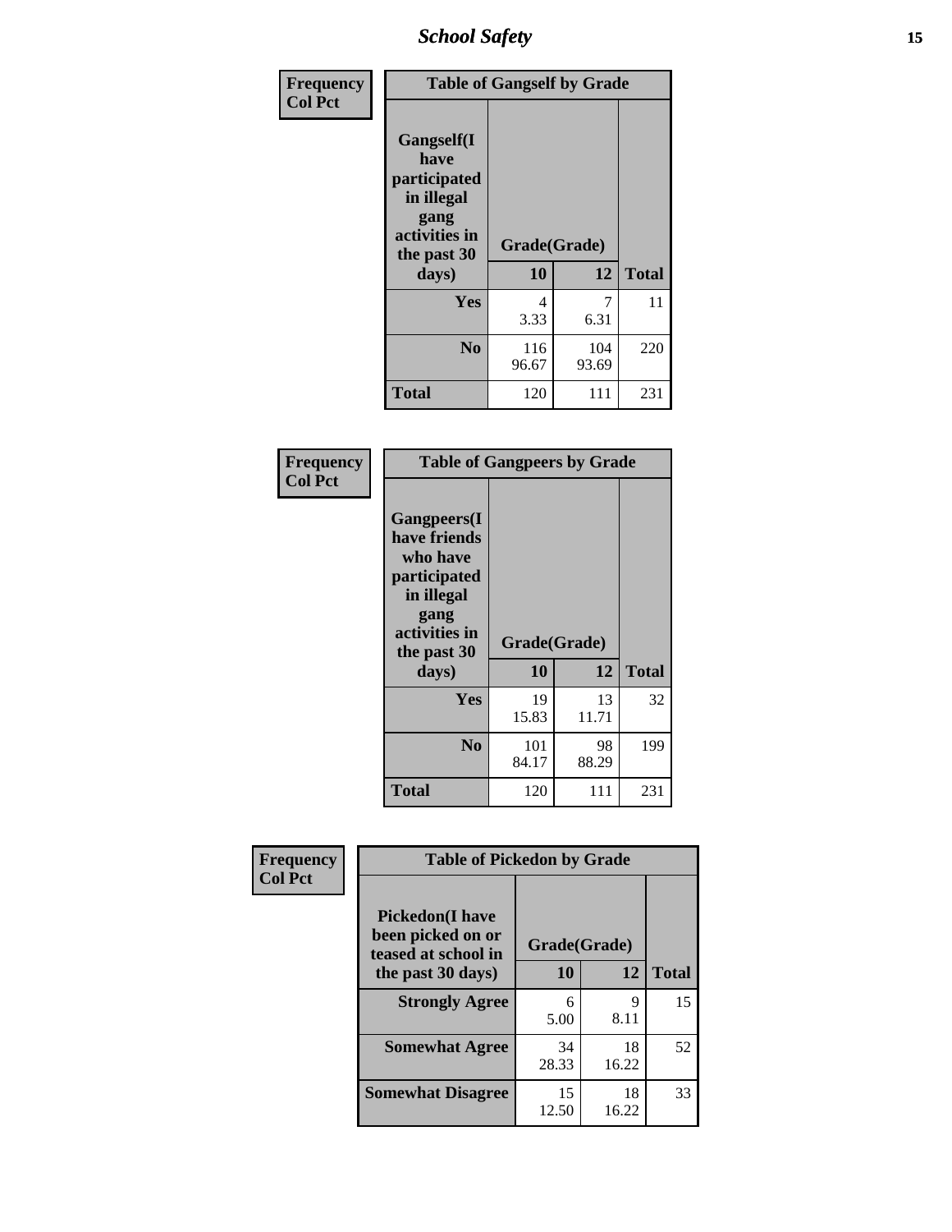| Frequency Col Pct | Table of Gangself by Grade | | |
|---|---|---|---|
| Gangself(I have participated in illegal gang activities in the past 30 days) | Grade(Grade) | | |
| | 10 | 12 | Total |
| Yes | 4<br>3.33 | 7<br>6.31 | 11 |
| No | 116<br>96.67 | 104<br>93.69 | 220 |
| Total | 120 | 111 | 231 |

| Frequency Col Pct | Table of Gangpeers by Grade | | |
|---|---|---|---|
| Gangpeers(I have friends who have participated in illegal gang activities in the past 30 days) | Grade(Grade) | | |
| | 10 | 12 | Total |
| Yes | 19<br>15.83 | 13<br>11.71 | 32 |
| No | 101<br>84.17 | 98<br>88.29 | 199 |
| Total | 120 | 111 | 231 |

| Frequency Col Pct | Table of Pickedon by Grade | | |
|---|---|---|---|
| Pickedon(I have been picked on or teased at school in the past 30 days) | Grade(Grade) | | |
| | 10 | 12 | Total |
| Strongly Agree | 6<br>5.00 | 9<br>8.11 | 15 |
| Somewhat Agree | 34<br>28.33 | 18<br>16.22 | 52 |
| Somewhat Disagree | 15<br>12.50 | 18<br>16.22 | 33 |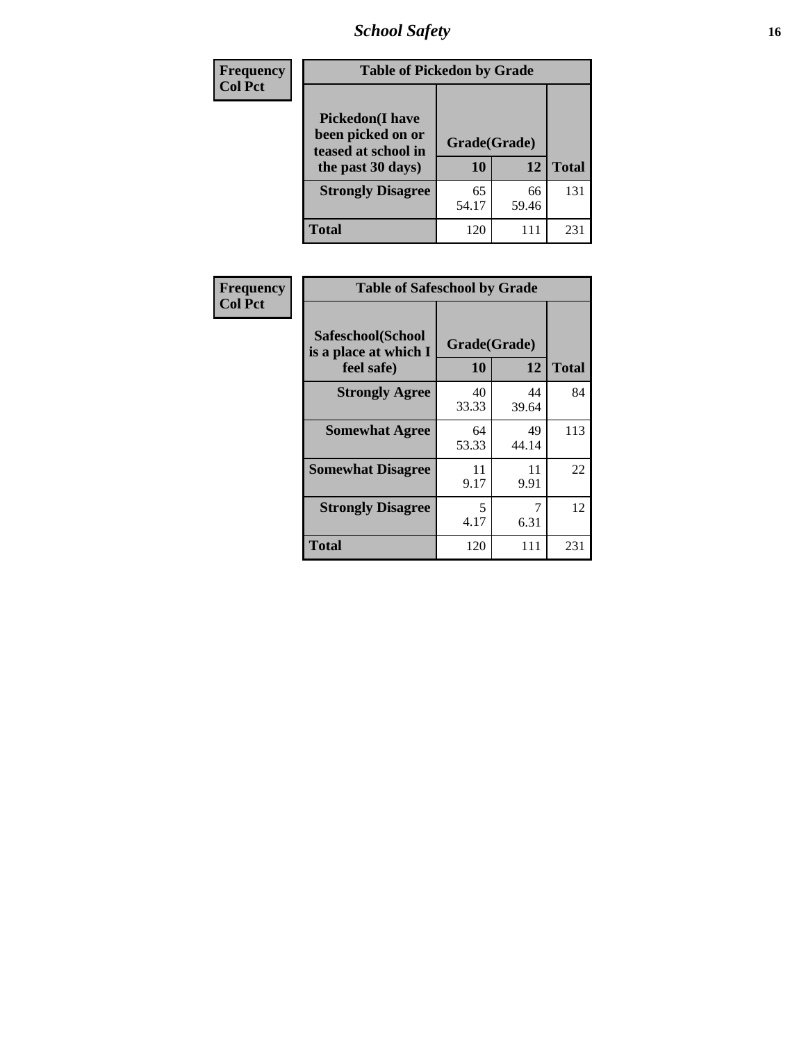## School Safety

**Frequency**
**Col Pct**

| Table of Pickedon by Grade | | | |
|---|---|---|---|
| **Pickedon(I have been picked on or teased at school in the past 30 days)** | **Grade(Grade)** | | |
| | **10** | **12** | **Total** |
| **Strongly Disagree** | 65<br>54.17 | 66<br>59.46 | 131 |
| **Total** | 120 | 111 | 231 |

**Frequency**
**Col Pct**

| Table of Safeschool by Grade | | | |
|---|---|---|---|
| **Safeschool(School is a place at which I feel safe)** | **Grade(Grade)** | | |
| | **10** | **12** | **Total** |
| **Strongly Agree** | 40<br>33.33 | 44<br>39.64 | 84 |
| **Somewhat Agree** | 64<br>53.33 | 49<br>44.14 | 113 |
| **Somewhat Disagree** | 11<br>9.17 | 11<br>9.91 | 22 |
| **Strongly Disagree** | 5<br>4.17 | 7<br>6.31 | 12 |
| **Total** | 120 | 111 | 231 |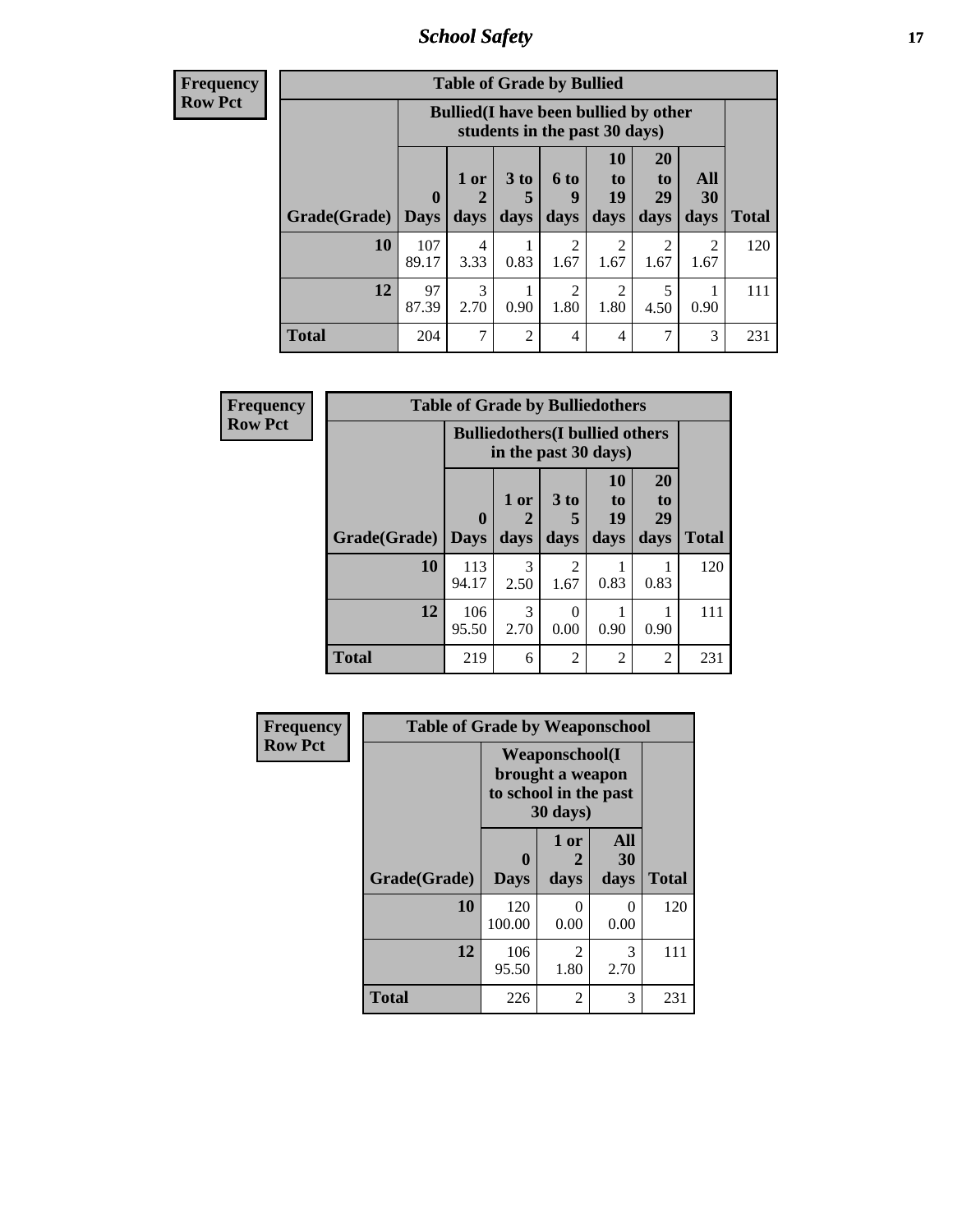## Table of Grade by Bullied

Frequency / Row Pct

| Grade(Grade) | Bullied(I have been bullied by other students in the past 30 days) | | | | | | | Total |
|---|---|---|---|---|---|---|---|---|
| | 0 Days | 1 or 2 days | 3 to 5 days | 6 to 9 days | 10 to 19 days | 20 to 29 days | All 30 days | |
| 10 | 107<br>89.17 | 4<br>3.33 | 1<br>0.83 | 2<br>1.67 | 2<br>1.67 | 2<br>1.67 | 2<br>1.67 | 120 |
| 12 | 97<br>87.39 | 3<br>2.70 | 1<br>0.90 | 2<br>1.80 | 2<br>1.80 | 5<br>4.50 | 1<br>0.90 | 111 |
| Total | 204 | 7 | 2 | 4 | 4 | 7 | 3 | 231 |

## Table of Grade by Bulliedothers

Frequency / Row Pct

| Grade(Grade) | Bulliedothers(I bullied others in the past 30 days) | | | | | Total |
|---|---|---|---|---|---|---|
| | 0 Days | 1 or 2 days | 3 to 5 days | 10 to 19 days | 20 to 29 days | |
| 10 | 113<br>94.17 | 3<br>2.50 | 2<br>1.67 | 1<br>0.83 | 1<br>0.83 | 120 |
| 12 | 106<br>95.50 | 3<br>2.70 | 0<br>0.00 | 1<br>0.90 | 1<br>0.90 | 111 |
| Total | 219 | 6 | 2 | 2 | 2 | 231 |

## Table of Grade by Weaponschool

Frequency / Row Pct

| Grade(Grade) | Weaponschool(I brought a weapon to school in the past 30 days) | | | Total |
|---|---|---|---|---|
| | 0 Days | 1 or 2 days | All 30 days | |
| 10 | 120<br>100.00 | 0<br>0.00 | 0<br>0.00 | 120 |
| 12 | 106<br>95.50 | 2<br>1.80 | 3<br>2.70 | 111 |
| Total | 226 | 2 | 3 | 231 |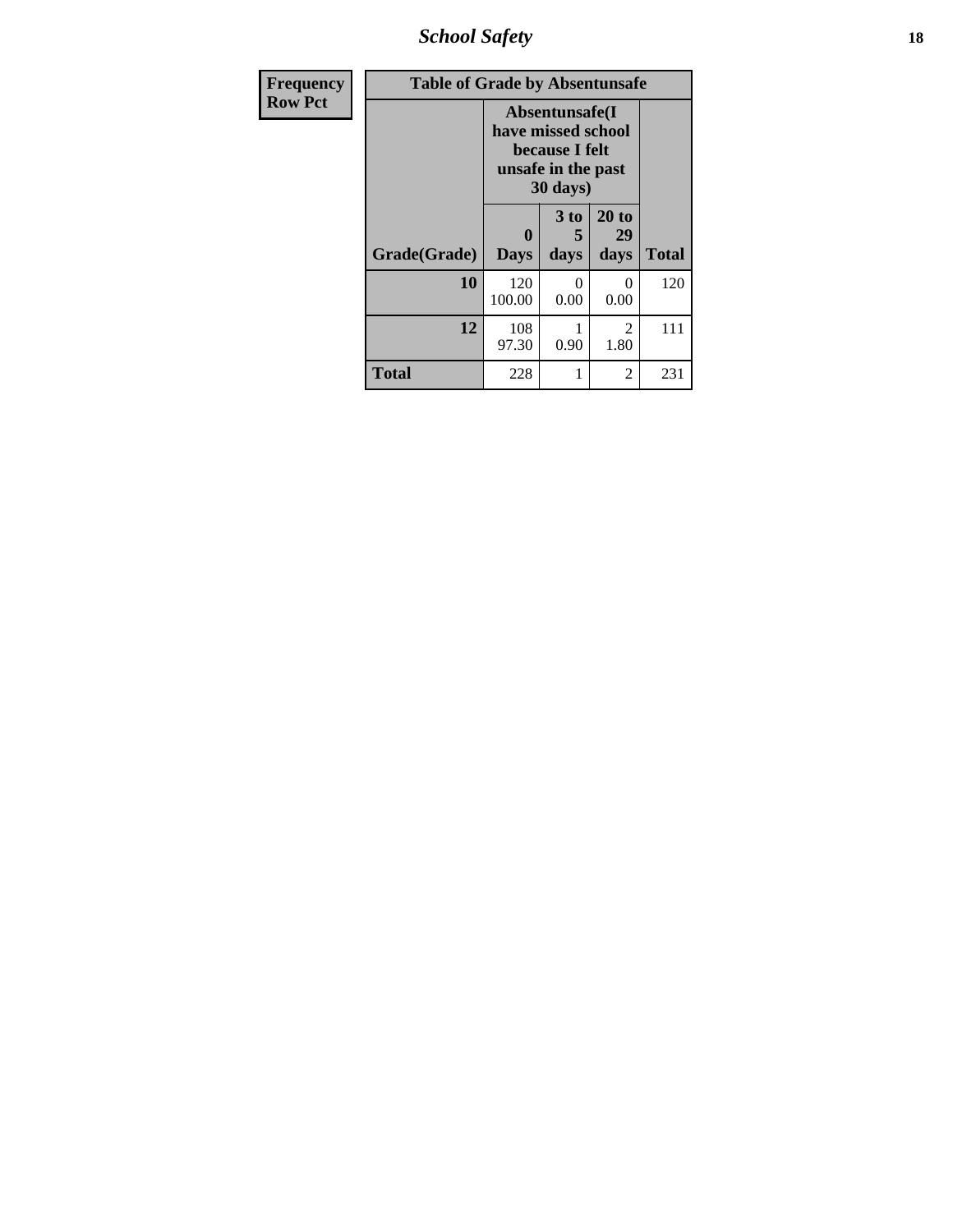| Frequency<br>Row Pct | Table of Grade by Absentunsafe | | | |
|---|---|---|---|---|
| | Absentunsafe(I have missed school because I felt unsafe in the past 30 days) | | | |
| Grade(Grade) | 0 Days | 3 to 5 days | 20 to 29 days | Total |
| 10 | 120<br>100.00 | 0<br>0.00 | 0<br>0.00 | 120 |
| 12 | 108<br>97.30 | 1<br>0.90 | 2<br>1.80 | 111 |
| Total | 228 | 1 | 2 | 231 |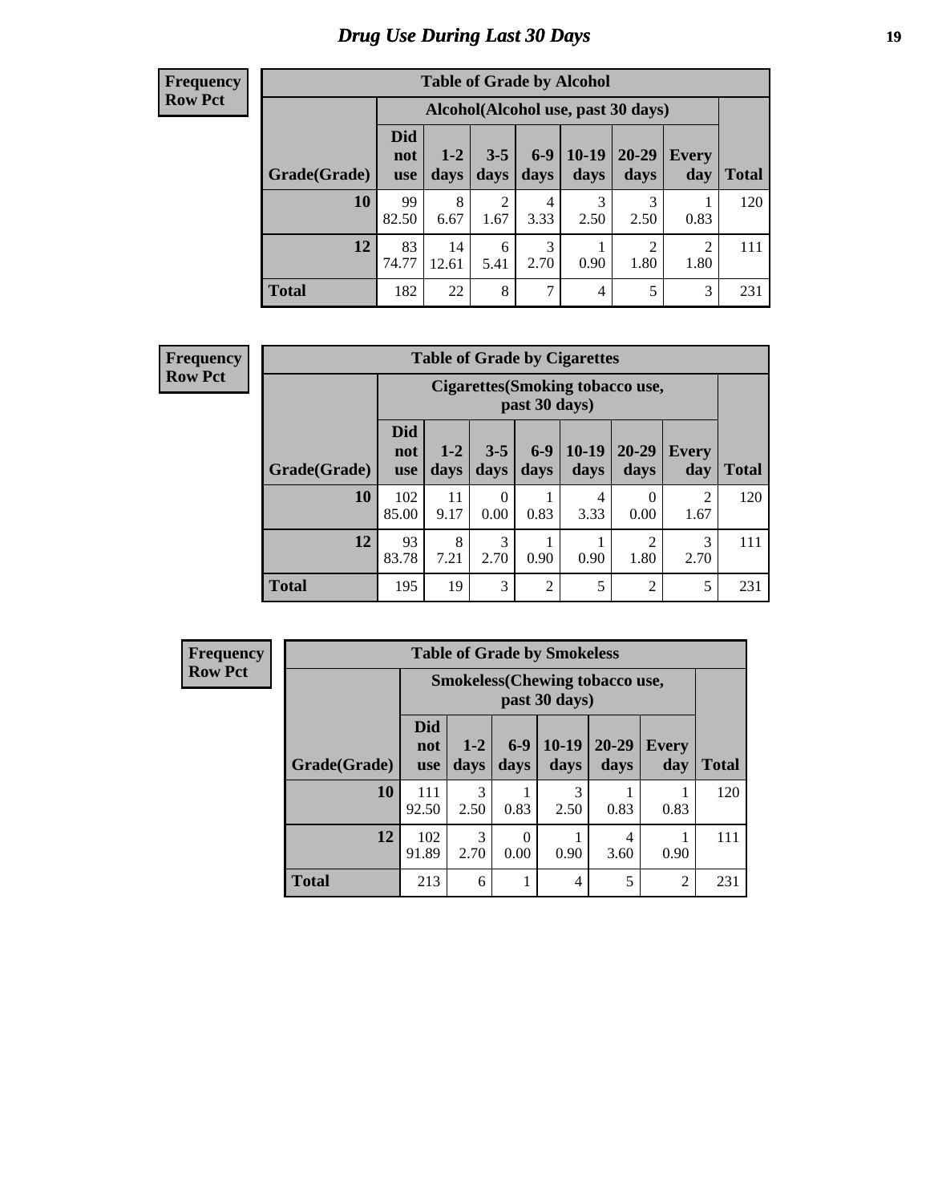# Drug Use During Last 30 Days

**Frequency**
**Row Pct**

| Table of Grade by Alcohol | | | | | | | | |
|---|---|---|---|---|---|---|---|---|
| | Alcohol(Alcohol use, past 30 days) | | | | | | | |
| Grade(Grade) | Did not use | 1-2 days | 3-5 days | 6-9 days | 10-19 days | 20-29 days | Every day | Total |
| 10 | 99<br>82.50 | 8<br>6.67 | 2<br>1.67 | 4<br>3.33 | 3<br>2.50 | 3<br>2.50 | 1<br>0.83 | 120 |
| 12 | 83<br>74.77 | 14<br>12.61 | 6<br>5.41 | 3<br>2.70 | 1<br>0.90 | 2<br>1.80 | 2<br>1.80 | 111 |
| Total | 182 | 22 | 8 | 7 | 4 | 5 | 3 | 231 |

**Frequency**
**Row Pct**

| Table of Grade by Cigarettes | | | | | | | | |
|---|---|---|---|---|---|---|---|---|
| | Cigarettes(Smoking tobacco use, past 30 days) | | | | | | | |
| Grade(Grade) | Did not use | 1-2 days | 3-5 days | 6-9 days | 10-19 days | 20-29 days | Every day | Total |
| 10 | 102<br>85.00 | 11<br>9.17 | 0<br>0.00 | 1<br>0.83 | 4<br>3.33 | 0<br>0.00 | 2<br>1.67 | 120 |
| 12 | 93<br>83.78 | 8<br>7.21 | 3<br>2.70 | 1<br>0.90 | 1<br>0.90 | 2<br>1.80 | 3<br>2.70 | 111 |
| Total | 195 | 19 | 3 | 2 | 5 | 2 | 5 | 231 |

**Frequency**
**Row Pct**

| Table of Grade by Smokeless | | | | | | | |
|---|---|---|---|---|---|---|---|
| | Smokeless(Chewing tobacco use, past 30 days) | | | | | | |
| Grade(Grade) | Did not use | 1-2 days | 6-9 days | 10-19 days | 20-29 days | Every day | Total |
| 10 | 111<br>92.50 | 3<br>2.50 | 1<br>0.83 | 3<br>2.50 | 1<br>0.83 | 1<br>0.83 | 120 |
| 12 | 102<br>91.89 | 3<br>2.70 | 0<br>0.00 | 1<br>0.90 | 4<br>3.60 | 1<br>0.90 | 111 |
| Total | 213 | 6 | 1 | 4 | 5 | 2 | 231 |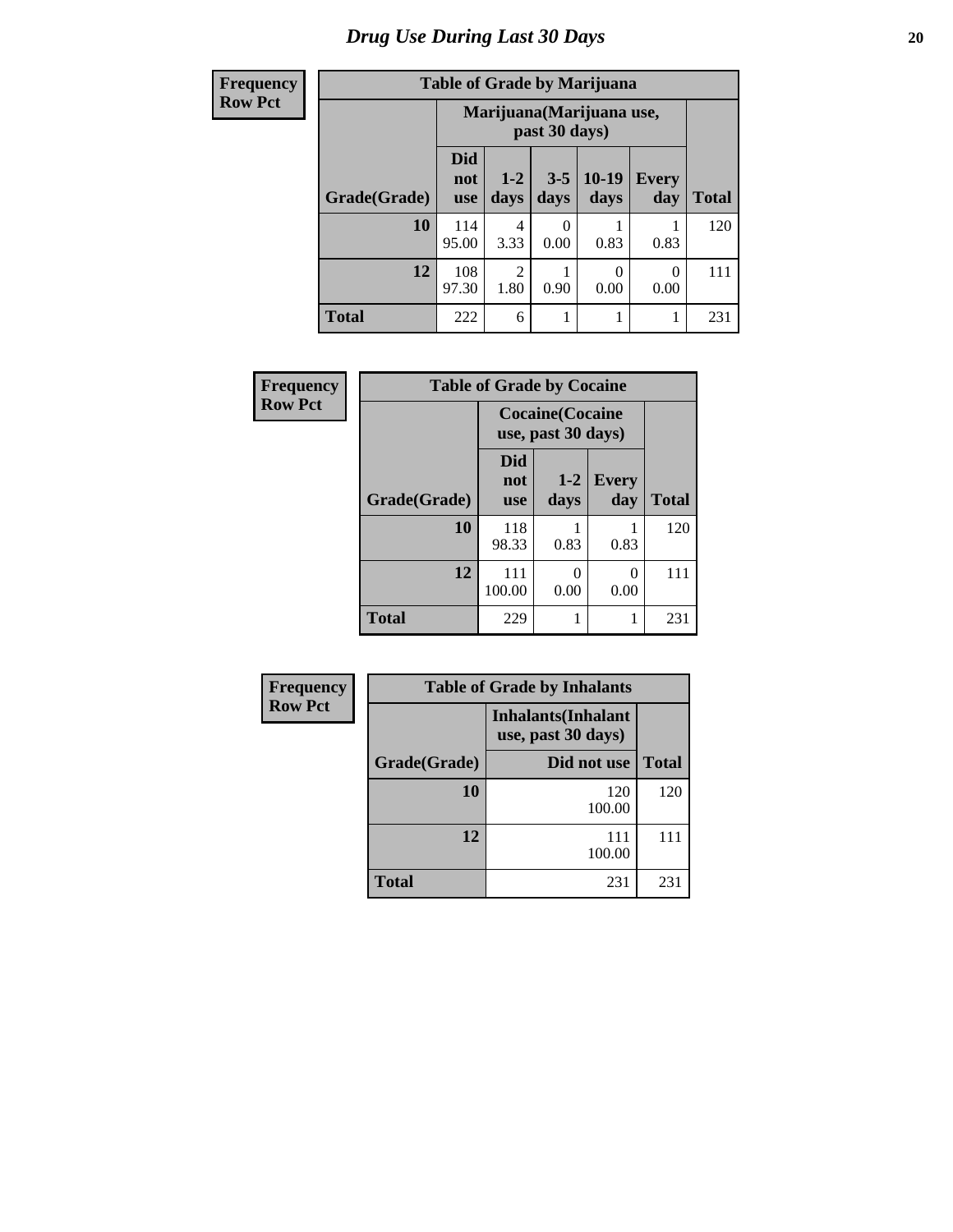# Drug Use During Last 30 Days

| Frequency<br>Row Pct |
|---|

**Table of Grade by Marijuana**

| | Marijuana(Marijuana use, past 30 days) | | | | | |
|---|---|---|---|---|---|---|
| Grade(Grade) | Did not use | 1-2 days | 3-5 days | 10-19 days | Every day | Total |
| **10** | 114<br>95.00 | 4<br>3.33 | 0<br>0.00 | 1<br>0.83 | 1<br>0.83 | 120 |
| **12** | 108<br>97.30 | 2<br>1.80 | 1<br>0.90 | 0<br>0.00 | 0<br>0.00 | 111 |
| **Total** | 222 | 6 | 1 | 1 | 1 | 231 |

| Frequency<br>Row Pct |
|---|

**Table of Grade by Cocaine**

| | Cocaine(Cocaine use, past 30 days) | | | |
|---|---|---|---|---|
| Grade(Grade) | Did not use | 1-2 days | Every day | Total |
| **10** | 118<br>98.33 | 1<br>0.83 | 1<br>0.83 | 120 |
| **12** | 111<br>100.00 | 0<br>0.00 | 0<br>0.00 | 111 |
| **Total** | 229 | 1 | 1 | 231 |

| Frequency<br>Row Pct |
|---|

**Table of Grade by Inhalants**

| | Inhalants(Inhalant use, past 30 days) | |
|---|---|---|
| Grade(Grade) | Did not use | Total |
| **10** | 120<br>100.00 | 120 |
| **12** | 111<br>100.00 | 111 |
| **Total** | 231 | 231 |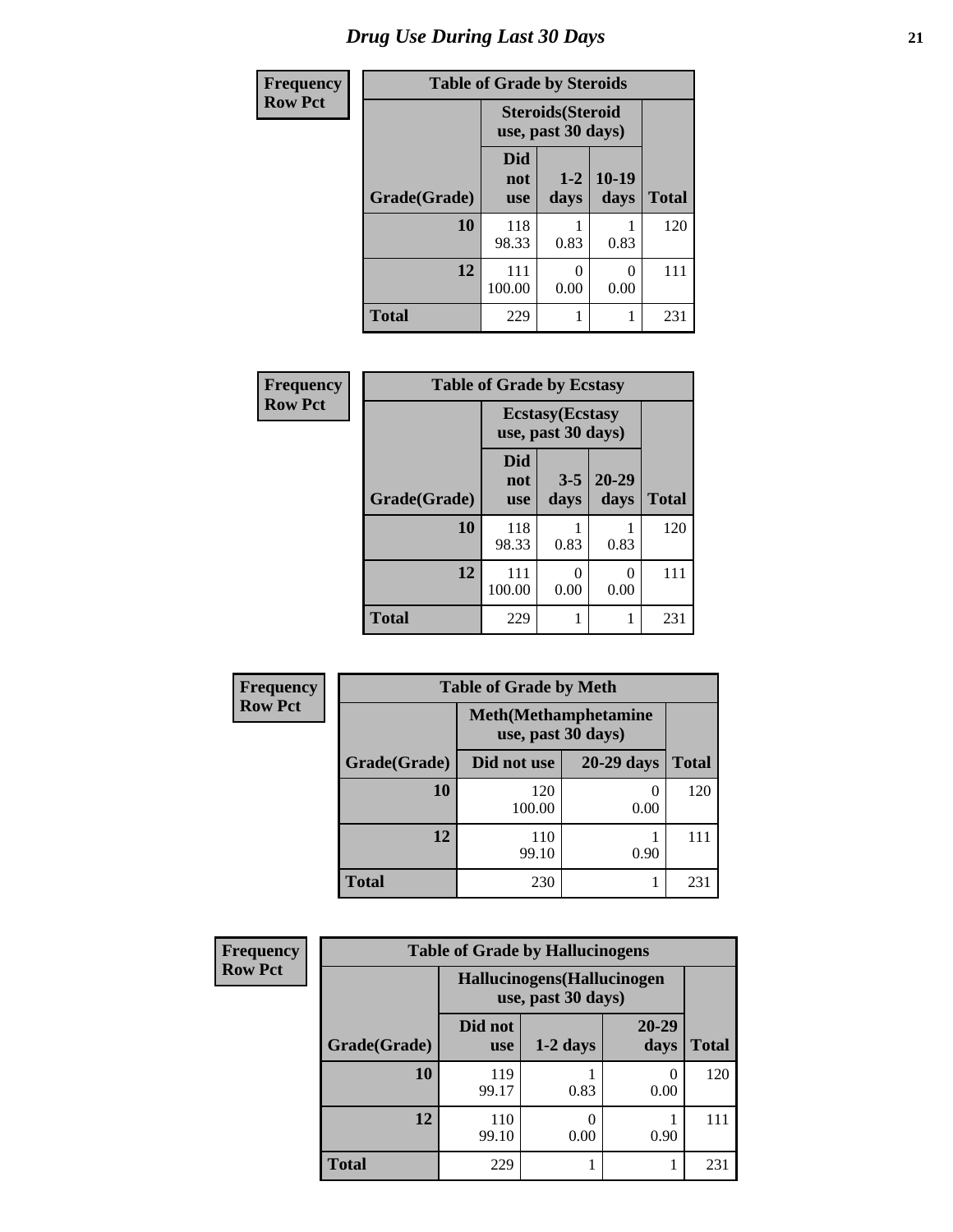# Drug Use During Last 30 Days

**Frequency**
**Row Pct**

| Table of Grade by Steroids | | | | |
|---|---|---|---|---|
| | Steroids(Steroid use, past 30 days) | | | |
| Grade(Grade) | Did not use | 1-2 days | 10-19 days | Total |
| 10 | 118<br>98.33 | 1<br>0.83 | 1<br>0.83 | 120 |
| 12 | 111<br>100.00 | 0<br>0.00 | 0<br>0.00 | 111 |
| Total | 229 | 1 | 1 | 231 |

**Frequency**
**Row Pct**

| Table of Grade by Ecstasy | | | | |
|---|---|---|---|---|
| | Ecstasy(Ecstasy use, past 30 days) | | | |
| Grade(Grade) | Did not use | 3-5 days | 20-29 days | Total |
| 10 | 118<br>98.33 | 1<br>0.83 | 1<br>0.83 | 120 |
| 12 | 111<br>100.00 | 0<br>0.00 | 0<br>0.00 | 111 |
| Total | 229 | 1 | 1 | 231 |

**Frequency**
**Row Pct**

| Table of Grade by Meth | | | |
|---|---|---|---|
| | Meth(Methamphetamine use, past 30 days) | | |
| Grade(Grade) | Did not use | 20-29 days | Total |
| 10 | 120<br>100.00 | 0<br>0.00 | 120 |
| 12 | 110<br>99.10 | 1<br>0.90 | 111 |
| Total | 230 | 1 | 231 |

**Frequency**
**Row Pct**

| Table of Grade by Hallucinogens | | | | |
|---|---|---|---|---|
| | Hallucinogens(Hallucinogen use, past 30 days) | | | |
| Grade(Grade) | Did not use | 1-2 days | 20-29 days | Total |
| 10 | 119<br>99.17 | 1<br>0.83 | 0<br>0.00 | 120 |
| 12 | 110<br>99.10 | 0<br>0.00 | 1<br>0.90 | 111 |
| Total | 229 | 1 | 1 | 231 |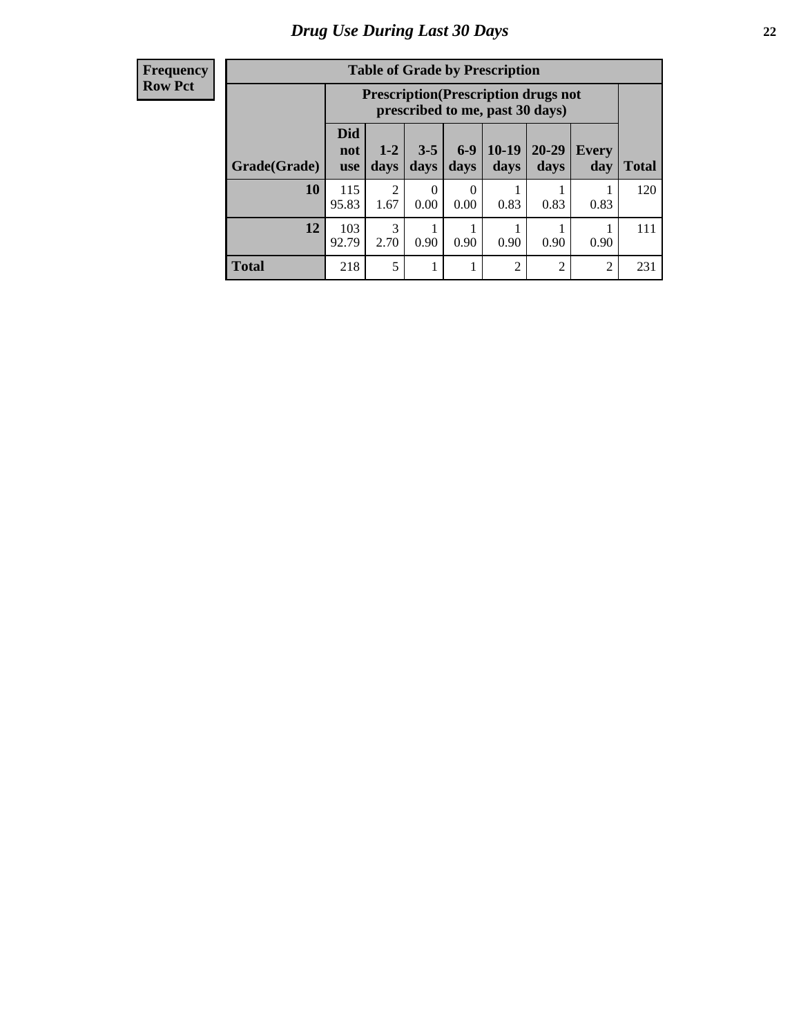# Drug Use During Last 30 Days

| Frequency<br>Row Pct | | | | | | | | |
|---|---|---|---|---|---|---|---|---|
| **Table of Grade by Prescription** | | | | | | | | |
| | **Prescription(Prescription drugs not prescribed to me, past 30 days)** | | | | | | | |
| **Grade(Grade)** | **Did not use** | **1-2 days** | **3-5 days** | **6-9 days** | **10-19 days** | **20-29 days** | **Every day** | **Total** |
| **10** | 115<br>95.83 | 2<br>1.67 | 0<br>0.00 | 0<br>0.00 | 1<br>0.83 | 1<br>0.83 | 1<br>0.83 | 120 |
| **12** | 103<br>92.79 | 3<br>2.70 | 1<br>0.90 | 1<br>0.90 | 1<br>0.90 | 1<br>0.90 | 1<br>0.90 | 111 |
| **Total** | 218 | 5 | 1 | 1 | 2 | 2 | 2 | 231 |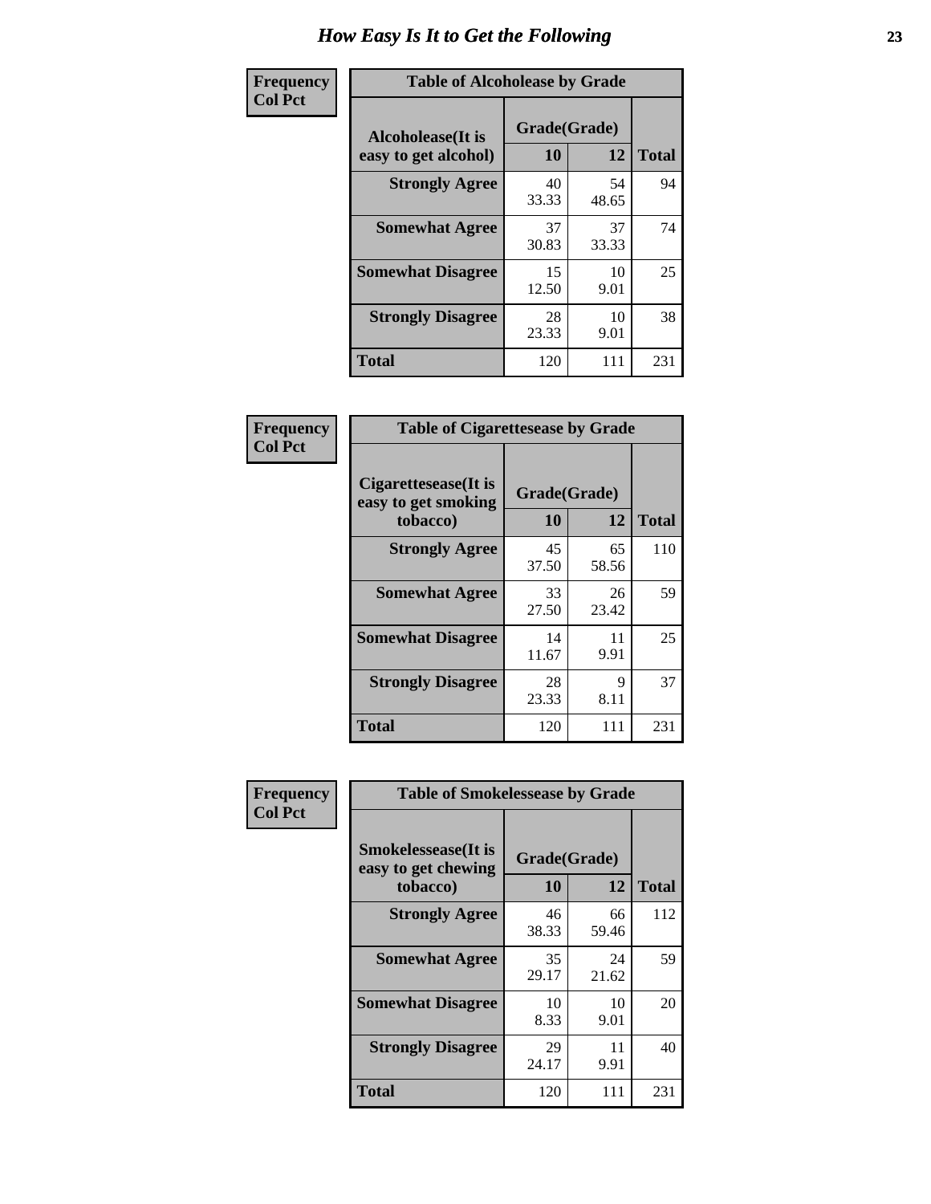# How Easy Is It to Get the Following

**Frequency**
**Col Pct**

| Table of Alcoholease by Grade | | | |
|---|---|---|---|
| Alcoholease(It is easy to get alcohol) | Grade(Grade) | | Total |
| | 10 | 12 | |
| **Strongly Agree** | 40<br>33.33 | 54<br>48.65 | 94 |
| **Somewhat Agree** | 37<br>30.83 | 37<br>33.33 | 74 |
| **Somewhat Disagree** | 15<br>12.50 | 10<br>9.01 | 25 |
| **Strongly Disagree** | 28<br>23.33 | 10<br>9.01 | 38 |
| **Total** | 120 | 111 | 231 |

**Frequency**
**Col Pct**

| Table of Cigarettesease by Grade | | | |
|---|---|---|---|
| Cigarettesease(It is easy to get smoking tobacco) | Grade(Grade) | | Total |
| | 10 | 12 | |
| **Strongly Agree** | 45<br>37.50 | 65<br>58.56 | 110 |
| **Somewhat Agree** | 33<br>27.50 | 26<br>23.42 | 59 |
| **Somewhat Disagree** | 14<br>11.67 | 11<br>9.91 | 25 |
| **Strongly Disagree** | 28<br>23.33 | 9<br>8.11 | 37 |
| **Total** | 120 | 111 | 231 |

**Frequency**
**Col Pct**

| Table of Smokelessease by Grade | | | |
|---|---|---|---|
| Smokelessease(It is easy to get chewing tobacco) | Grade(Grade) | | Total |
| | 10 | 12 | |
| **Strongly Agree** | 46<br>38.33 | 66<br>59.46 | 112 |
| **Somewhat Agree** | 35<br>29.17 | 24<br>21.62 | 59 |
| **Somewhat Disagree** | 10<br>8.33 | 10<br>9.01 | 20 |
| **Strongly Disagree** | 29<br>24.17 | 11<br>9.91 | 40 |
| **Total** | 120 | 111 | 231 |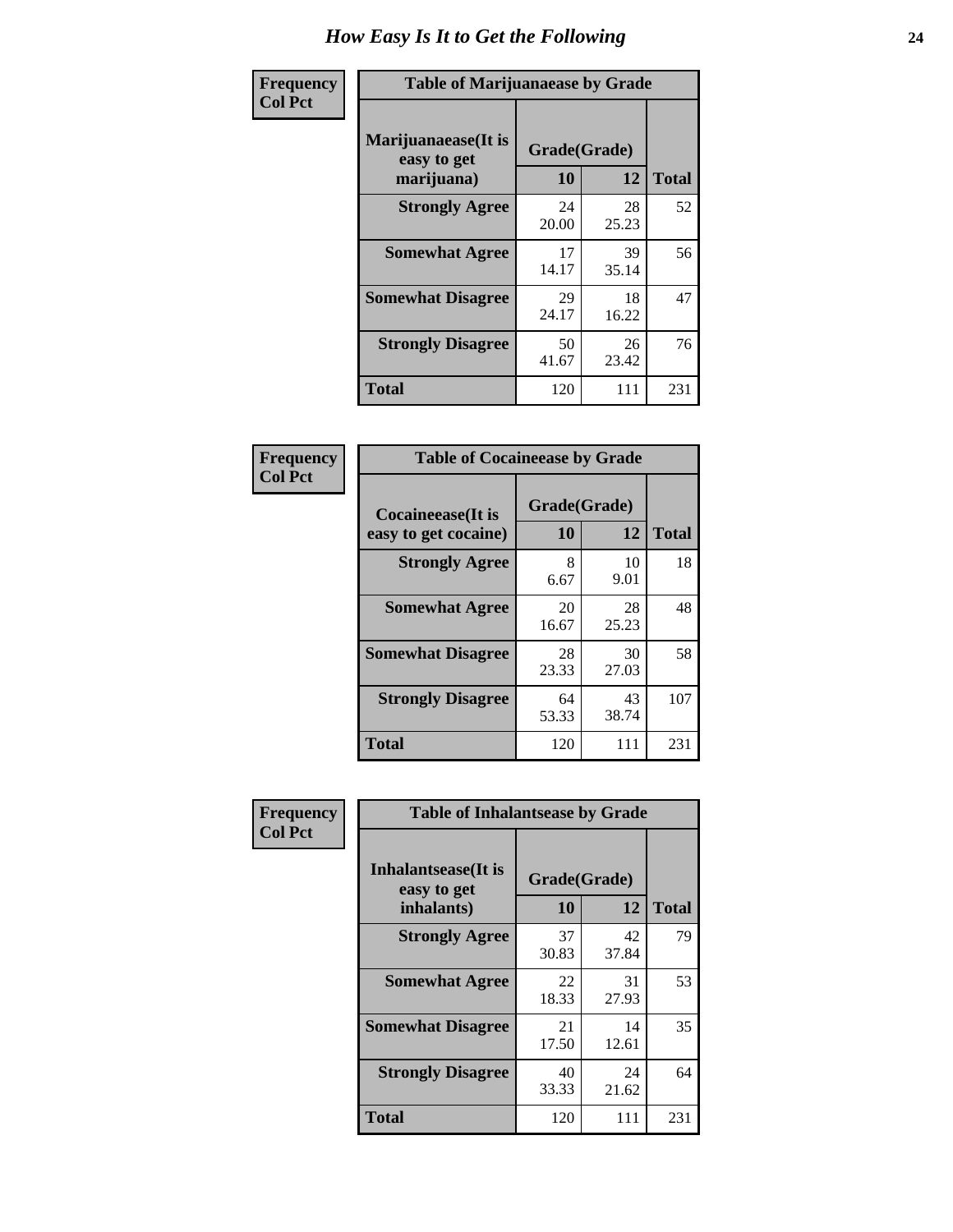# How Easy Is It to Get the Following

**Frequency**
**Col Pct**

| Table of Marijuanaease by Grade | | | |
|---|---|---|---|
| Marijuanaease(It is easy to get marijuana) | Grade(Grade) | | Total |
| | 10 | 12 | |
| **Strongly Agree** | 24<br>20.00 | 28<br>25.23 | 52 |
| **Somewhat Agree** | 17<br>14.17 | 39<br>35.14 | 56 |
| **Somewhat Disagree** | 29<br>24.17 | 18<br>16.22 | 47 |
| **Strongly Disagree** | 50<br>41.67 | 26<br>23.42 | 76 |
| **Total** | 120 | 111 | 231 |

**Frequency**
**Col Pct**

| Table of Cocaineease by Grade | | | |
|---|---|---|---|
| Cocaineease(It is easy to get cocaine) | Grade(Grade) | | Total |
| | 10 | 12 | |
| **Strongly Agree** | 8<br>6.67 | 10<br>9.01 | 18 |
| **Somewhat Agree** | 20<br>16.67 | 28<br>25.23 | 48 |
| **Somewhat Disagree** | 28<br>23.33 | 30<br>27.03 | 58 |
| **Strongly Disagree** | 64<br>53.33 | 43<br>38.74 | 107 |
| **Total** | 120 | 111 | 231 |

**Frequency**
**Col Pct**

| Table of Inhalantsease by Grade | | | |
|---|---|---|---|
| Inhalantsease(It is easy to get inhalants) | Grade(Grade) | | Total |
| | 10 | 12 | |
| **Strongly Agree** | 37<br>30.83 | 42<br>37.84 | 79 |
| **Somewhat Agree** | 22<br>18.33 | 31<br>27.93 | 53 |
| **Somewhat Disagree** | 21<br>17.50 | 14<br>12.61 | 35 |
| **Strongly Disagree** | 40<br>33.33 | 24<br>21.62 | 64 |
| **Total** | 120 | 111 | 231 |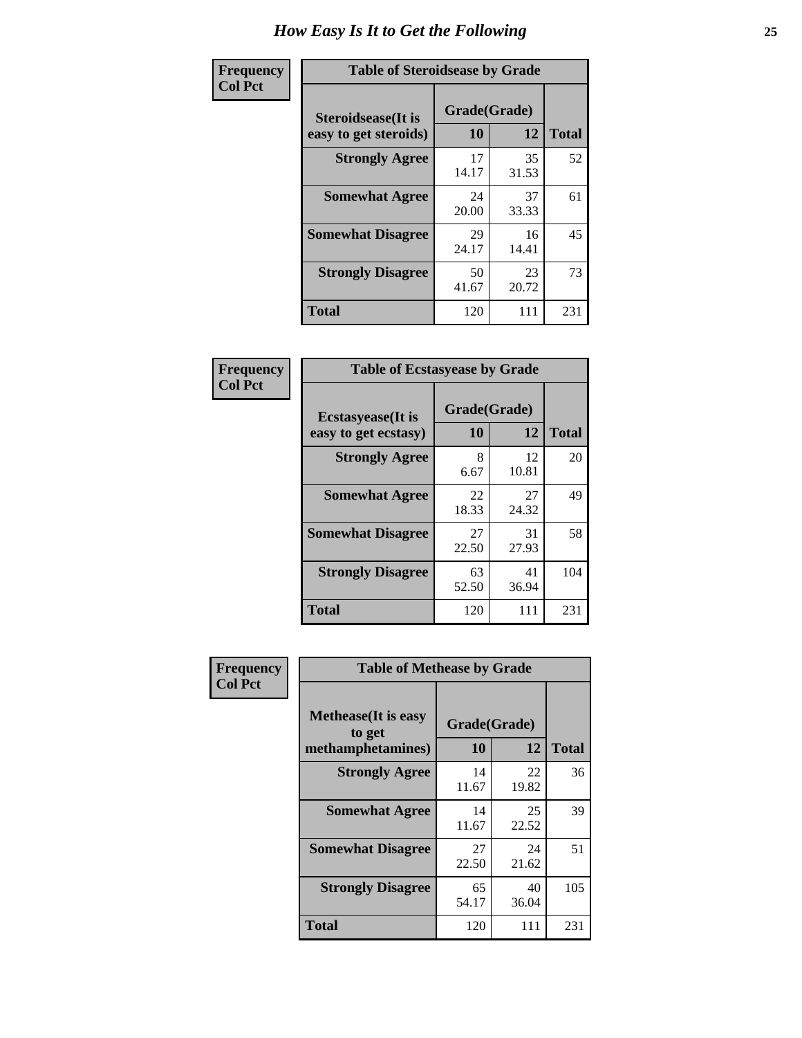# How Easy Is It to Get the Following

**Frequency**
**Col Pct**

| Table of Steroidsease by Grade | | | |
|---|---|---|---|
| Steroidsease(It is easy to get steroids) | Grade(Grade) | | Total |
| | 10 | 12 | |
| **Strongly Agree** | 17<br>14.17 | 35<br>31.53 | 52 |
| **Somewhat Agree** | 24<br>20.00 | 37<br>33.33 | 61 |
| **Somewhat Disagree** | 29<br>24.17 | 16<br>14.41 | 45 |
| **Strongly Disagree** | 50<br>41.67 | 23<br>20.72 | 73 |
| **Total** | 120 | 111 | 231 |

**Frequency**
**Col Pct**

| Table of Ecstasyease by Grade | | | |
|---|---|---|---|
| Ecstasyease(It is easy to get ecstasy) | Grade(Grade) | | Total |
| | 10 | 12 | |
| **Strongly Agree** | 8<br>6.67 | 12<br>10.81 | 20 |
| **Somewhat Agree** | 22<br>18.33 | 27<br>24.32 | 49 |
| **Somewhat Disagree** | 27<br>22.50 | 31<br>27.93 | 58 |
| **Strongly Disagree** | 63<br>52.50 | 41<br>36.94 | 104 |
| **Total** | 120 | 111 | 231 |

**Frequency**
**Col Pct**

| Table of Methease by Grade | | | |
|---|---|---|---|
| Methease(It is easy to get methamphetamines) | Grade(Grade) | | Total |
| | 10 | 12 | |
| **Strongly Agree** | 14<br>11.67 | 22<br>19.82 | 36 |
| **Somewhat Agree** | 14<br>11.67 | 25<br>22.52 | 39 |
| **Somewhat Disagree** | 27<br>22.50 | 24<br>21.62 | 51 |
| **Strongly Disagree** | 65<br>54.17 | 40<br>36.04 | 105 |
| **Total** | 120 | 111 | 231 |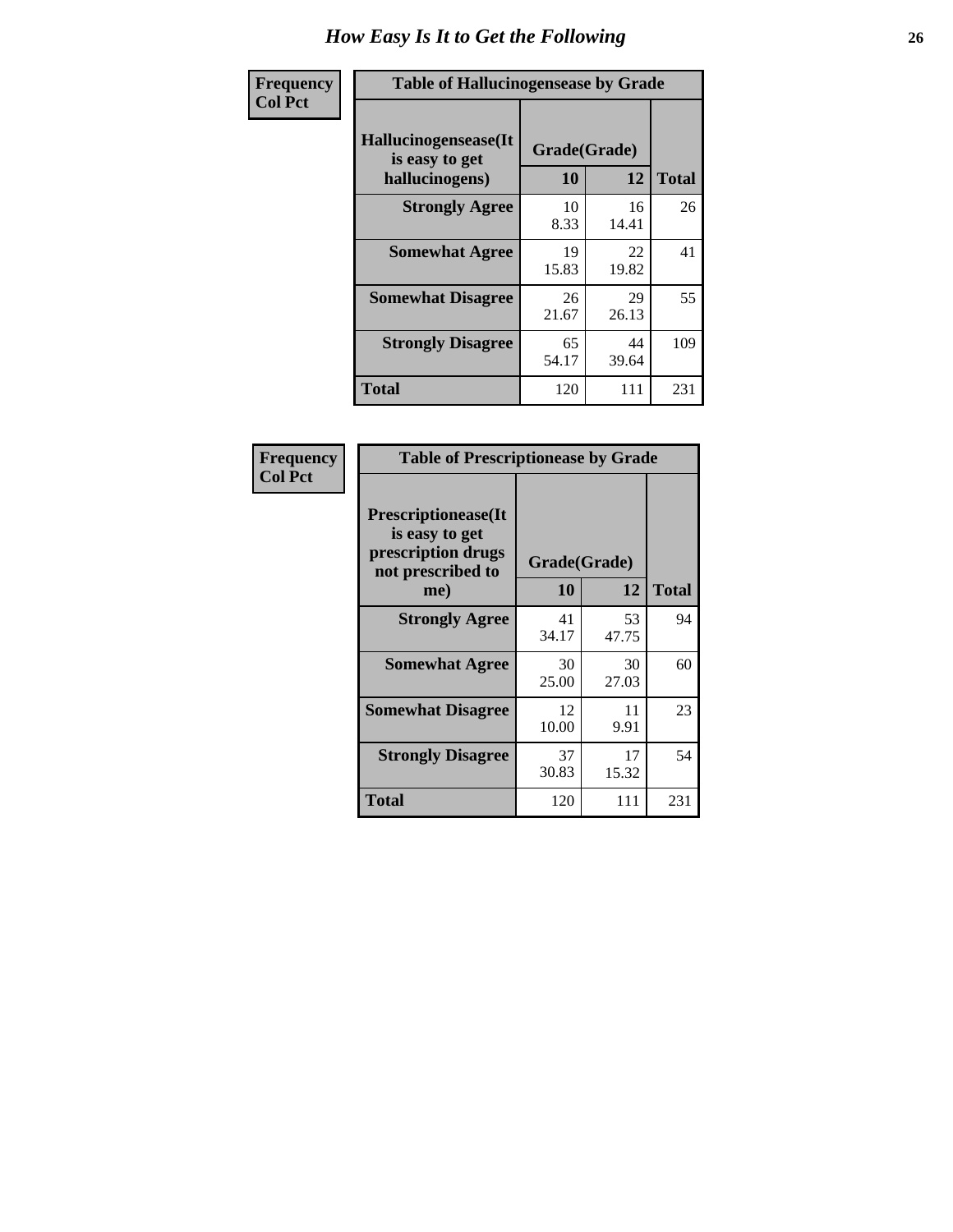# How Easy Is It to Get the Following

| Frequency<br>Col Pct | Table of Hallucinogensease by Grade | | |
|---|---|---|---|
| Hallucinogensease(It is easy to get hallucinogens) | Grade(Grade) | | |
| | 10 | 12 | Total |
| Strongly Agree | 10<br>8.33 | 16<br>14.41 | 26 |
| Somewhat Agree | 19<br>15.83 | 22<br>19.82 | 41 |
| Somewhat Disagree | 26<br>21.67 | 29<br>26.13 | 55 |
| Strongly Disagree | 65<br>54.17 | 44<br>39.64 | 109 |
| Total | 120 | 111 | 231 |

| Frequency<br>Col Pct | Table of Prescriptionease by Grade | | |
|---|---|---|---|
| Prescriptionease(It is easy to get prescription drugs not prescribed to me) | Grade(Grade) | | |
| | 10 | 12 | Total |
| Strongly Agree | 41<br>34.17 | 53<br>47.75 | 94 |
| Somewhat Agree | 30<br>25.00 | 30<br>27.03 | 60 |
| Somewhat Disagree | 12<br>10.00 | 11<br>9.91 | 23 |
| Strongly Disagree | 37<br>30.83 | 17<br>15.32 | 54 |
| Total | 120 | 111 | 231 |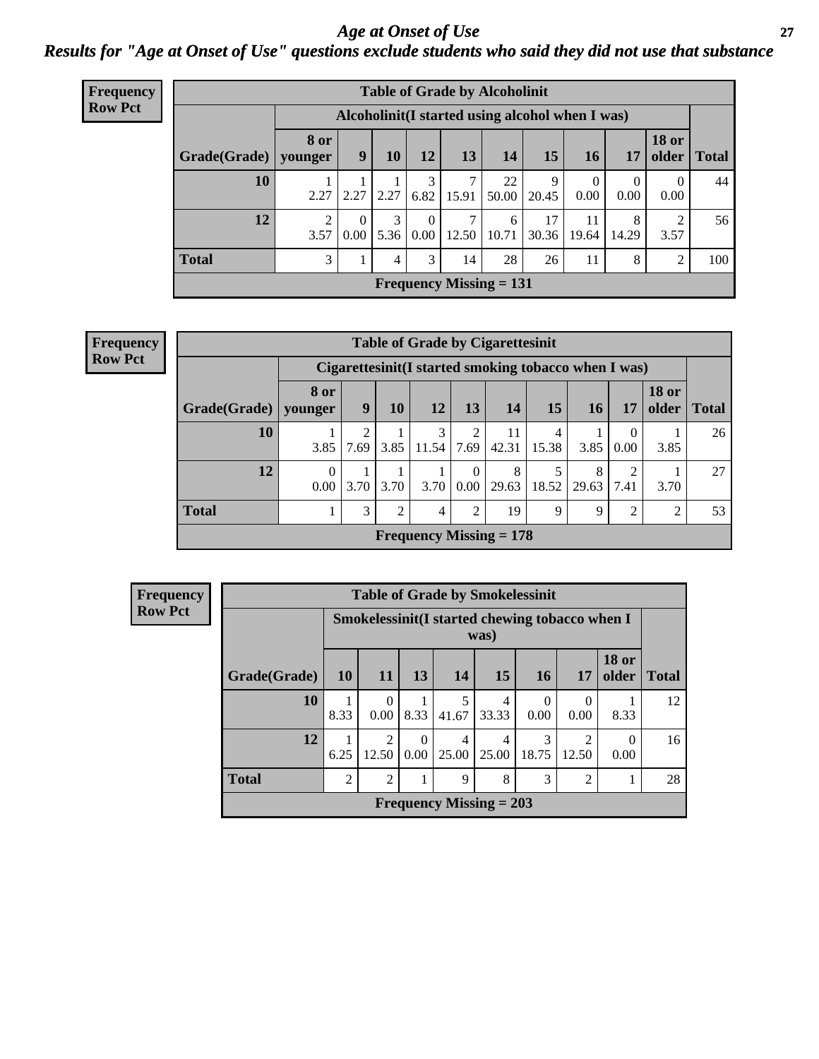# *Age at Onset of Use*

## *Results for "Age at Onset of Use" questions exclude students who said they did not use that substance*

**Frequency**
**Row Pct**

**Table of Grade by Alcoholinit**

| | Alcoholinit(I started using alcohol when I was) | | | | | | | | | | |
|---|---|---|---|---|---|---|---|---|---|---|---|
| **Grade(Grade)** | **8 or younger** | **9** | **10** | **12** | **13** | **14** | **15** | **16** | **17** | **18 or older** | **Total** |
| **10** | 1<br>2.27 | 1<br>2.27 | 1<br>2.27 | 3<br>6.82 | 7<br>15.91 | 22<br>50.00 | 9<br>20.45 | 0<br>0.00 | 0<br>0.00 | 0<br>0.00 | 44 |
| **12** | 2<br>3.57 | 0<br>0.00 | 3<br>5.36 | 0<br>0.00 | 7<br>12.50 | 6<br>10.71 | 17<br>30.36 | 11<br>19.64 | 8<br>14.29 | 2<br>3.57 | 56 |
| **Total** | 3 | 1 | 4 | 3 | 14 | 28 | 26 | 11 | 8 | 2 | 100 |

**Frequency Missing = 131**

**Frequency**
**Row Pct**

**Table of Grade by Cigarettesinit**

| | Cigarettesinit(I started smoking tobacco when I was) | | | | | | | | | | |
|---|---|---|---|---|---|---|---|---|---|---|---|
| **Grade(Grade)** | **8 or younger** | **9** | **10** | **12** | **13** | **14** | **15** | **16** | **17** | **18 or older** | **Total** |
| **10** | 1<br>3.85 | 2<br>7.69 | 1<br>3.85 | 3<br>11.54 | 2<br>7.69 | 11<br>42.31 | 4<br>15.38 | 1<br>3.85 | 0<br>0.00 | 1<br>3.85 | 26 |
| **12** | 0<br>0.00 | 1<br>3.70 | 1<br>3.70 | 1<br>3.70 | 0<br>0.00 | 8<br>29.63 | 5<br>18.52 | 8<br>29.63 | 2<br>7.41 | 1<br>3.70 | 27 |
| **Total** | 1 | 3 | 2 | 4 | 2 | 19 | 9 | 9 | 2 | 2 | 53 |

**Frequency Missing = 178**

**Frequency**
**Row Pct**

**Table of Grade by Smokelessinit**

| | Smokelessinit(I started chewing tobacco when I was) | | | | | | | | |
|---|---|---|---|---|---|---|---|---|---|
| **Grade(Grade)** | **10** | **11** | **13** | **14** | **15** | **16** | **17** | **18 or older** | **Total** |
| **10** | 1<br>8.33 | 0<br>0.00 | 1<br>8.33 | 5<br>41.67 | 4<br>33.33 | 0<br>0.00 | 0<br>0.00 | 1<br>8.33 | 12 |
| **12** | 1<br>6.25 | 2<br>12.50 | 0<br>0.00 | 4<br>25.00 | 4<br>25.00 | 3<br>18.75 | 2<br>12.50 | 0<br>0.00 | 16 |
| **Total** | 2 | 2 | 1 | 9 | 8 | 3 | 2 | 1 | 28 |

**Frequency Missing = 203**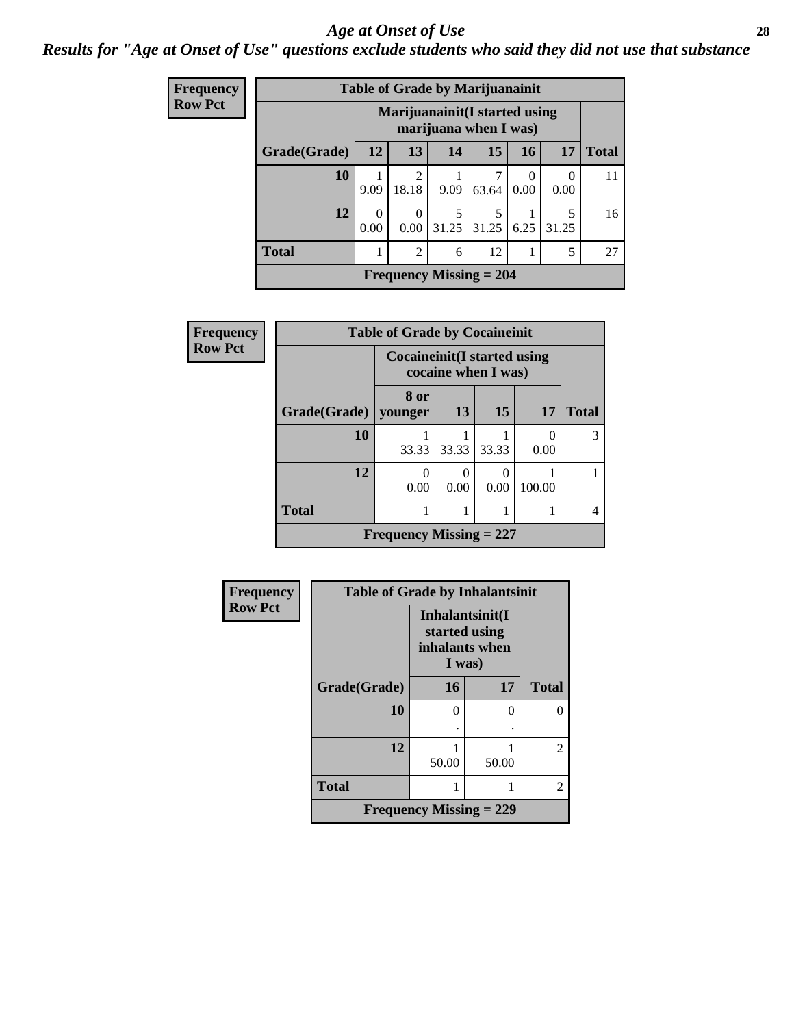## *Age at Onset of Use*

***Results for "Age at Onset of Use" questions exclude students who said they did not use that substance***

**Frequency**
**Row Pct**

| Table of Grade by Marijuanainit | | | | | | | |
|---|---|---|---|---|---|---|---|
| | Marijuanainit(I started using marijuana when I was) | | | | | | |
| Grade(Grade) | 12 | 13 | 14 | 15 | 16 | 17 | Total |
| 10 | 1<br>9.09 | 2<br>18.18 | 1<br>9.09 | 7<br>63.64 | 0<br>0.00 | 0<br>0.00 | 11 |
| 12 | 0<br>0.00 | 0<br>0.00 | 5<br>31.25 | 5<br>31.25 | 1<br>6.25 | 5<br>31.25 | 16 |
| Total | 1 | 2 | 6 | 12 | 1 | 5 | 27 |
| Frequency Missing = 204 | | | | | | | |

**Frequency**
**Row Pct**

| Table of Grade by Cocaineinit | | | | | |
|---|---|---|---|---|---|
| | Cocaineinit(I started using cocaine when I was) | | | | |
| Grade(Grade) | 8 or younger | 13 | 15 | 17 | Total |
| 10 | 1<br>33.33 | 1<br>33.33 | 1<br>33.33 | 0<br>0.00 | 3 |
| 12 | 0<br>0.00 | 0<br>0.00 | 0<br>0.00 | 1<br>100.00 | 1 |
| Total | 1 | 1 | 1 | 1 | 4 |
| Frequency Missing = 227 | | | | | |

**Frequency**
**Row Pct**

| Table of Grade by Inhalantsinit | | | |
|---|---|---|---|
| | Inhalantsinit(I started using inhalants when I was) | | |
| Grade(Grade) | 16 | 17 | Total |
| 10 | 0<br>. | 0<br>. | 0 |
| 12 | 1<br>50.00 | 1<br>50.00 | 2 |
| Total | 1 | 1 | 2 |
| Frequency Missing = 229 | | | |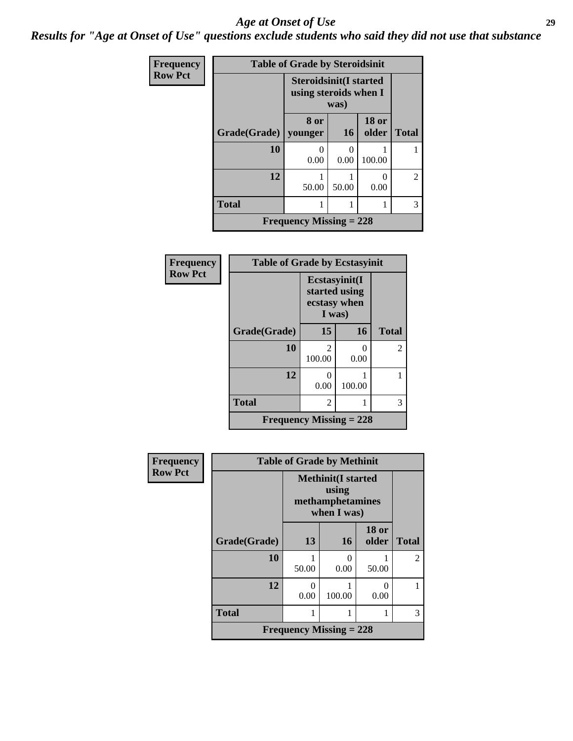# *Age at Onset of Use*

***Results for "Age at Onset of Use" questions exclude students who said they did not use that substance***

**Frequency**
**Row Pct**

**Table of Grade by Steroidsinit**

| Grade(Grade) | Steroidsinit(I started using steroids when I was) | | | Total |
|---|---|---|---|---|
| | 8 or younger | 16 | 18 or older | |
| 10 | 0<br>0.00 | 0<br>0.00 | 1<br>100.00 | 1 |
| 12 | 1<br>50.00 | 1<br>50.00 | 0<br>0.00 | 2 |
| Total | 1 | 1 | 1 | 3 |

**Frequency Missing = 228**

**Frequency**
**Row Pct**

**Table of Grade by Ecstasyinit**

| Grade(Grade) | Ecstasyinit(I started using ecstasy when I was) | | Total |
|---|---|---|---|
| | 15 | 16 | |
| 10 | 2<br>100.00 | 0<br>0.00 | 2 |
| 12 | 0<br>0.00 | 1<br>100.00 | 1 |
| Total | 2 | 1 | 3 |

**Frequency Missing = 228**

**Frequency**
**Row Pct**

**Table of Grade by Methinit**

| Grade(Grade) | Methinit(I started using methamphetamines when I was) | | | Total |
|---|---|---|---|---|
| | 13 | 16 | 18 or older | |
| 10 | 1<br>50.00 | 0<br>0.00 | 1<br>50.00 | 2 |
| 12 | 0<br>0.00 | 1<br>100.00 | 0<br>0.00 | 1 |
| Total | 1 | 1 | 1 | 3 |

**Frequency Missing = 228**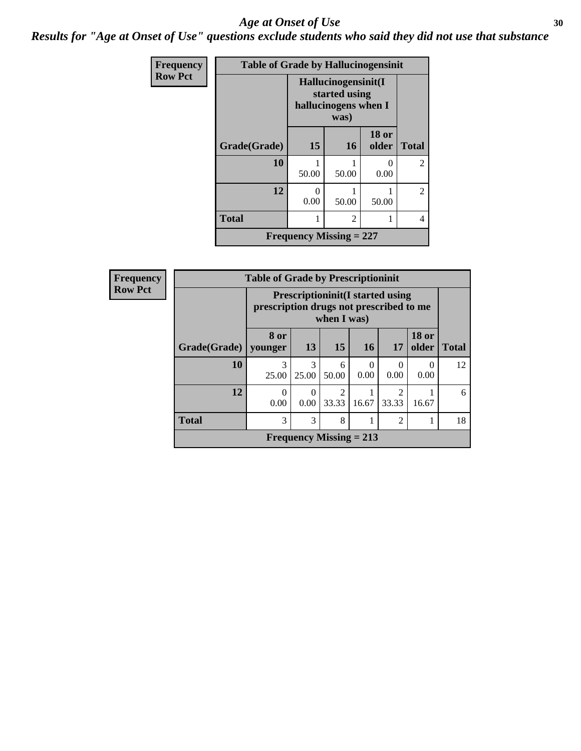# *Age at Onset of Use*

***Results for "Age at Onset of Use" questions exclude students who said they did not use that substance***

| Frequency Row Pct |
|---|

**Table of Grade by Hallucinogensinit**

| Grade(Grade) | Hallucinogensinit(I started using hallucinogens when I was) | | | Total |
|---|---|---|---|---|
| | 15 | 16 | 18 or older | |
| 10 | 1<br>50.00 | 1<br>50.00 | 0<br>0.00 | 2 |
| 12 | 0<br>0.00 | 1<br>50.00 | 1<br>50.00 | 2 |
| Total | 1 | 2 | 1 | 4 |

**Frequency Missing = 227**

| Frequency Row Pct |
|---|

**Table of Grade by Prescriptioninit**

| Grade(Grade) | Prescriptioninit(I started using prescription drugs not prescribed to me when I was) | | | | | | Total |
|---|---|---|---|---|---|---|---|
| | 8 or younger | 13 | 15 | 16 | 17 | 18 or older | |
| 10 | 3<br>25.00 | 3<br>25.00 | 6<br>50.00 | 0<br>0.00 | 0<br>0.00 | 0<br>0.00 | 12 |
| 12 | 0<br>0.00 | 0<br>0.00 | 2<br>33.33 | 1<br>16.67 | 2<br>33.33 | 1<br>16.67 | 6 |
| Total | 3 | 3 | 8 | 1 | 2 | 1 | 18 |

**Frequency Missing = 213**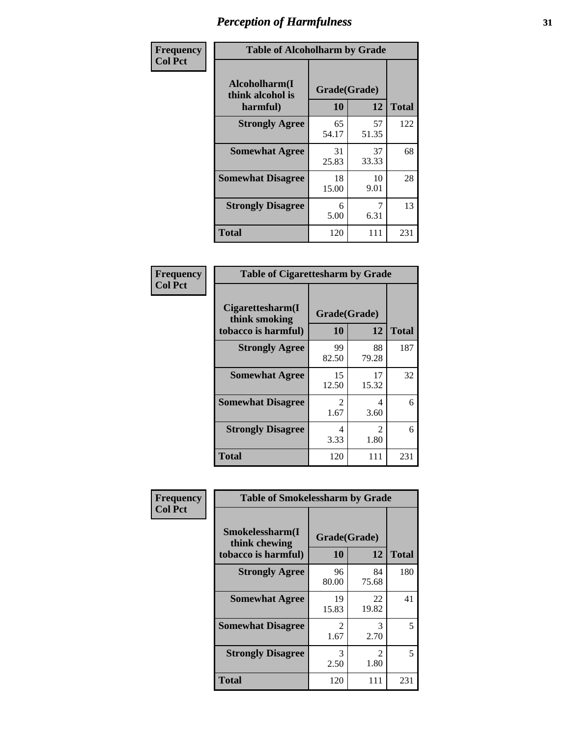# Perception of Harmfulness

**Frequency**
**Col Pct**

**Table of Alcoholharm by Grade**

| Alcoholharm(I think alcohol is harmful) | Grade(Grade) 10 | 12 | Total |
|---|---|---|---|
| **Strongly Agree** | 65<br>54.17 | 57<br>51.35 | 122 |
| **Somewhat Agree** | 31<br>25.83 | 37<br>33.33 | 68 |
| **Somewhat Disagree** | 18<br>15.00 | 10<br>9.01 | 28 |
| **Strongly Disagree** | 6<br>5.00 | 7<br>6.31 | 13 |
| **Total** | 120 | 111 | 231 |

**Frequency**
**Col Pct**

**Table of Cigarettesharm by Grade**

| Cigarettesharm(I think smoking tobacco is harmful) | Grade(Grade) 10 | 12 | Total |
|---|---|---|---|
| **Strongly Agree** | 99<br>82.50 | 88<br>79.28 | 187 |
| **Somewhat Agree** | 15<br>12.50 | 17<br>15.32 | 32 |
| **Somewhat Disagree** | 2<br>1.67 | 4<br>3.60 | 6 |
| **Strongly Disagree** | 4<br>3.33 | 2<br>1.80 | 6 |
| **Total** | 120 | 111 | 231 |

**Frequency**
**Col Pct**

**Table of Smokelessharm by Grade**

| Smokelessharm(I think chewing tobacco is harmful) | Grade(Grade) 10 | 12 | Total |
|---|---|---|---|
| **Strongly Agree** | 96<br>80.00 | 84<br>75.68 | 180 |
| **Somewhat Agree** | 19<br>15.83 | 22<br>19.82 | 41 |
| **Somewhat Disagree** | 2<br>1.67 | 3<br>2.70 | 5 |
| **Strongly Disagree** | 3<br>2.50 | 2<br>1.80 | 5 |
| **Total** | 120 | 111 | 231 |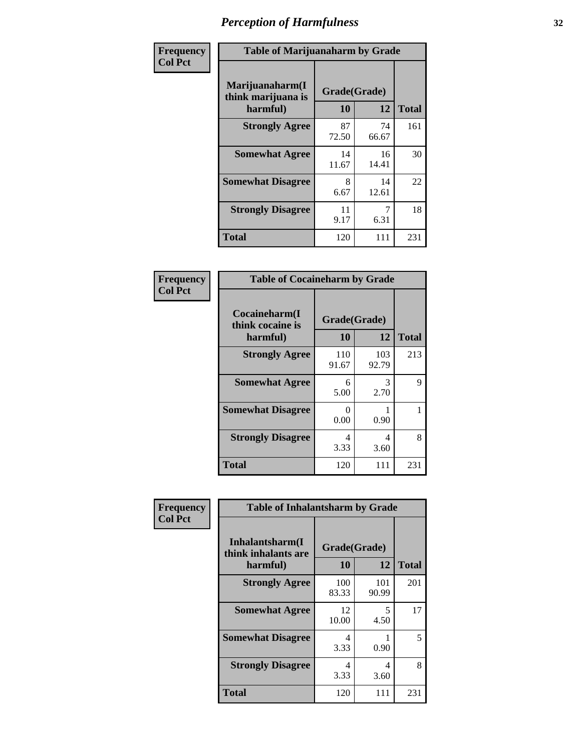# Perception of Harmfulness

**Frequency Col Pct**

| Table of Marijuanaharm by Grade | | | |
|---|---|---|---|
| Marijuanaharm(I think marijuana is harmful) | Grade(Grade) | | |
| | 10 | 12 | Total |
| Strongly Agree | 87<br>72.50 | 74<br>66.67 | 161 |
| Somewhat Agree | 14<br>11.67 | 16<br>14.41 | 30 |
| Somewhat Disagree | 8<br>6.67 | 14<br>12.61 | 22 |
| Strongly Disagree | 11<br>9.17 | 7<br>6.31 | 18 |
| Total | 120 | 111 | 231 |

**Frequency Col Pct**

| Table of Cocaineharm by Grade | | | |
|---|---|---|---|
| Cocaineharm(I think cocaine is harmful) | Grade(Grade) | | |
| | 10 | 12 | Total |
| Strongly Agree | 110<br>91.67 | 103<br>92.79 | 213 |
| Somewhat Agree | 6<br>5.00 | 3<br>2.70 | 9 |
| Somewhat Disagree | 0<br>0.00 | 1<br>0.90 | 1 |
| Strongly Disagree | 4<br>3.33 | 4<br>3.60 | 8 |
| Total | 120 | 111 | 231 |

**Frequency Col Pct**

| Table of Inhalantsharm by Grade | | | |
|---|---|---|---|
| Inhalantsharm(I think inhalants are harmful) | Grade(Grade) | | |
| | 10 | 12 | Total |
| Strongly Agree | 100<br>83.33 | 101<br>90.99 | 201 |
| Somewhat Agree | 12<br>10.00 | 5<br>4.50 | 17 |
| Somewhat Disagree | 4<br>3.33 | 1<br>0.90 | 5 |
| Strongly Disagree | 4<br>3.33 | 4<br>3.60 | 8 |
| Total | 120 | 111 | 231 |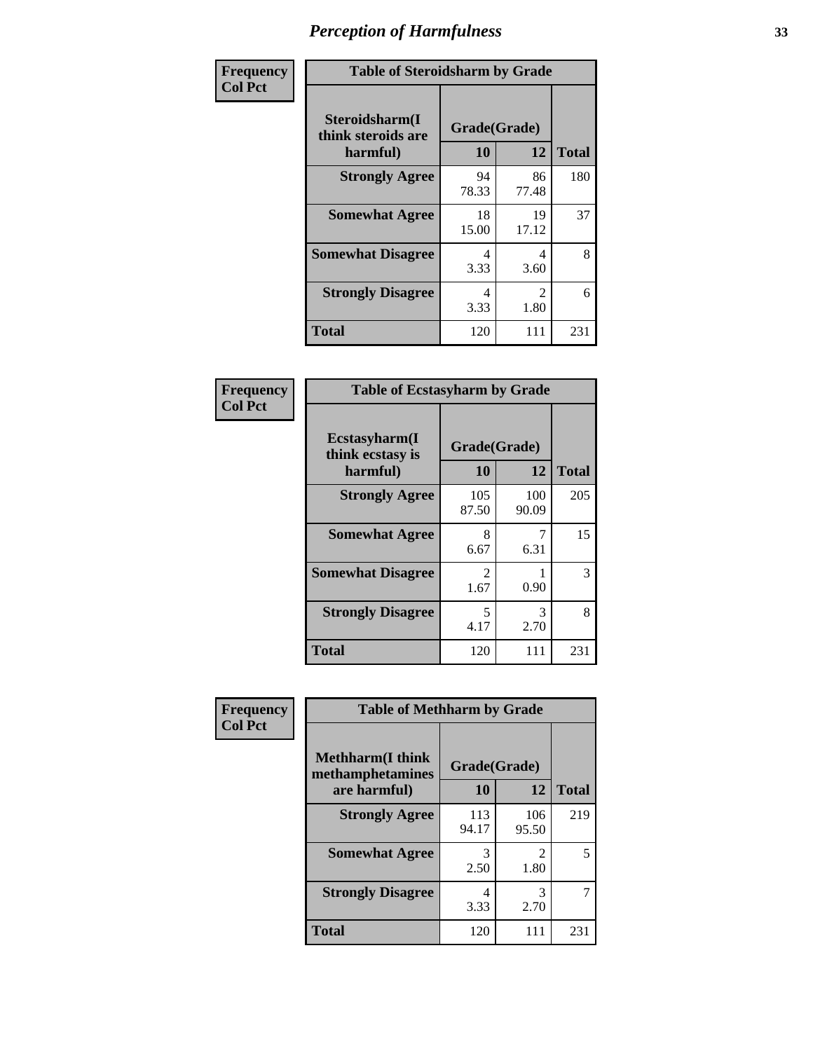# Perception of Harmfulness

| Frequency<br>Col Pct | Table of Steroidsharm by Grade | | |
|---|---|---|---|
| Steroidsharm(I think steroids are harmful) | Grade(Grade) | | |
| | 10 | 12 | Total |
| Strongly Agree | 94<br>78.33 | 86<br>77.48 | 180 |
| Somewhat Agree | 18<br>15.00 | 19<br>17.12 | 37 |
| Somewhat Disagree | 4<br>3.33 | 4<br>3.60 | 8 |
| Strongly Disagree | 4<br>3.33 | 2<br>1.80 | 6 |
| Total | 120 | 111 | 231 |

| Frequency<br>Col Pct | Table of Ecstasyharm by Grade | | |
|---|---|---|---|
| Ecstasyharm(I think ecstasy is harmful) | Grade(Grade) | | |
| | 10 | 12 | Total |
| Strongly Agree | 105<br>87.50 | 100<br>90.09 | 205 |
| Somewhat Agree | 8<br>6.67 | 7<br>6.31 | 15 |
| Somewhat Disagree | 2<br>1.67 | 1<br>0.90 | 3 |
| Strongly Disagree | 5<br>4.17 | 3<br>2.70 | 8 |
| Total | 120 | 111 | 231 |

| Frequency<br>Col Pct | Table of Methharm by Grade | | |
|---|---|---|---|
| Methharm(I think methamphetamines are harmful) | Grade(Grade) | | |
| | 10 | 12 | Total |
| Strongly Agree | 113<br>94.17 | 106<br>95.50 | 219 |
| Somewhat Agree | 3<br>2.50 | 2<br>1.80 | 5 |
| Strongly Disagree | 4<br>3.33 | 3<br>2.70 | 7 |
| Total | 120 | 111 | 231 |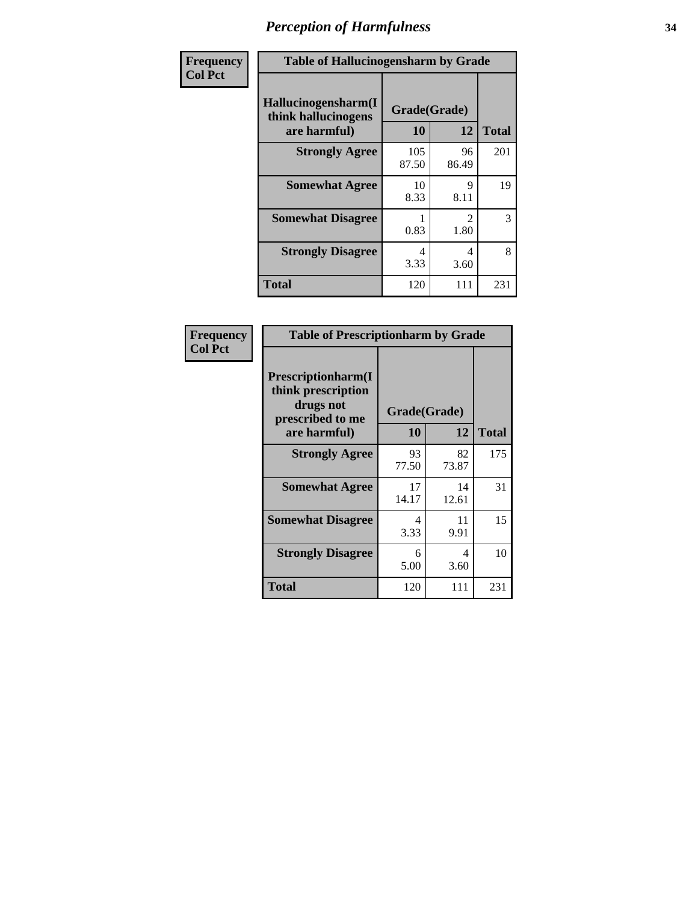# Perception of Harmfulness

| Frequency Col Pct | Table of Hallucinogensharm by Grade | | |
|---|---|---|---|
| **Hallucinogensharm(I think hallucinogens are harmful)** | **Grade(Grade)** | | |
| | **10** | **12** | **Total** |
| **Strongly Agree** | 105<br>87.50 | 96<br>86.49 | 201 |
| **Somewhat Agree** | 10<br>8.33 | 9<br>8.11 | 19 |
| **Somewhat Disagree** | 1<br>0.83 | 2<br>1.80 | 3 |
| **Strongly Disagree** | 4<br>3.33 | 4<br>3.60 | 8 |
| **Total** | 120 | 111 | 231 |

| Frequency Col Pct | Table of Prescriptionharm by Grade | | |
|---|---|---|---|
| **Prescriptionharm(I think prescription drugs not prescribed to me are harmful)** | **Grade(Grade)** | | |
| | **10** | **12** | **Total** |
| **Strongly Agree** | 93<br>77.50 | 82<br>73.87 | 175 |
| **Somewhat Agree** | 17<br>14.17 | 14<br>12.61 | 31 |
| **Somewhat Disagree** | 4<br>3.33 | 11<br>9.91 | 15 |
| **Strongly Disagree** | 6<br>5.00 | 4<br>3.60 | 10 |
| **Total** | 120 | 111 | 231 |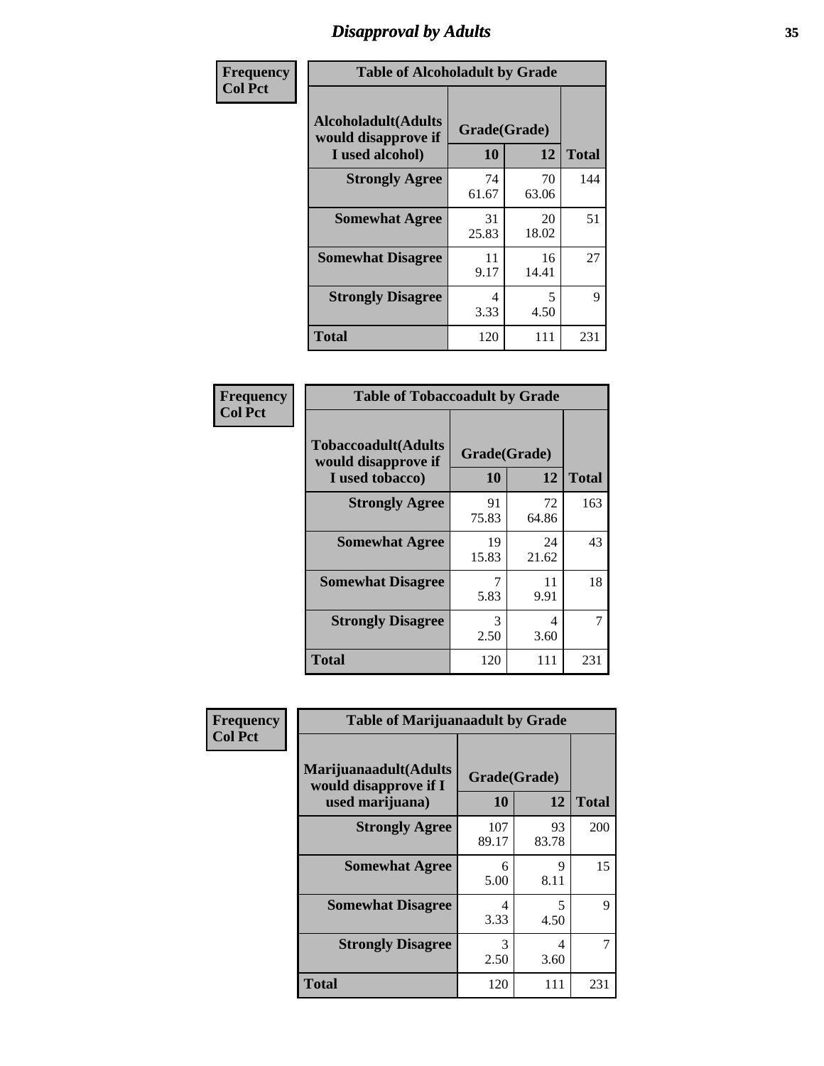# Disapproval by Adults

**Frequency**
**Col Pct**

| Table of Alcoholadult by Grade | | | |
|---|---|---|---|
| Alcoholadult(Adults would disapprove if I used alcohol) | Grade(Grade) | | |
| | 10 | 12 | Total |
| Strongly Agree | 74<br>61.67 | 70<br>63.06 | 144 |
| Somewhat Agree | 31<br>25.83 | 20<br>18.02 | 51 |
| Somewhat Disagree | 11<br>9.17 | 16<br>14.41 | 27 |
| Strongly Disagree | 4<br>3.33 | 5<br>4.50 | 9 |
| Total | 120 | 111 | 231 |

**Frequency**
**Col Pct**

| Table of Tobaccoadult by Grade | | | |
|---|---|---|---|
| Tobaccoadult(Adults would disapprove if I used tobacco) | Grade(Grade) | | |
| | 10 | 12 | Total |
| Strongly Agree | 91<br>75.83 | 72<br>64.86 | 163 |
| Somewhat Agree | 19<br>15.83 | 24<br>21.62 | 43 |
| Somewhat Disagree | 7<br>5.83 | 11<br>9.91 | 18 |
| Strongly Disagree | 3<br>2.50 | 4<br>3.60 | 7 |
| Total | 120 | 111 | 231 |

**Frequency**
**Col Pct**

| Table of Marijuanaadult by Grade | | | |
|---|---|---|---|
| Marijuanaadult(Adults would disapprove if I used marijuana) | Grade(Grade) | | |
| | 10 | 12 | Total |
| Strongly Agree | 107<br>89.17 | 93<br>83.78 | 200 |
| Somewhat Agree | 6<br>5.00 | 9<br>8.11 | 15 |
| Somewhat Disagree | 4<br>3.33 | 5<br>4.50 | 9 |
| Strongly Disagree | 3<br>2.50 | 4<br>3.60 | 7 |
| Total | 120 | 111 | 231 |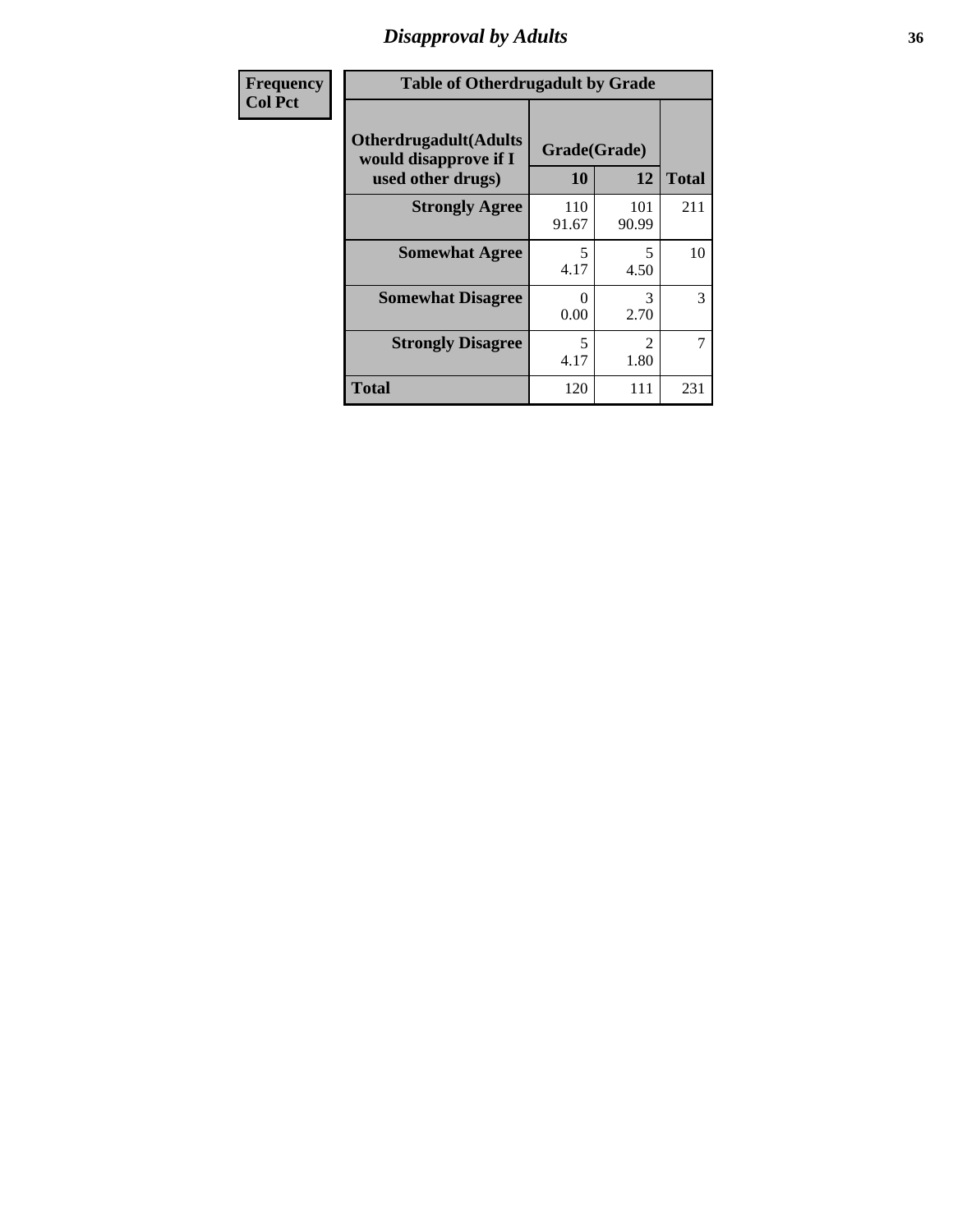## Disapproval by Adults

| Frequency<br>Col Pct | Table of Otherdrugadult by Grade | | | |
|---|---|---|---|---|
| | Otherdrugadult(Adults would disapprove if I used other drugs) | Grade(Grade) | | |
| | | 10 | 12 | Total |
| | **Strongly Agree** | 110<br>91.67 | 101<br>90.99 | 211 |
| | **Somewhat Agree** | 5<br>4.17 | 5<br>4.50 | 10 |
| | **Somewhat Disagree** | 0<br>0.00 | 3<br>2.70 | 3 |
| | **Strongly Disagree** | 5<br>4.17 | 2<br>1.80 | 7 |
| | **Total** | 120 | 111 | 231 |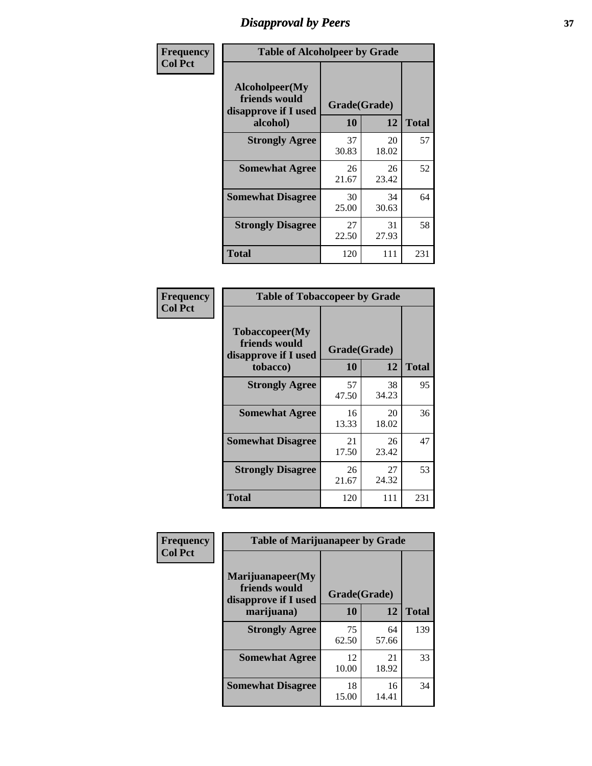# Disapproval by Peers

**Frequency**
**Col Pct**

| Table of Alcoholpeer by Grade | | | |
|---|---|---|---|
| Alcoholpeer(My friends would disapprove if I used alcohol) | Grade(Grade) | | |
| | 10 | 12 | Total |
| **Strongly Agree** | 37<br>30.83 | 20<br>18.02 | 57 |
| **Somewhat Agree** | 26<br>21.67 | 26<br>23.42 | 52 |
| **Somewhat Disagree** | 30<br>25.00 | 34<br>30.63 | 64 |
| **Strongly Disagree** | 27<br>22.50 | 31<br>27.93 | 58 |
| **Total** | 120 | 111 | 231 |

**Frequency**
**Col Pct**

| Table of Tobaccopeer by Grade | | | |
|---|---|---|---|
| Tobaccopeer(My friends would disapprove if I used tobacco) | Grade(Grade) | | |
| | 10 | 12 | Total |
| **Strongly Agree** | 57<br>47.50 | 38<br>34.23 | 95 |
| **Somewhat Agree** | 16<br>13.33 | 20<br>18.02 | 36 |
| **Somewhat Disagree** | 21<br>17.50 | 26<br>23.42 | 47 |
| **Strongly Disagree** | 26<br>21.67 | 27<br>24.32 | 53 |
| **Total** | 120 | 111 | 231 |

**Frequency**
**Col Pct**

| Table of Marijuanapeer by Grade | | | |
|---|---|---|---|
| Marijuanapeer(My friends would disapprove if I used marijuana) | Grade(Grade) | | |
| | 10 | 12 | Total |
| **Strongly Agree** | 75<br>62.50 | 64<br>57.66 | 139 |
| **Somewhat Agree** | 12<br>10.00 | 21<br>18.92 | 33 |
| **Somewhat Disagree** | 18<br>15.00 | 16<br>14.41 | 34 |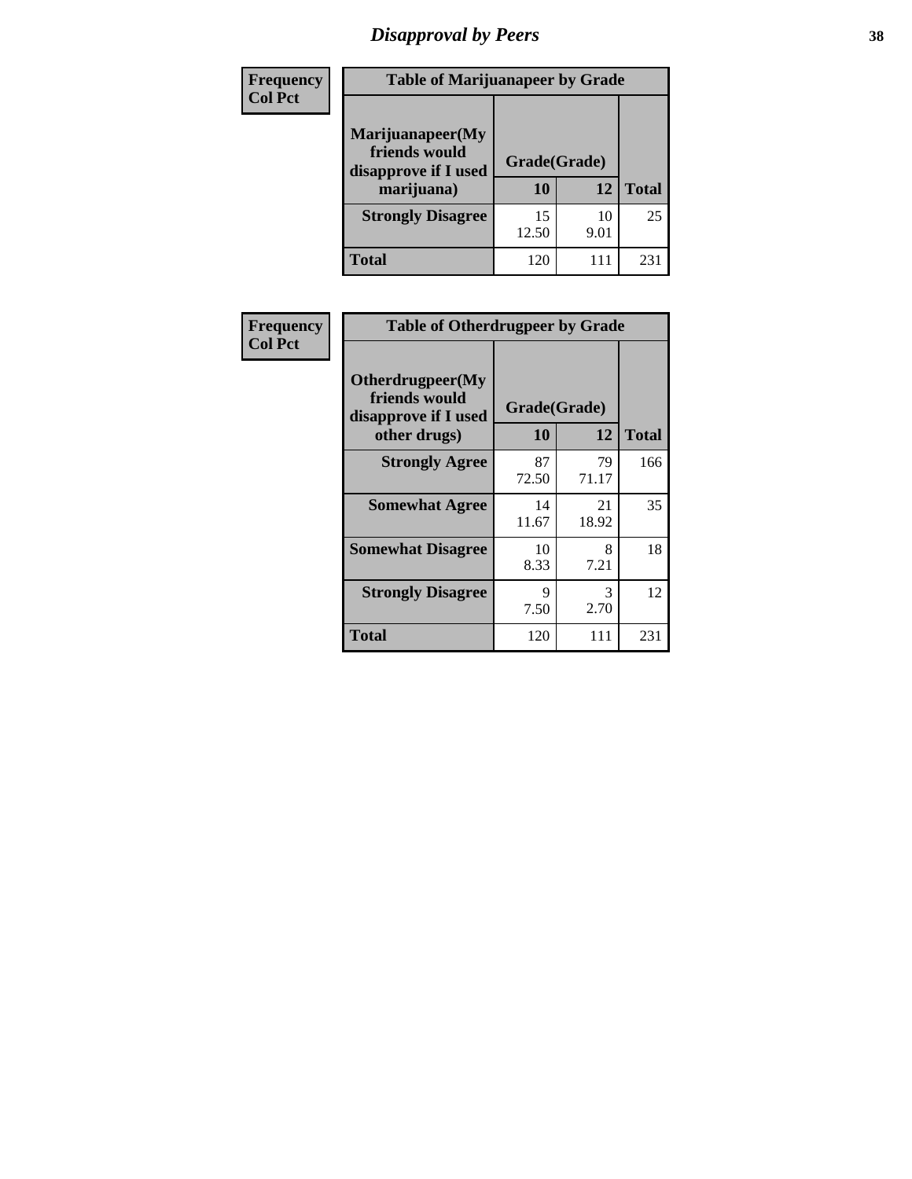# Disapproval by Peers

| Frequency<br>Col Pct | Table of Marijuanapeer by Grade | | |
|---|---|---|---|
| Marijuanapeer(My friends would disapprove if I used marijuana) | Grade(Grade) | | |
| | 10 | 12 | Total |
| Strongly Disagree | 15<br>12.50 | 10<br>9.01 | 25 |
| Total | 120 | 111 | 231 |

| Frequency<br>Col Pct | Table of Otherdrugpeer by Grade | | |
|---|---|---|---|
| Otherdrugpeer(My friends would disapprove if I used other drugs) | Grade(Grade) | | |
| | 10 | 12 | Total |
| Strongly Agree | 87<br>72.50 | 79<br>71.17 | 166 |
| Somewhat Agree | 14<br>11.67 | 21<br>18.92 | 35 |
| Somewhat Disagree | 10<br>8.33 | 8<br>7.21 | 18 |
| Strongly Disagree | 9<br>7.50 | 3<br>2.70 | 12 |
| Total | 120 | 111 | 231 |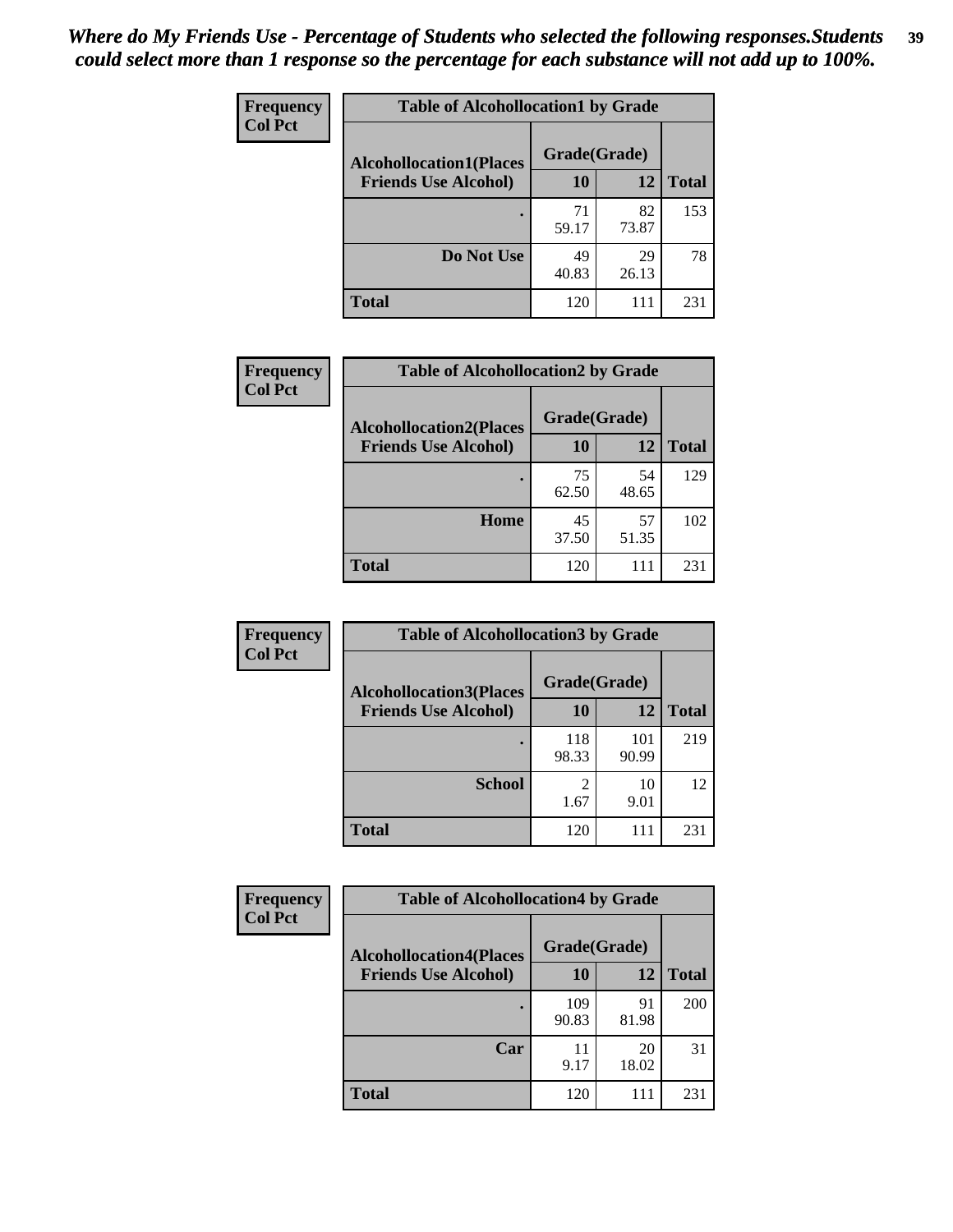*Where do My Friends Use - Percentage of Students who selected the following responses.Students could select more than 1 response so the percentage for each substance will not add up to 100%.*

**Frequency**
**Col Pct**

| Table of Alcohollocation1 by Grade | | | |
|---|---|---|---|
| **Alcohollocation1(Places Friends Use Alcohol)** | **Grade(Grade)** | | **Total** |
| | **10** | **12** | |
| **.** | 71<br>59.17 | 82<br>73.87 | 153 |
| **Do Not Use** | 49<br>40.83 | 29<br>26.13 | 78 |
| **Total** | 120 | 111 | 231 |

**Frequency**
**Col Pct**

| Table of Alcohollocation2 by Grade | | | |
|---|---|---|---|
| **Alcohollocation2(Places Friends Use Alcohol)** | **Grade(Grade)** | | **Total** |
| | **10** | **12** | |
| **.** | 75<br>62.50 | 54<br>48.65 | 129 |
| **Home** | 45<br>37.50 | 57<br>51.35 | 102 |
| **Total** | 120 | 111 | 231 |

**Frequency**
**Col Pct**

| Table of Alcohollocation3 by Grade | | | |
|---|---|---|---|
| **Alcohollocation3(Places Friends Use Alcohol)** | **Grade(Grade)** | | **Total** |
| | **10** | **12** | |
| **.** | 118<br>98.33 | 101<br>90.99 | 219 |
| **School** | 2<br>1.67 | 10<br>9.01 | 12 |
| **Total** | 120 | 111 | 231 |

**Frequency**
**Col Pct**

| Table of Alcohollocation4 by Grade | | | |
|---|---|---|---|
| **Alcohollocation4(Places Friends Use Alcohol)** | **Grade(Grade)** | | **Total** |
| | **10** | **12** | |
| **.** | 109<br>90.83 | 91<br>81.98 | 200 |
| **Car** | 11<br>9.17 | 20<br>18.02 | 31 |
| **Total** | 120 | 111 | 231 |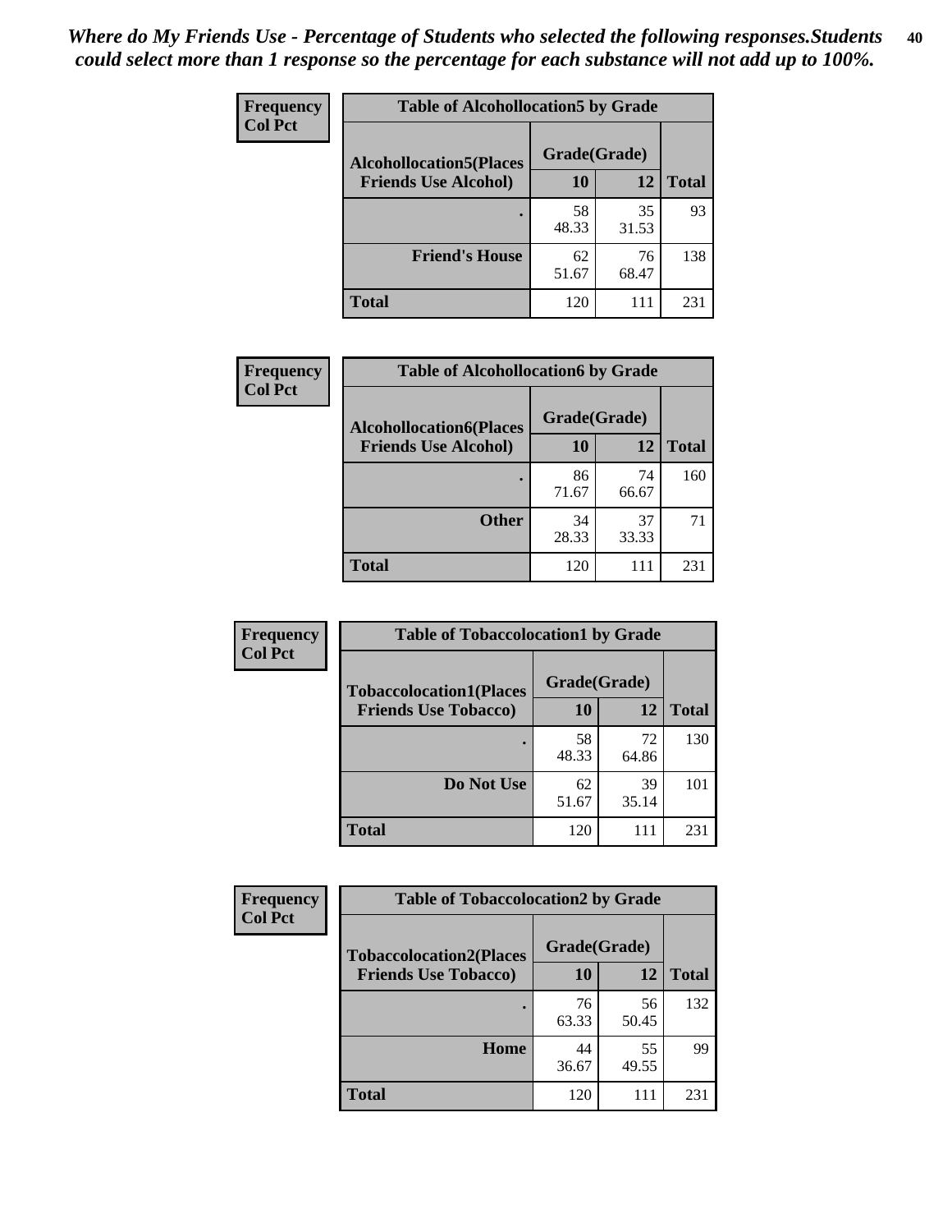*Where do My Friends Use - Percentage of Students who selected the following responses.Students could select more than 1 response so the percentage for each substance will not add up to 100%.*

**Frequency**
**Col Pct**

**Table of Alcohollocation5 by Grade**

| Alcohollocation5(Places Friends Use Alcohol) | Grade(Grade) 10 | 12 | Total |
|---|---|---|---|
| . | 58<br>48.33 | 35<br>31.53 | 93 |
| Friend's House | 62<br>51.67 | 76<br>68.47 | 138 |
| Total | 120 | 111 | 231 |

**Frequency**
**Col Pct**

**Table of Alcohollocation6 by Grade**

| Alcohollocation6(Places Friends Use Alcohol) | Grade(Grade) 10 | 12 | Total |
|---|---|---|---|
| . | 86<br>71.67 | 74<br>66.67 | 160 |
| Other | 34<br>28.33 | 37<br>33.33 | 71 |
| Total | 120 | 111 | 231 |

**Frequency**
**Col Pct**

**Table of Tobaccolocation1 by Grade**

| Tobaccolocation1(Places Friends Use Tobacco) | Grade(Grade) 10 | 12 | Total |
|---|---|---|---|
| . | 58<br>48.33 | 72<br>64.86 | 130 |
| Do Not Use | 62<br>51.67 | 39<br>35.14 | 101 |
| Total | 120 | 111 | 231 |

**Frequency**
**Col Pct**

**Table of Tobaccolocation2 by Grade**

| Tobaccolocation2(Places Friends Use Tobacco) | Grade(Grade) 10 | 12 | Total |
|---|---|---|---|
| . | 76<br>63.33 | 56<br>50.45 | 132 |
| Home | 44<br>36.67 | 55<br>49.55 | 99 |
| Total | 120 | 111 | 231 |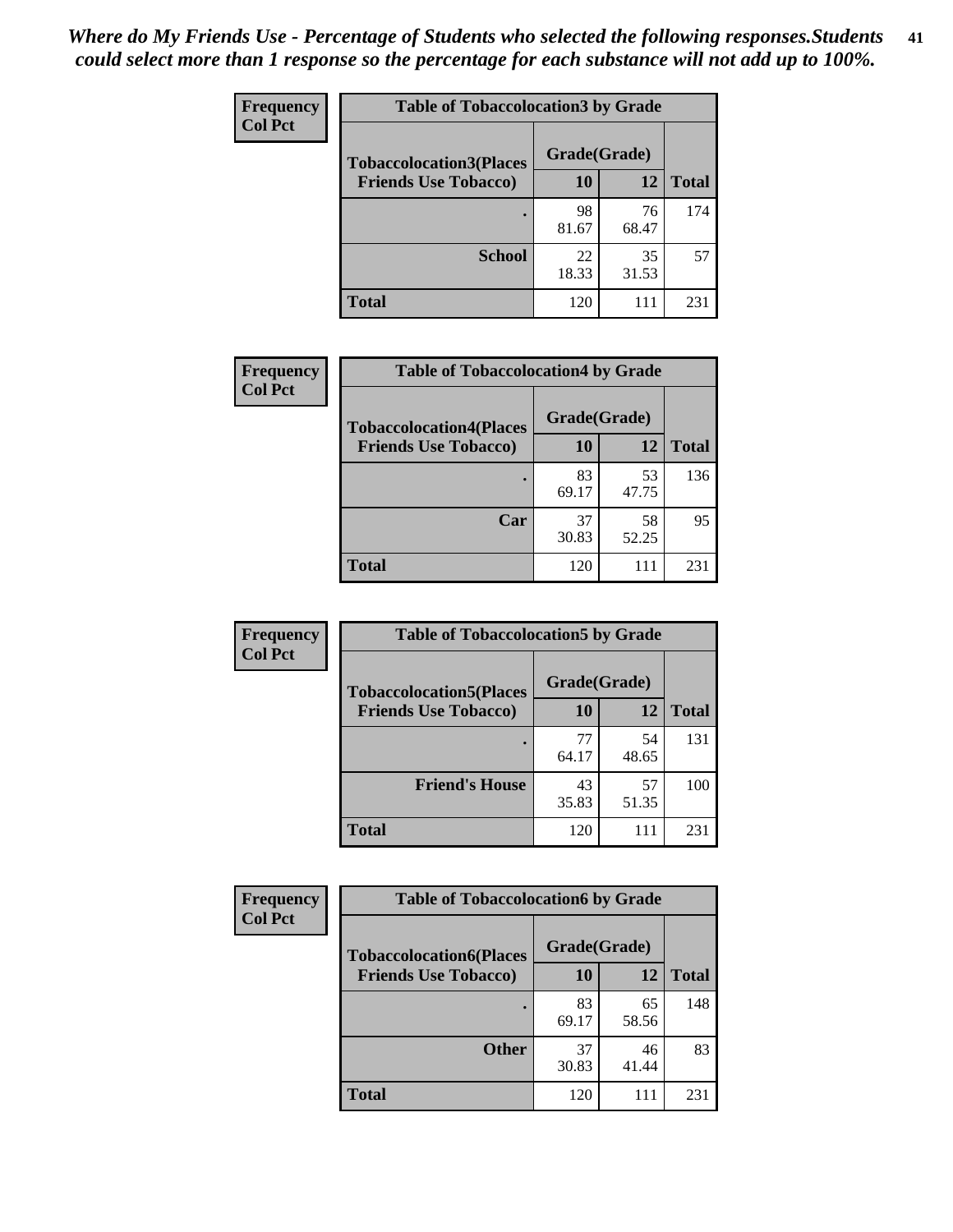*Where do My Friends Use - Percentage of Students who selected the following responses.Students could select more than 1 response so the percentage for each substance will not add up to 100%.*

**Frequency**
**Col Pct**

**Table of Tobaccolocation3 by Grade**

| Tobaccolocation3(Places Friends Use Tobacco) | Grade(Grade) 10 | 12 | Total |
|---|---|---|---|
| . | 98<br>81.67 | 76<br>68.47 | 174 |
| School | 22<br>18.33 | 35<br>31.53 | 57 |
| Total | 120 | 111 | 231 |

**Frequency**
**Col Pct**

**Table of Tobaccolocation4 by Grade**

| Tobaccolocation4(Places Friends Use Tobacco) | Grade(Grade) 10 | 12 | Total |
|---|---|---|---|
| . | 83<br>69.17 | 53<br>47.75 | 136 |
| Car | 37<br>30.83 | 58<br>52.25 | 95 |
| Total | 120 | 111 | 231 |

**Frequency**
**Col Pct**

**Table of Tobaccolocation5 by Grade**

| Tobaccolocation5(Places Friends Use Tobacco) | Grade(Grade) 10 | 12 | Total |
|---|---|---|---|
| . | 77<br>64.17 | 54<br>48.65 | 131 |
| Friend's House | 43<br>35.83 | 57<br>51.35 | 100 |
| Total | 120 | 111 | 231 |

**Frequency**
**Col Pct**

**Table of Tobaccolocation6 by Grade**

| Tobaccolocation6(Places Friends Use Tobacco) | Grade(Grade) 10 | 12 | Total |
|---|---|---|---|
| . | 83<br>69.17 | 65<br>58.56 | 148 |
| Other | 37<br>30.83 | 46<br>41.44 | 83 |
| Total | 120 | 111 | 231 |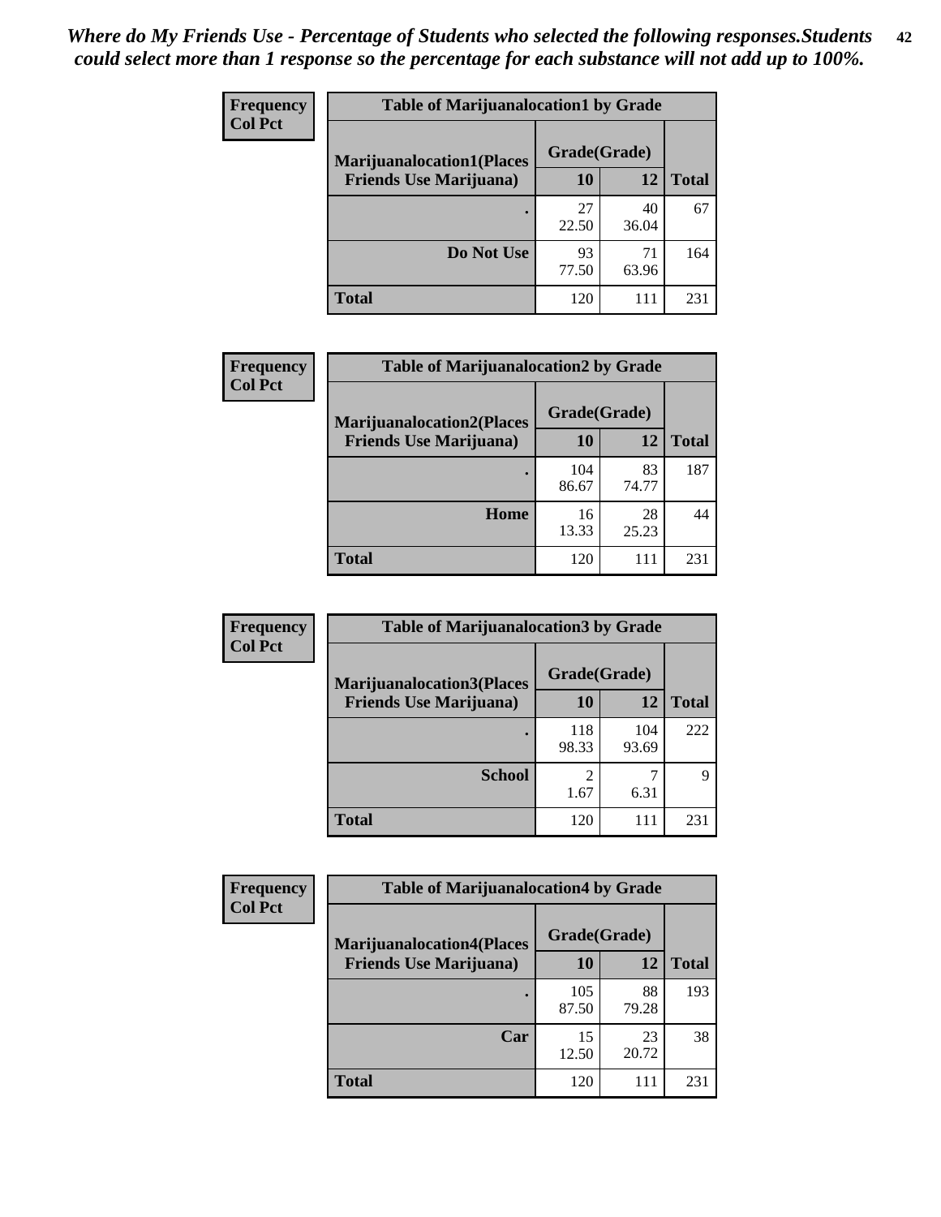*Where do My Friends Use - Percentage of Students who selected the following responses.Students could select more than 1 response so the percentage for each substance will not add up to 100%.*

**Frequency**
**Col Pct**

| Table of Marijuanalocation1 by Grade | | | |
|---|---|---|---|
| **Marijuanalocation1(Places Friends Use Marijuana)** | **Grade(Grade)** | | |
| | **10** | **12** | **Total** |
| **.** | 27<br>22.50 | 40<br>36.04 | 67 |
| **Do Not Use** | 93<br>77.50 | 71<br>63.96 | 164 |
| **Total** | 120 | 111 | 231 |

**Frequency**
**Col Pct**

| Table of Marijuanalocation2 by Grade | | | |
|---|---|---|---|
| **Marijuanalocation2(Places Friends Use Marijuana)** | **Grade(Grade)** | | |
| | **10** | **12** | **Total** |
| **.** | 104<br>86.67 | 83<br>74.77 | 187 |
| **Home** | 16<br>13.33 | 28<br>25.23 | 44 |
| **Total** | 120 | 111 | 231 |

**Frequency**
**Col Pct**

| Table of Marijuanalocation3 by Grade | | | |
|---|---|---|---|
| **Marijuanalocation3(Places Friends Use Marijuana)** | **Grade(Grade)** | | |
| | **10** | **12** | **Total** |
| **.** | 118<br>98.33 | 104<br>93.69 | 222 |
| **School** | 2<br>1.67 | 7<br>6.31 | 9 |
| **Total** | 120 | 111 | 231 |

**Frequency**
**Col Pct**

| Table of Marijuanalocation4 by Grade | | | |
|---|---|---|---|
| **Marijuanalocation4(Places Friends Use Marijuana)** | **Grade(Grade)** | | |
| | **10** | **12** | **Total** |
| **.** | 105<br>87.50 | 88<br>79.28 | 193 |
| **Car** | 15<br>12.50 | 23<br>20.72 | 38 |
| **Total** | 120 | 111 | 231 |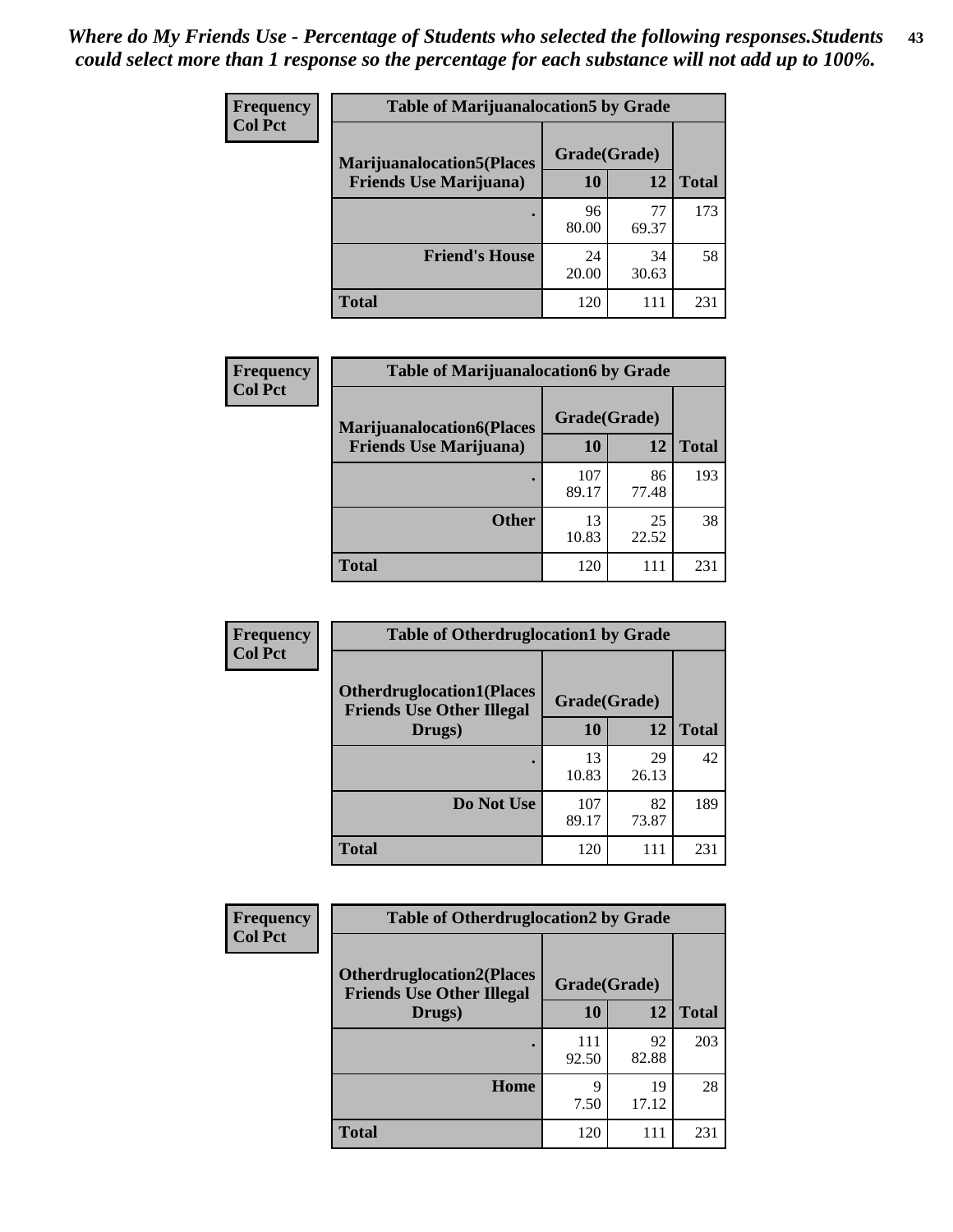*Where do My Friends Use - Percentage of Students who selected the following responses.Students could select more than 1 response so the percentage for each substance will not add up to 100%.*

| Frequency Col Pct | Table of Marijuanalocation5 by Grade | | |
|---|---|---|---|
| Marijuanalocation5(Places Friends Use Marijuana) | Grade(Grade) | | |
| | 10 | 12 | Total |
| . | 96<br>80.00 | 77<br>69.37 | 173 |
| Friend's House | 24<br>20.00 | 34<br>30.63 | 58 |
| Total | 120 | 111 | 231 |

| Frequency Col Pct | Table of Marijuanalocation6 by Grade | | |
|---|---|---|---|
| Marijuanalocation6(Places Friends Use Marijuana) | Grade(Grade) | | |
| | 10 | 12 | Total |
| . | 107<br>89.17 | 86<br>77.48 | 193 |
| Other | 13<br>10.83 | 25<br>22.52 | 38 |
| Total | 120 | 111 | 231 |

| Frequency Col Pct | Table of Otherdruglocation1 by Grade | | |
|---|---|---|---|
| Otherdruglocation1(Places Friends Use Other Illegal Drugs) | Grade(Grade) | | |
| | 10 | 12 | Total |
| . | 13<br>10.83 | 29<br>26.13 | 42 |
| Do Not Use | 107<br>89.17 | 82<br>73.87 | 189 |
| Total | 120 | 111 | 231 |

| Frequency Col Pct | Table of Otherdruglocation2 by Grade | | |
|---|---|---|---|
| Otherdruglocation2(Places Friends Use Other Illegal Drugs) | Grade(Grade) | | |
| | 10 | 12 | Total |
| . | 111<br>92.50 | 92<br>82.88 | 203 |
| Home | 9<br>7.50 | 19<br>17.12 | 28 |
| Total | 120 | 111 | 231 |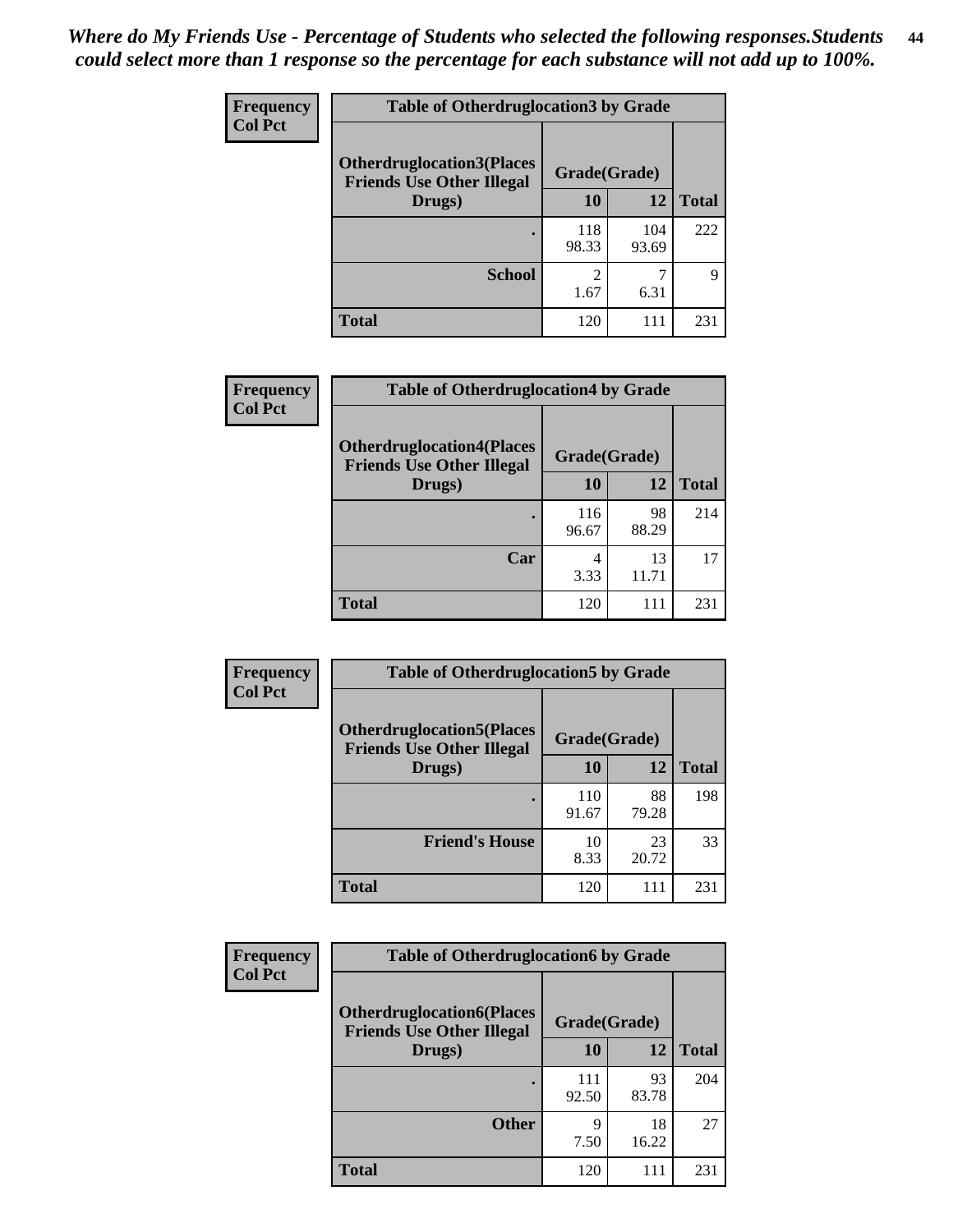*Where do My Friends Use - Percentage of Students who selected the following responses.Students could select more than 1 response so the percentage for each substance will not add up to 100%.*

| Frequency Col Pct | Table of Otherdruglocation3 by Grade | | |
|---|---|---|---|
| Otherdruglocation3(Places Friends Use Other Illegal Drugs) | Grade(Grade) | | |
| | 10 | 12 | Total |
| . | 118<br>98.33 | 104<br>93.69 | 222 |
| School | 2<br>1.67 | 7<br>6.31 | 9 |
| Total | 120 | 111 | 231 |

| Frequency Col Pct | Table of Otherdruglocation4 by Grade | | |
|---|---|---|---|
| Otherdruglocation4(Places Friends Use Other Illegal Drugs) | Grade(Grade) | | |
| | 10 | 12 | Total |
| . | 116<br>96.67 | 98<br>88.29 | 214 |
| Car | 4<br>3.33 | 13<br>11.71 | 17 |
| Total | 120 | 111 | 231 |

| Frequency Col Pct | Table of Otherdruglocation5 by Grade | | |
|---|---|---|---|
| Otherdruglocation5(Places Friends Use Other Illegal Drugs) | Grade(Grade) | | |
| | 10 | 12 | Total |
| . | 110<br>91.67 | 88<br>79.28 | 198 |
| Friend's House | 10<br>8.33 | 23<br>20.72 | 33 |
| Total | 120 | 111 | 231 |

| Frequency Col Pct | Table of Otherdruglocation6 by Grade | | |
|---|---|---|---|
| Otherdruglocation6(Places Friends Use Other Illegal Drugs) | Grade(Grade) | | |
| | 10 | 12 | Total |
| . | 111<br>92.50 | 93<br>83.78 | 204 |
| Other | 9<br>7.50 | 18<br>16.22 | 27 |
| Total | 120 | 111 | 231 |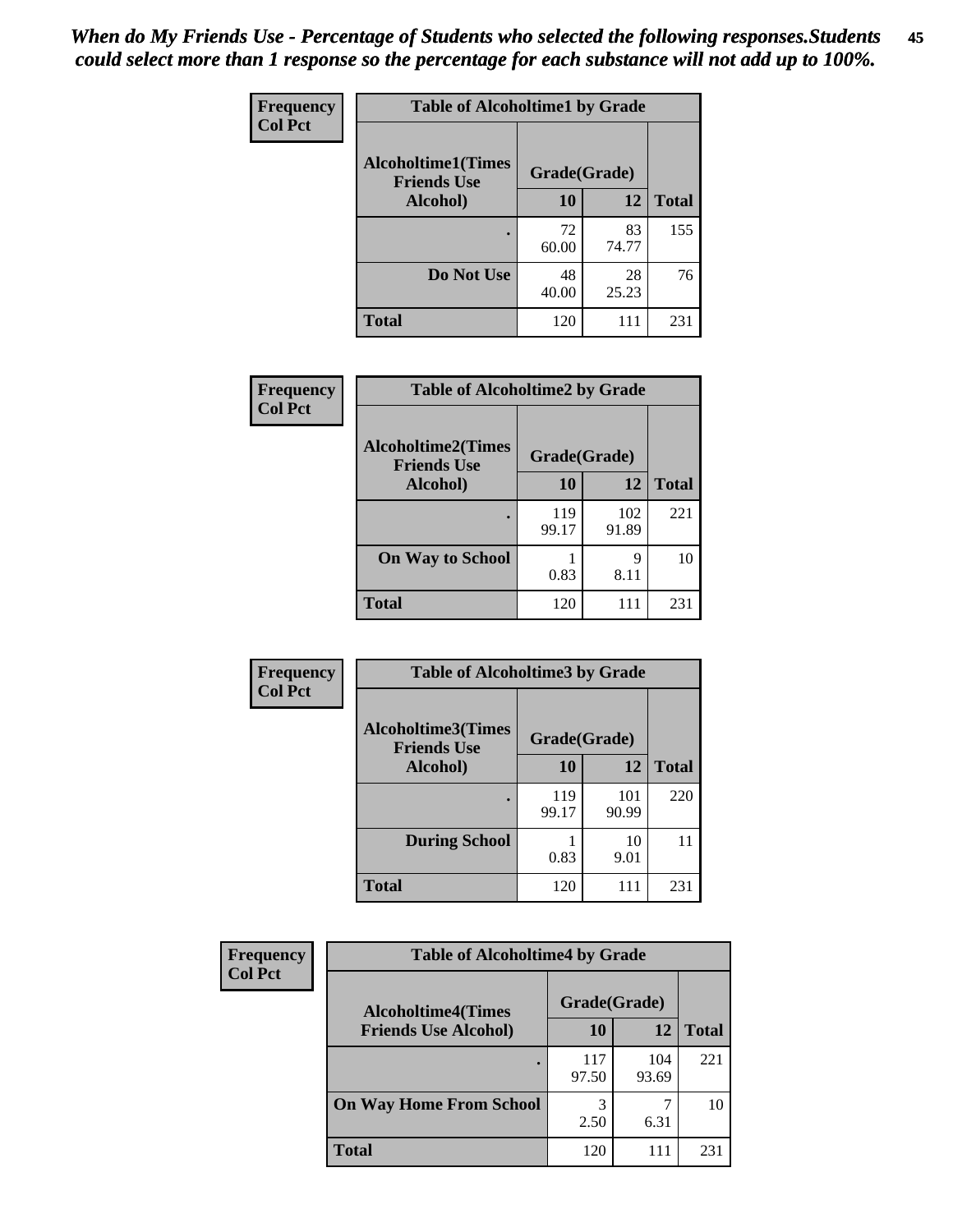*When do My Friends Use - Percentage of Students who selected the following responses.Students could select more than 1 response so the percentage for each substance will not add up to 100%.*

**Frequency**
**Col Pct**

| Table of Alcoholtime1 by Grade | | | |
|---|---|---|---|
| **Alcoholtime1(Times Friends Use Alcohol)** | **Grade(Grade)** | | |
| | **10** | **12** | **Total** |
| **.** | 72<br>60.00 | 83<br>74.77 | 155 |
| **Do Not Use** | 48<br>40.00 | 28<br>25.23 | 76 |
| **Total** | 120 | 111 | 231 |

**Frequency**
**Col Pct**

| Table of Alcoholtime2 by Grade | | | |
|---|---|---|---|
| **Alcoholtime2(Times Friends Use Alcohol)** | **Grade(Grade)** | | |
| | **10** | **12** | **Total** |
| **.** | 119<br>99.17 | 102<br>91.89 | 221 |
| **On Way to School** | 1<br>0.83 | 9<br>8.11 | 10 |
| **Total** | 120 | 111 | 231 |

**Frequency**
**Col Pct**

| Table of Alcoholtime3 by Grade | | | |
|---|---|---|---|
| **Alcoholtime3(Times Friends Use Alcohol)** | **Grade(Grade)** | | |
| | **10** | **12** | **Total** |
| **.** | 119<br>99.17 | 101<br>90.99 | 220 |
| **During School** | 1<br>0.83 | 10<br>9.01 | 11 |
| **Total** | 120 | 111 | 231 |

**Frequency**
**Col Pct**

| Table of Alcoholtime4 by Grade | | | |
|---|---|---|---|
| **Alcoholtime4(Times Friends Use Alcohol)** | **Grade(Grade)** | | |
| | **10** | **12** | **Total** |
| **.** | 117<br>97.50 | 104<br>93.69 | 221 |
| **On Way Home From School** | 3<br>2.50 | 7<br>6.31 | 10 |
| **Total** | 120 | 111 | 231 |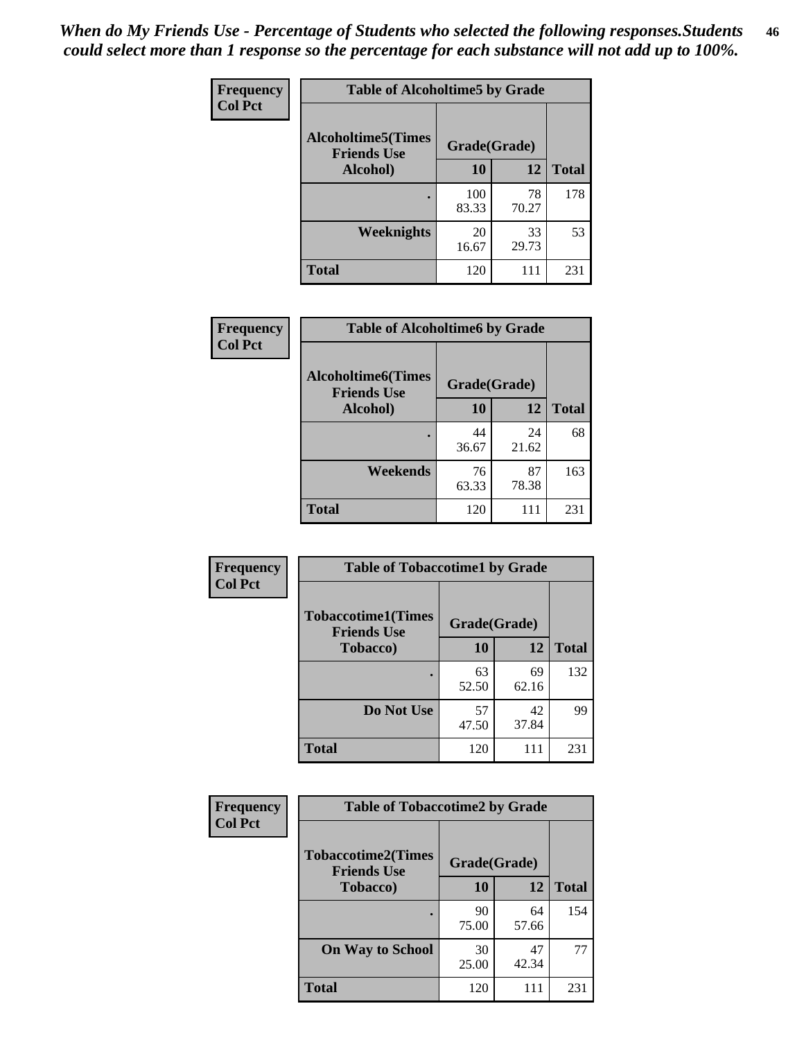*When do My Friends Use - Percentage of Students who selected the following responses.Students could select more than 1 response so the percentage for each substance will not add up to 100%.*

**Frequency**
**Col Pct**

| Table of Alcoholtime5 by Grade | | | |
|---|---|---|---|
| **Alcoholtime5(Times Friends Use Alcohol)** | **Grade(Grade)** | | **Total** |
| | **10** | **12** | |
| **.** | 100<br>83.33 | 78<br>70.27 | 178 |
| **Weeknights** | 20<br>16.67 | 33<br>29.73 | 53 |
| **Total** | 120 | 111 | 231 |

**Frequency**
**Col Pct**

| Table of Alcoholtime6 by Grade | | | |
|---|---|---|---|
| **Alcoholtime6(Times Friends Use Alcohol)** | **Grade(Grade)** | | **Total** |
| | **10** | **12** | |
| **.** | 44<br>36.67 | 24<br>21.62 | 68 |
| **Weekends** | 76<br>63.33 | 87<br>78.38 | 163 |
| **Total** | 120 | 111 | 231 |

**Frequency**
**Col Pct**

| Table of Tobaccotime1 by Grade | | | |
|---|---|---|---|
| **Tobaccotime1(Times Friends Use Tobacco)** | **Grade(Grade)** | | **Total** |
| | **10** | **12** | |
| **.** | 63<br>52.50 | 69<br>62.16 | 132 |
| **Do Not Use** | 57<br>47.50 | 42<br>37.84 | 99 |
| **Total** | 120 | 111 | 231 |

**Frequency**
**Col Pct**

| Table of Tobaccotime2 by Grade | | | |
|---|---|---|---|
| **Tobaccotime2(Times Friends Use Tobacco)** | **Grade(Grade)** | | **Total** |
| | **10** | **12** | |
| **.** | 90<br>75.00 | 64<br>57.66 | 154 |
| **On Way to School** | 30<br>25.00 | 47<br>42.34 | 77 |
| **Total** | 120 | 111 | 231 |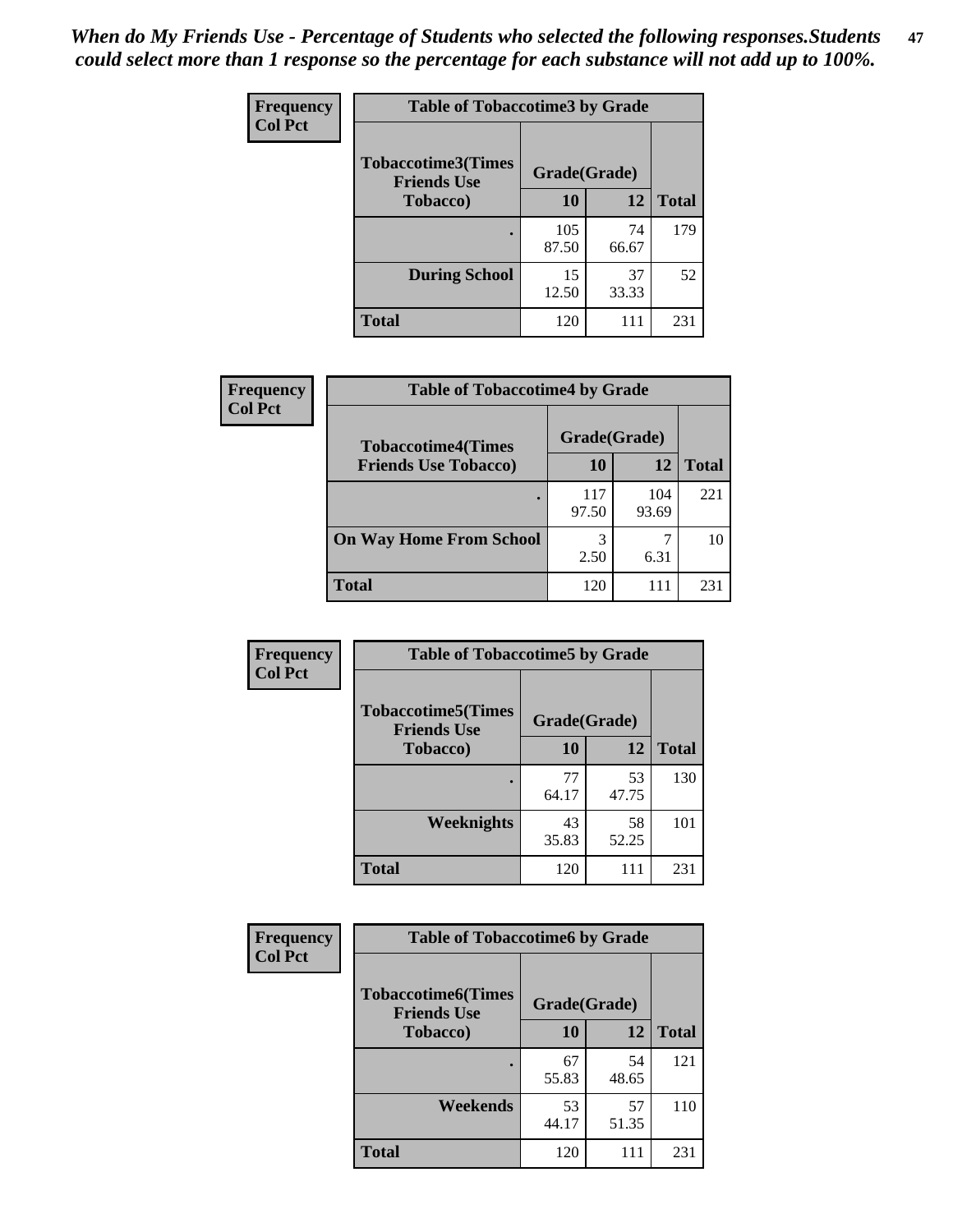*When do My Friends Use - Percentage of Students who selected the following responses.Students could select more than 1 response so the percentage for each substance will not add up to 100%.*

**Frequency**
**Col Pct**

| Table of Tobaccotime3 by Grade | | | |
|---|---|---|---|
| **Tobaccotime3(Times Friends Use Tobacco)** | **Grade(Grade)** | | |
| | **10** | **12** | **Total** |
| **.** | 105<br>87.50 | 74<br>66.67 | 179 |
| **During School** | 15<br>12.50 | 37<br>33.33 | 52 |
| **Total** | 120 | 111 | 231 |

**Frequency**
**Col Pct**

| Table of Tobaccotime4 by Grade | | | |
|---|---|---|---|
| **Tobaccotime4(Times Friends Use Tobacco)** | **Grade(Grade)** | | |
| | **10** | **12** | **Total** |
| **.** | 117<br>97.50 | 104<br>93.69 | 221 |
| **On Way Home From School** | 3<br>2.50 | 7<br>6.31 | 10 |
| **Total** | 120 | 111 | 231 |

**Frequency**
**Col Pct**

| Table of Tobaccotime5 by Grade | | | |
|---|---|---|---|
| **Tobaccotime5(Times Friends Use Tobacco)** | **Grade(Grade)** | | |
| | **10** | **12** | **Total** |
| **.** | 77<br>64.17 | 53<br>47.75 | 130 |
| **Weeknights** | 43<br>35.83 | 58<br>52.25 | 101 |
| **Total** | 120 | 111 | 231 |

**Frequency**
**Col Pct**

| Table of Tobaccotime6 by Grade | | | |
|---|---|---|---|
| **Tobaccotime6(Times Friends Use Tobacco)** | **Grade(Grade)** | | |
| | **10** | **12** | **Total** |
| **.** | 67<br>55.83 | 54<br>48.65 | 121 |
| **Weekends** | 53<br>44.17 | 57<br>51.35 | 110 |
| **Total** | 120 | 111 | 231 |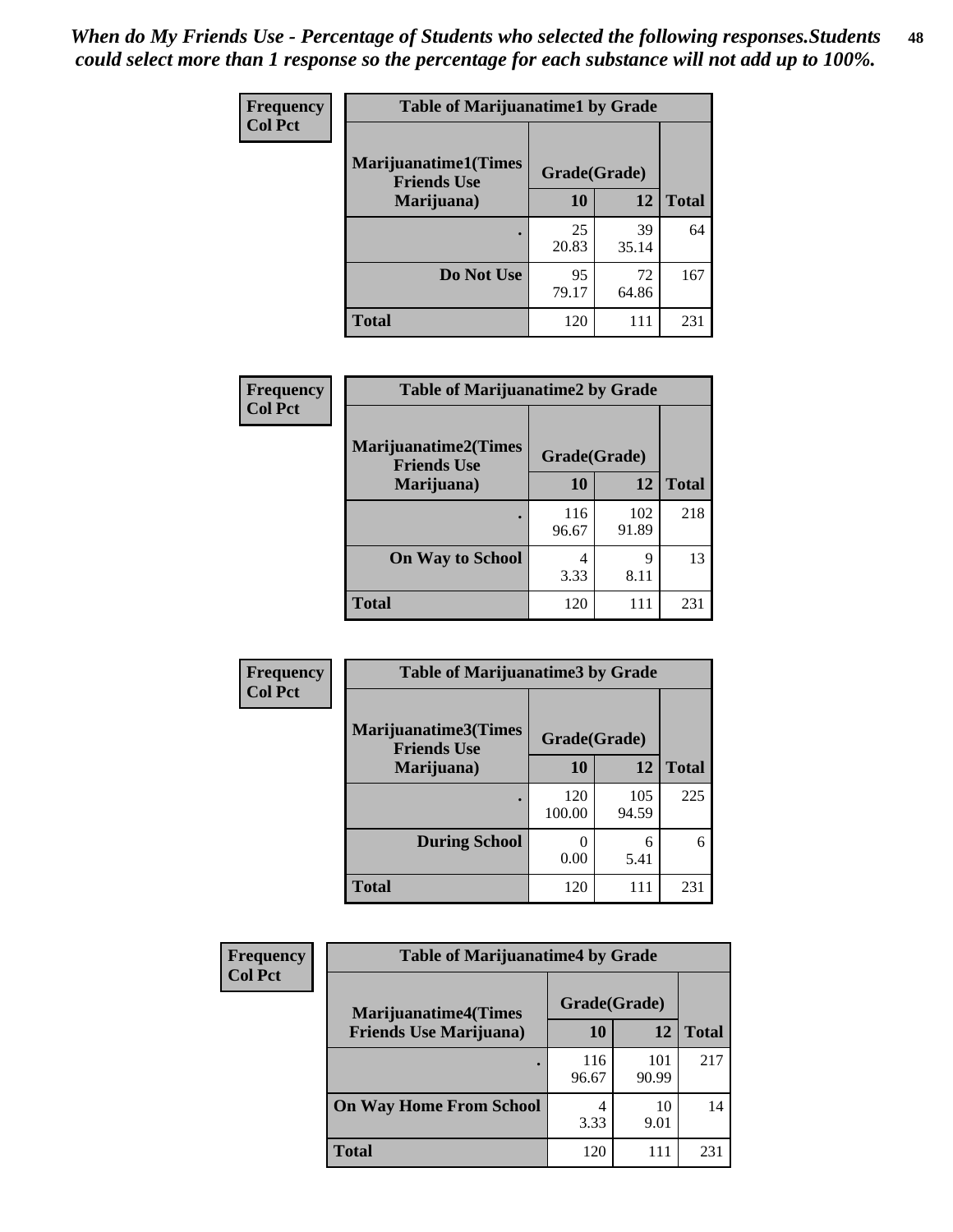*When do My Friends Use - Percentage of Students who selected the following responses.Students could select more than 1 response so the percentage for each substance will not add up to 100%.*

**Frequency**
**Col Pct**

| Table of Marijuanatime1 by Grade | | | |
|---|---|---|---|
| **Marijuanatime1(Times Friends Use Marijuana)** | **Grade(Grade)** | | |
| | **10** | **12** | **Total** |
| **.** | 25<br>20.83 | 39<br>35.14 | 64 |
| **Do Not Use** | 95<br>79.17 | 72<br>64.86 | 167 |
| **Total** | 120 | 111 | 231 |

**Frequency**
**Col Pct**

| Table of Marijuanatime2 by Grade | | | |
|---|---|---|---|
| **Marijuanatime2(Times Friends Use Marijuana)** | **Grade(Grade)** | | |
| | **10** | **12** | **Total** |
| **.** | 116<br>96.67 | 102<br>91.89 | 218 |
| **On Way to School** | 4<br>3.33 | 9<br>8.11 | 13 |
| **Total** | 120 | 111 | 231 |

**Frequency**
**Col Pct**

| Table of Marijuanatime3 by Grade | | | |
|---|---|---|---|
| **Marijuanatime3(Times Friends Use Marijuana)** | **Grade(Grade)** | | |
| | **10** | **12** | **Total** |
| **.** | 120<br>100.00 | 105<br>94.59 | 225 |
| **During School** | 0<br>0.00 | 6<br>5.41 | 6 |
| **Total** | 120 | 111 | 231 |

**Frequency**
**Col Pct**

| Table of Marijuanatime4 by Grade | | | |
|---|---|---|---|
| **Marijuanatime4(Times Friends Use Marijuana)** | **Grade(Grade)** | | |
| | **10** | **12** | **Total** |
| **.** | 116<br>96.67 | 101<br>90.99 | 217 |
| **On Way Home From School** | 4<br>3.33 | 10<br>9.01 | 14 |
| **Total** | 120 | 111 | 231 |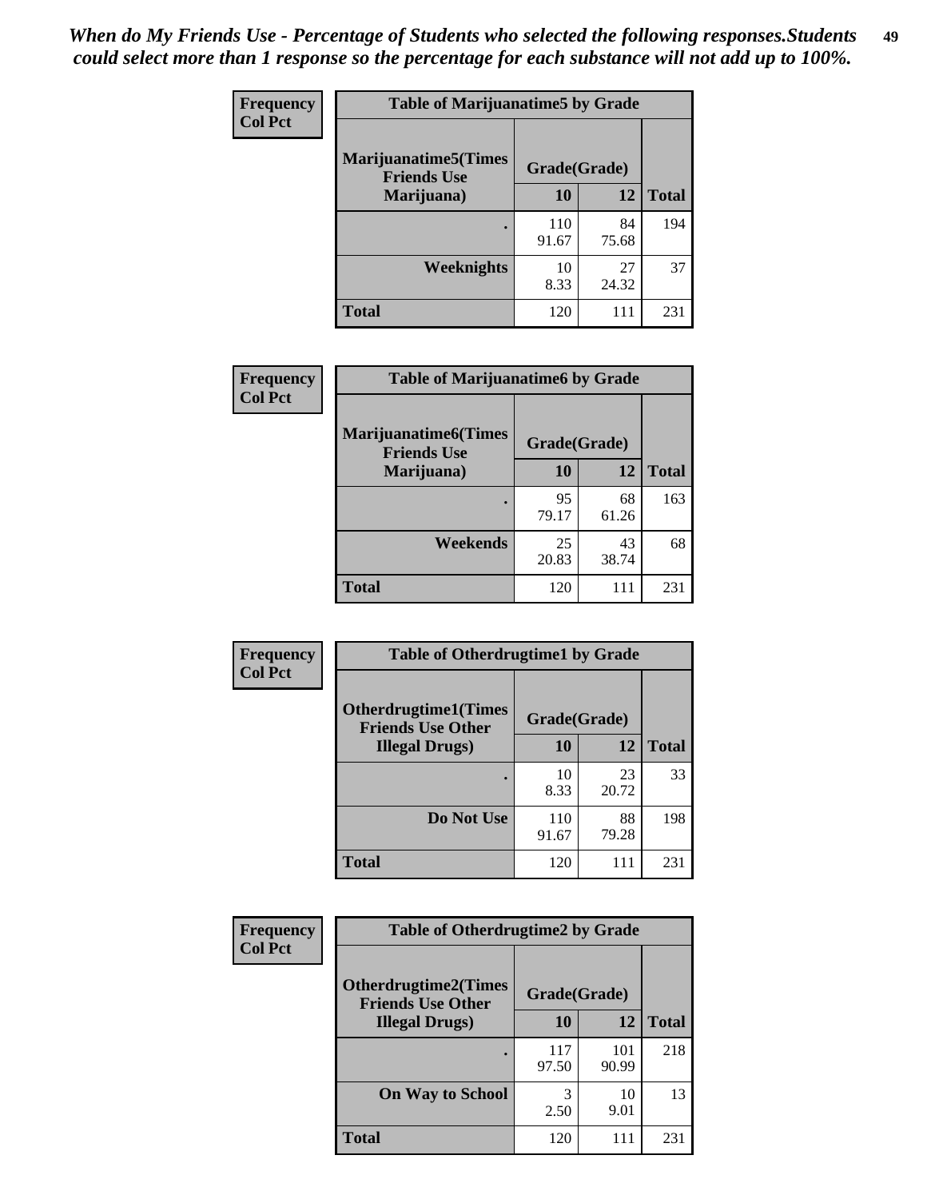*When do My Friends Use - Percentage of Students who selected the following responses.Students could select more than 1 response so the percentage for each substance will not add up to 100%.*

**Frequency**
**Col Pct**

| Table of Marijuanatime5 by Grade | | | |
|---|---|---|---|
| **Marijuanatime5(Times Friends Use Marijuana)** | **Grade(Grade)** | | **Total** |
| | **10** | **12** | |
| **.** | 110<br>91.67 | 84<br>75.68 | 194 |
| **Weeknights** | 10<br>8.33 | 27<br>24.32 | 37 |
| **Total** | 120 | 111 | 231 |

**Frequency**
**Col Pct**

| Table of Marijuanatime6 by Grade | | | |
|---|---|---|---|
| **Marijuanatime6(Times Friends Use Marijuana)** | **Grade(Grade)** | | **Total** |
| | **10** | **12** | |
| **.** | 95<br>79.17 | 68<br>61.26 | 163 |
| **Weekends** | 25<br>20.83 | 43<br>38.74 | 68 |
| **Total** | 120 | 111 | 231 |

**Frequency**
**Col Pct**

| Table of Otherdrugtime1 by Grade | | | |
|---|---|---|---|
| **Otherdrugtime1(Times Friends Use Other Illegal Drugs)** | **Grade(Grade)** | | **Total** |
| | **10** | **12** | |
| **.** | 10<br>8.33 | 23<br>20.72 | 33 |
| **Do Not Use** | 110<br>91.67 | 88<br>79.28 | 198 |
| **Total** | 120 | 111 | 231 |

**Frequency**
**Col Pct**

| Table of Otherdrugtime2 by Grade | | | |
|---|---|---|---|
| **Otherdrugtime2(Times Friends Use Other Illegal Drugs)** | **Grade(Grade)** | | **Total** |
| | **10** | **12** | |
| **.** | 117<br>97.50 | 101<br>90.99 | 218 |
| **On Way to School** | 3<br>2.50 | 10<br>9.01 | 13 |
| **Total** | 120 | 111 | 231 |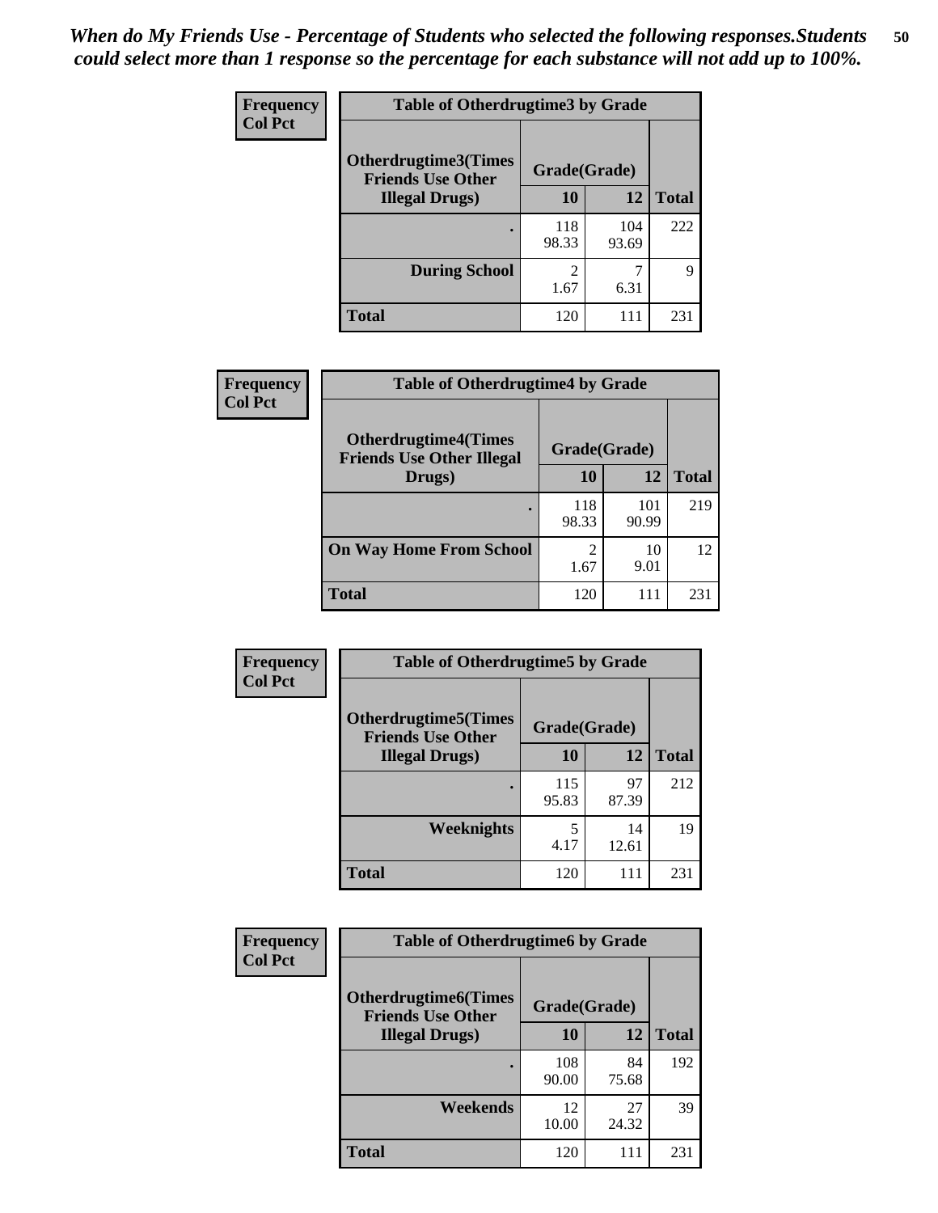*When do My Friends Use - Percentage of Students who selected the following responses.Students could select more than 1 response so the percentage for each substance will not add up to 100%.*

**Frequency**
**Col Pct**

**Table of Otherdrugtime3 by Grade**

| Otherdrugtime3(Times Friends Use Other Illegal Drugs) | Grade(Grade) | | Total |
|---|---|---|---|
| | 10 | 12 | |
| . | 118<br>98.33 | 104<br>93.69 | 222 |
| During School | 2<br>1.67 | 7<br>6.31 | 9 |
| Total | 120 | 111 | 231 |

**Frequency**
**Col Pct**

**Table of Otherdrugtime4 by Grade**

| Otherdrugtime4(Times Friends Use Other Illegal Drugs) | Grade(Grade) | | Total |
|---|---|---|---|
| | 10 | 12 | |
| . | 118<br>98.33 | 101<br>90.99 | 219 |
| On Way Home From School | 2<br>1.67 | 10<br>9.01 | 12 |
| Total | 120 | 111 | 231 |

**Frequency**
**Col Pct**

**Table of Otherdrugtime5 by Grade**

| Otherdrugtime5(Times Friends Use Other Illegal Drugs) | Grade(Grade) | | Total |
|---|---|---|---|
| | 10 | 12 | |
| . | 115<br>95.83 | 97<br>87.39 | 212 |
| Weeknights | 5<br>4.17 | 14<br>12.61 | 19 |
| Total | 120 | 111 | 231 |

**Frequency**
**Col Pct**

**Table of Otherdrugtime6 by Grade**

| Otherdrugtime6(Times Friends Use Other Illegal Drugs) | Grade(Grade) | | Total |
|---|---|---|---|
| | 10 | 12 | |
| . | 108<br>90.00 | 84<br>75.68 | 192 |
| Weekends | 12<br>10.00 | 27<br>24.32 | 39 |
| Total | 120 | 111 | 231 |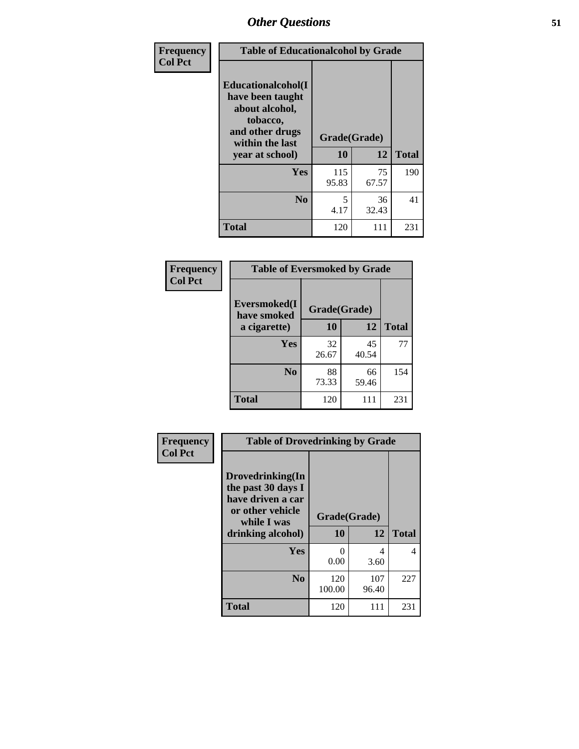# Other Questions

| Frequency Col Pct | Table of Educationalalcohol by Grade | | |
|---|---|---|---|
| Educationalalcohol(I have been taught about alcohol, tobacco, and other drugs within the last year at school) | Grade(Grade) | | |
| | 10 | 12 | Total |
| Yes | 115<br>95.83 | 75<br>67.57 | 190 |
| No | 5<br>4.17 | 36<br>32.43 | 41 |
| Total | 120 | 111 | 231 |

| Frequency Col Pct | Table of Eversmoked by Grade | | |
|---|---|---|---|
| Eversmoked(I have smoked a cigarette) | Grade(Grade) | | |
| | 10 | 12 | Total |
| Yes | 32<br>26.67 | 45<br>40.54 | 77 |
| No | 88<br>73.33 | 66<br>59.46 | 154 |
| Total | 120 | 111 | 231 |

| Frequency Col Pct | Table of Drovedrinking by Grade | | |
|---|---|---|---|
| Drovedrinking(In the past 30 days I have driven a car or other vehicle while I was drinking alcohol) | Grade(Grade) | | |
| | 10 | 12 | Total |
| Yes | 0<br>0.00 | 4<br>3.60 | 4 |
| No | 120<br>100.00 | 107<br>96.40 | 227 |
| Total | 120 | 111 | 231 |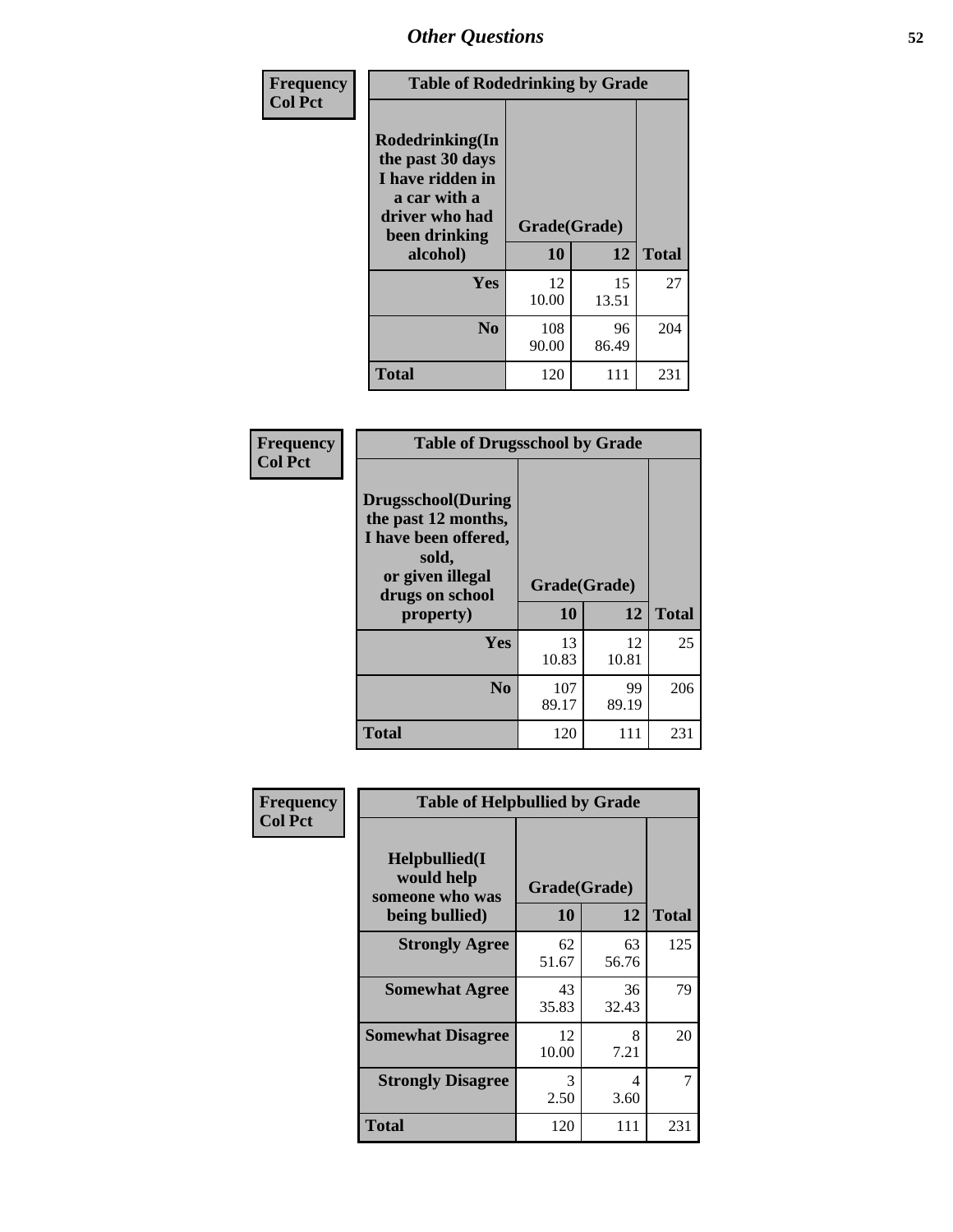| Frequency<br>Col Pct | Table of Rodedrinking by Grade | | |
|---|---|---|---|
| **Rodedrinking(In the past 30 days I have ridden in a car with a driver who had been drinking alcohol)** | **Grade(Grade)** | | |
| | **10** | **12** | **Total** |
| **Yes** | 12<br>10.00 | 15<br>13.51 | 27 |
| **No** | 108<br>90.00 | 96<br>86.49 | 204 |
| **Total** | 120 | 111 | 231 |

| Frequency<br>Col Pct | Table of Drugsschool by Grade | | |
|---|---|---|---|
| **Drugsschool(During the past 12 months, I have been offered, sold, or given illegal drugs on school property)** | **Grade(Grade)** | | |
| | **10** | **12** | **Total** |
| **Yes** | 13<br>10.83 | 12<br>10.81 | 25 |
| **No** | 107<br>89.17 | 99<br>89.19 | 206 |
| **Total** | 120 | 111 | 231 |

| Frequency<br>Col Pct | Table of Helpbullied by Grade | | |
|---|---|---|---|
| **Helpbullied(I would help someone who was being bullied)** | **Grade(Grade)** | | |
| | **10** | **12** | **Total** |
| **Strongly Agree** | 62<br>51.67 | 63<br>56.76 | 125 |
| **Somewhat Agree** | 43<br>35.83 | 36<br>32.43 | 79 |
| **Somewhat Disagree** | 12<br>10.00 | 8<br>7.21 | 20 |
| **Strongly Disagree** | 3<br>2.50 | 4<br>3.60 | 7 |
| **Total** | 120 | 111 | 231 |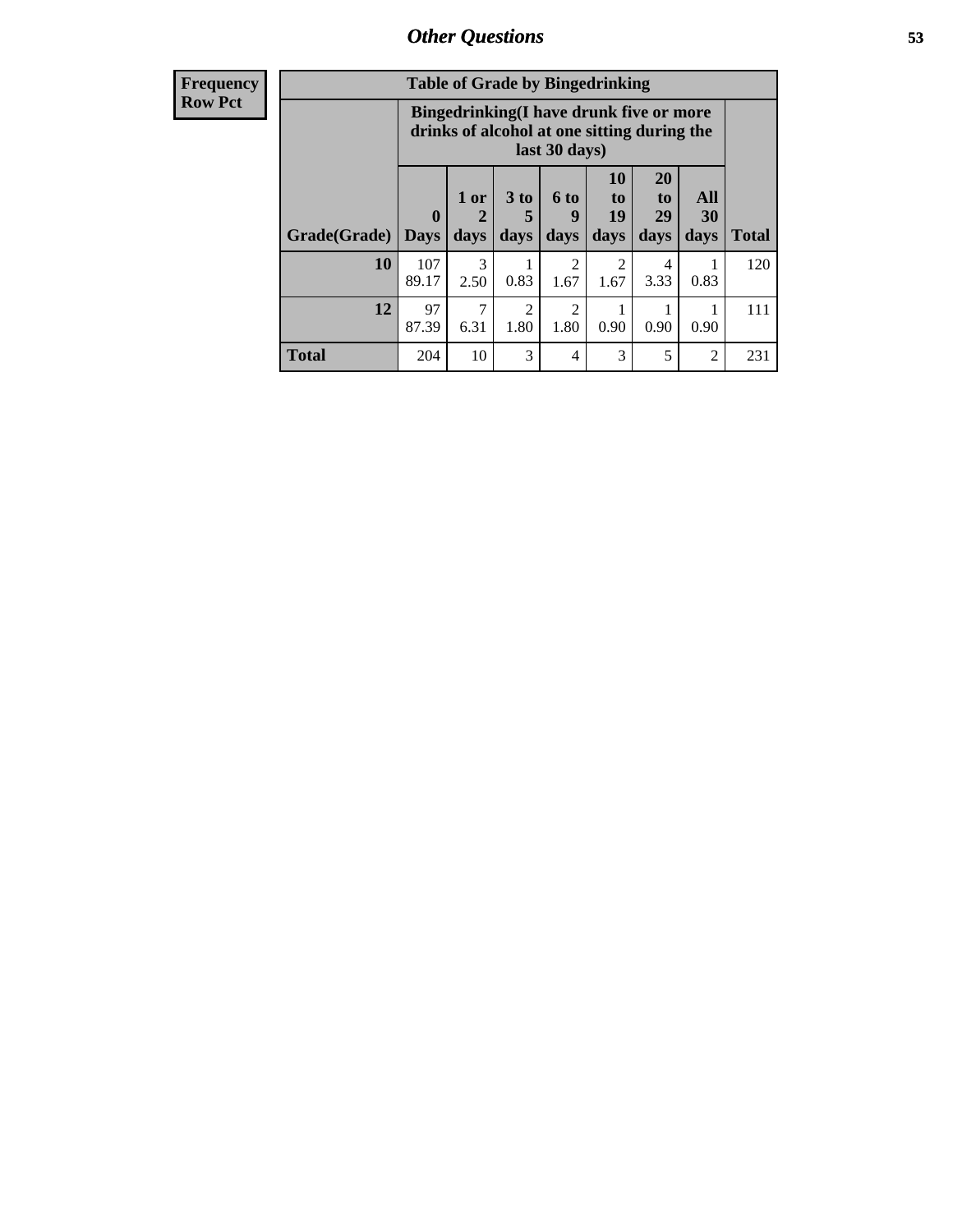| Frequency<br>Row Pct |
|---|

**Table of Grade by Bingedrinking**

| Grade(Grade) | Bingedrinking(I have drunk five or more drinks of alcohol at one sitting during the last 30 days) | | | | | | | Total |
|---|---|---|---|---|---|---|---|---|
| | 0 Days | 1 or 2 days | 3 to 5 days | 6 to 9 days | 10 to 19 days | 20 to 29 days | All 30 days | |
| 10 | 107<br>89.17 | 3<br>2.50 | 1<br>0.83 | 2<br>1.67 | 2<br>1.67 | 4<br>3.33 | 1<br>0.83 | 120 |
| 12 | 97<br>87.39 | 7<br>6.31 | 2<br>1.80 | 2<br>1.80 | 1<br>0.90 | 1<br>0.90 | 1<br>0.90 | 111 |
| Total | 204 | 10 | 3 | 4 | 3 | 5 | 2 | 231 |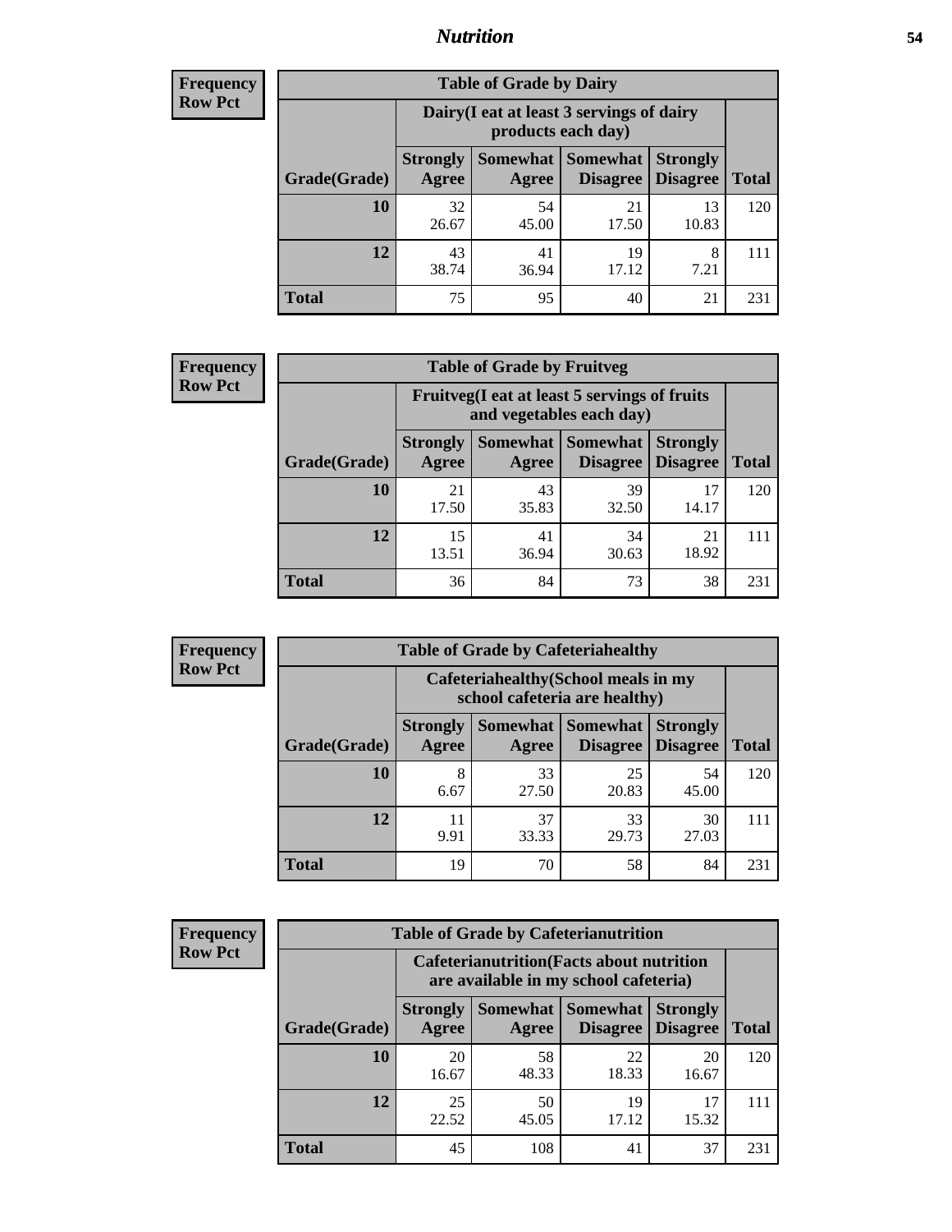**Frequency**
**Row Pct**

| Table of Grade by Dairy | | | | | |
|---|---|---|---|---|---|
| | Dairy(I eat at least 3 servings of dairy products each day) | | | | |
| Grade(Grade) | Strongly Agree | Somewhat Agree | Somewhat Disagree | Strongly Disagree | Total |
| **10** | 32<br>26.67 | 54<br>45.00 | 21<br>17.50 | 13<br>10.83 | 120 |
| **12** | 43<br>38.74 | 41<br>36.94 | 19<br>17.12 | 8<br>7.21 | 111 |
| **Total** | 75 | 95 | 40 | 21 | 231 |

**Frequency**
**Row Pct**

| Table of Grade by Fruitveg | | | | | |
|---|---|---|---|---|---|
| | Fruitveg(I eat at least 5 servings of fruits and vegetables each day) | | | | |
| Grade(Grade) | Strongly Agree | Somewhat Agree | Somewhat Disagree | Strongly Disagree | Total |
| **10** | 21<br>17.50 | 43<br>35.83 | 39<br>32.50 | 17<br>14.17 | 120 |
| **12** | 15<br>13.51 | 41<br>36.94 | 34<br>30.63 | 21<br>18.92 | 111 |
| **Total** | 36 | 84 | 73 | 38 | 231 |

**Frequency**
**Row Pct**

| Table of Grade by Cafeteriahealthy | | | | | |
|---|---|---|---|---|---|
| | Cafeteriahealthy(School meals in my school cafeteria are healthy) | | | | |
| Grade(Grade) | Strongly Agree | Somewhat Agree | Somewhat Disagree | Strongly Disagree | Total |
| **10** | 8<br>6.67 | 33<br>27.50 | 25<br>20.83 | 54<br>45.00 | 120 |
| **12** | 11<br>9.91 | 37<br>33.33 | 33<br>29.73 | 30<br>27.03 | 111 |
| **Total** | 19 | 70 | 58 | 84 | 231 |

**Frequency**
**Row Pct**

| Table of Grade by Cafeterianutrition | | | | | |
|---|---|---|---|---|---|
| | Cafeterianutrition(Facts about nutrition are available in my school cafeteria) | | | | |
| Grade(Grade) | Strongly Agree | Somewhat Agree | Somewhat Disagree | Strongly Disagree | Total |
| **10** | 20<br>16.67 | 58<br>48.33 | 22<br>18.33 | 20<br>16.67 | 120 |
| **12** | 25<br>22.52 | 50<br>45.05 | 19<br>17.12 | 17<br>15.32 | 111 |
| **Total** | 45 | 108 | 41 | 37 | 231 |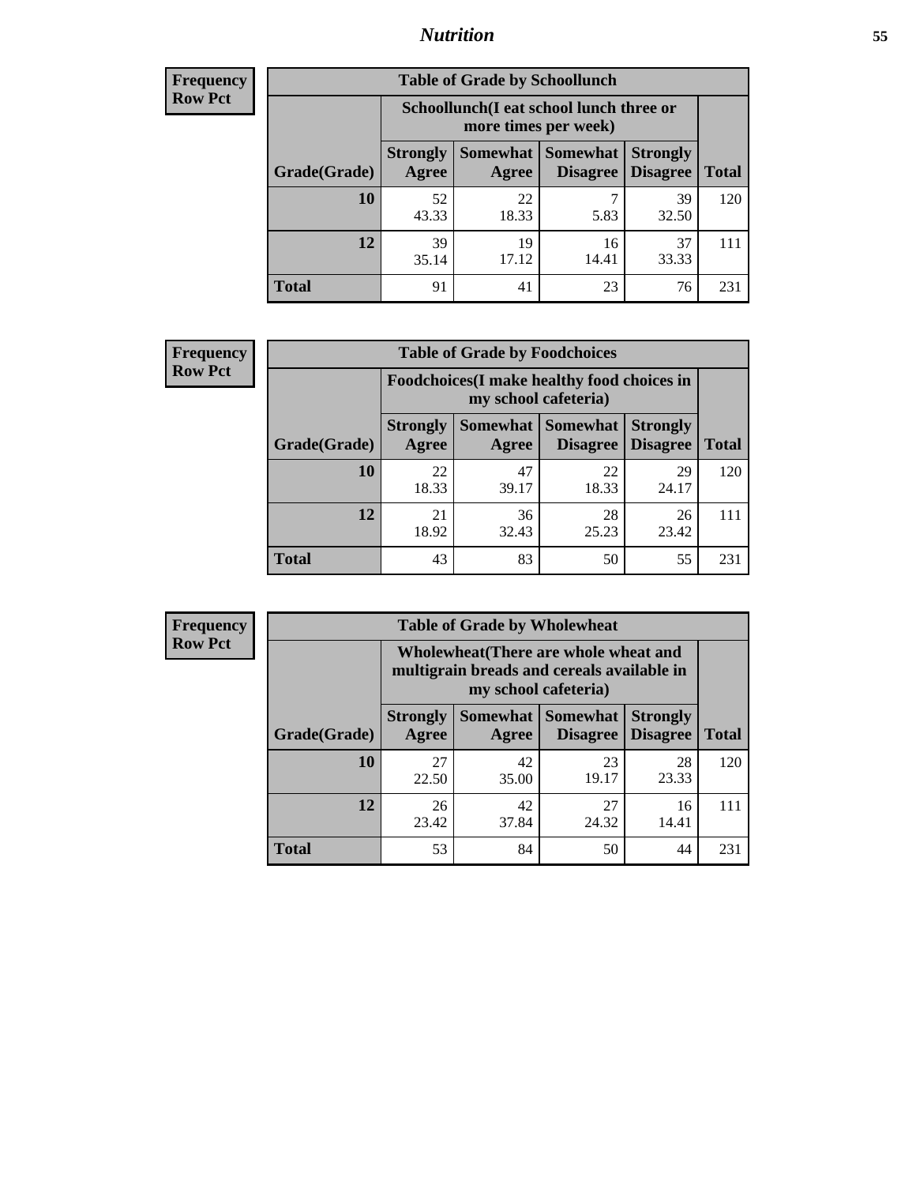## Nutrition

**Frequency**
**Row Pct**

| Table of Grade by Schoollunch | | | | | |
|---|---|---|---|---|---|
| | Schoollunch(I eat school lunch three or more times per week) | | | | |
| Grade(Grade) | Strongly Agree | Somewhat Agree | Somewhat Disagree | Strongly Disagree | Total |
| 10 | 52<br>43.33 | 22<br>18.33 | 7<br>5.83 | 39<br>32.50 | 120 |
| 12 | 39<br>35.14 | 19<br>17.12 | 16<br>14.41 | 37<br>33.33 | 111 |
| Total | 91 | 41 | 23 | 76 | 231 |

**Frequency**
**Row Pct**

| Table of Grade by Foodchoices | | | | | |
|---|---|---|---|---|---|
| | Foodchoices(I make healthy food choices in my school cafeteria) | | | | |
| Grade(Grade) | Strongly Agree | Somewhat Agree | Somewhat Disagree | Strongly Disagree | Total |
| 10 | 22<br>18.33 | 47<br>39.17 | 22<br>18.33 | 29<br>24.17 | 120 |
| 12 | 21<br>18.92 | 36<br>32.43 | 28<br>25.23 | 26<br>23.42 | 111 |
| Total | 43 | 83 | 50 | 55 | 231 |

**Frequency**
**Row Pct**

| Table of Grade by Wholewheat | | | | | |
|---|---|---|---|---|---|
| | Wholewheat(There are whole wheat and multigrain breads and cereals available in my school cafeteria) | | | | |
| Grade(Grade) | Strongly Agree | Somewhat Agree | Somewhat Disagree | Strongly Disagree | Total |
| 10 | 27<br>22.50 | 42<br>35.00 | 23<br>19.17 | 28<br>23.33 | 120 |
| 12 | 26<br>23.42 | 42<br>37.84 | 27<br>24.32 | 16<br>14.41 | 111 |
| Total | 53 | 84 | 50 | 44 | 231 |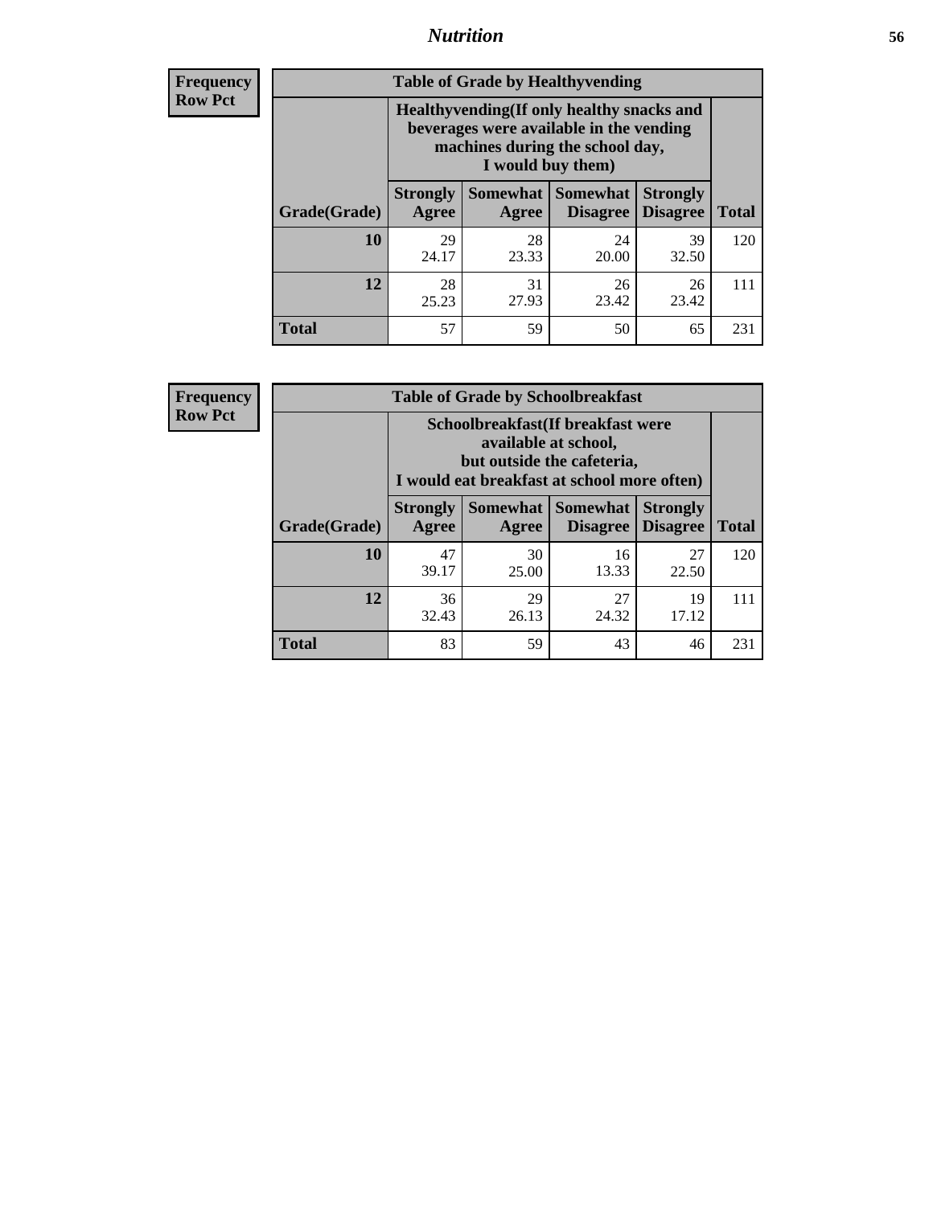**Frequency**
**Row Pct**

| Table of Grade by Healthyvending | | | | | |
|---|---|---|---|---|---|
| | Healthyvending(If only healthy snacks and beverages were available in the vending machines during the school day, I would buy them) | | | | |
| Grade(Grade) | Strongly Agree | Somewhat Agree | Somewhat Disagree | Strongly Disagree | Total |
| **10** | 29<br>24.17 | 28<br>23.33 | 24<br>20.00 | 39<br>32.50 | 120 |
| **12** | 28<br>25.23 | 31<br>27.93 | 26<br>23.42 | 26<br>23.42 | 111 |
| **Total** | 57 | 59 | 50 | 65 | 231 |

**Frequency**
**Row Pct**

| Table of Grade by Schoolbreakfast | | | | | |
|---|---|---|---|---|---|
| | Schoolbreakfast(If breakfast were available at school, but outside the cafeteria, I would eat breakfast at school more often) | | | | |
| Grade(Grade) | Strongly Agree | Somewhat Agree | Somewhat Disagree | Strongly Disagree | Total |
| **10** | 47<br>39.17 | 30<br>25.00 | 16<br>13.33 | 27<br>22.50 | 120 |
| **12** | 36<br>32.43 | 29<br>26.13 | 27<br>24.32 | 19<br>17.12 | 111 |
| **Total** | 83 | 59 | 43 | 46 | 231 |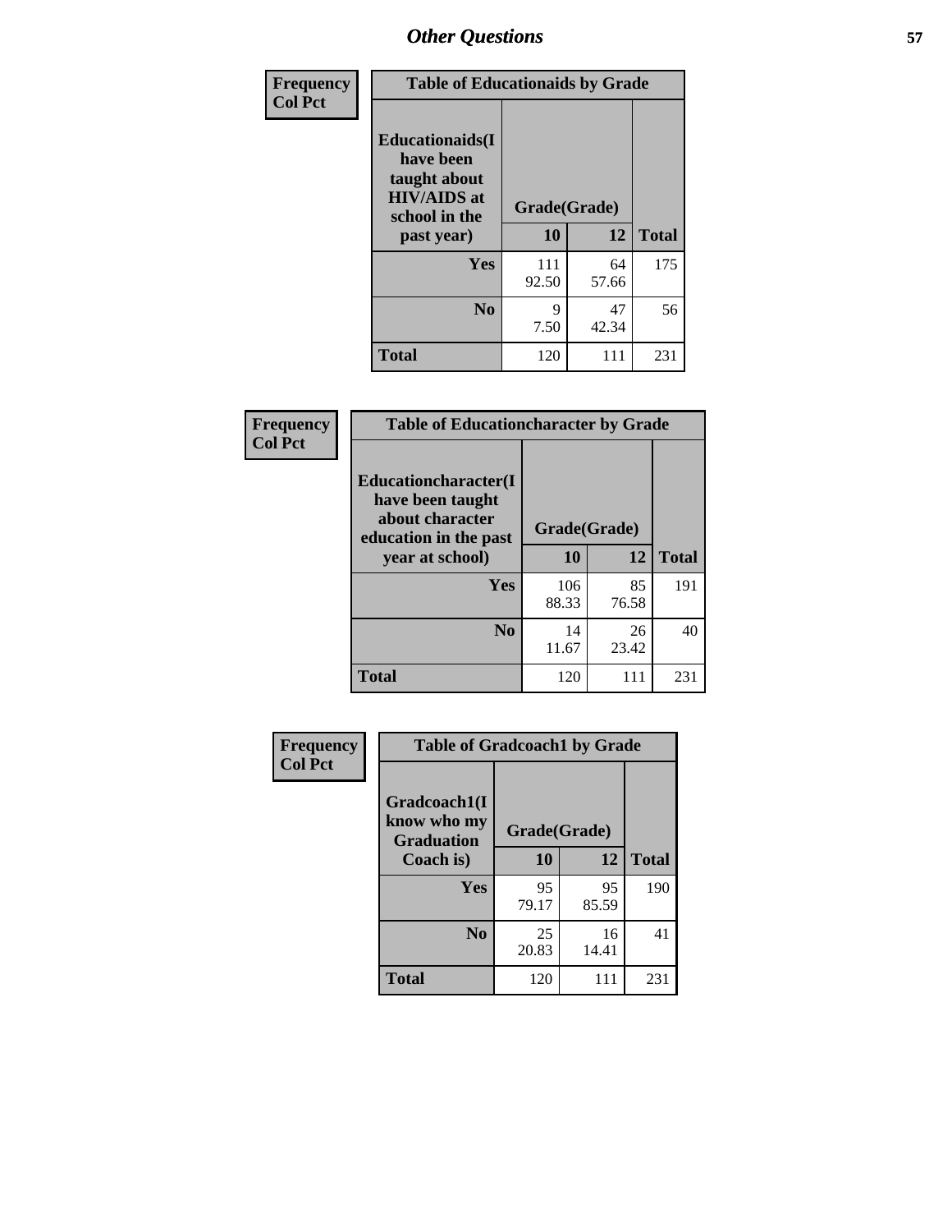## Other Questions

| Frequency Col Pct |
|---|

**Table of Educationaids by Grade**

| Educationaids(I have been taught about HIV/AIDS at school in the past year) | Grade(Grade) 10 | 12 | Total |
|---|---|---|---|
| Yes | 111<br>92.50 | 64<br>57.66 | 175 |
| No | 9<br>7.50 | 47<br>42.34 | 56 |
| Total | 120 | 111 | 231 |

| Frequency Col Pct |
|---|

**Table of Educationcharacter by Grade**

| Educationcharacter(I have been taught about character education in the past year at school) | Grade(Grade) 10 | 12 | Total |
|---|---|---|---|
| Yes | 106<br>88.33 | 85<br>76.58 | 191 |
| No | 14<br>11.67 | 26<br>23.42 | 40 |
| Total | 120 | 111 | 231 |

| Frequency Col Pct |
|---|

**Table of Gradcoach1 by Grade**

| Gradcoach1(I know who my Graduation Coach is) | Grade(Grade) 10 | 12 | Total |
|---|---|---|---|
| Yes | 95<br>79.17 | 95<br>85.59 | 190 |
| No | 25<br>20.83 | 16<br>14.41 | 41 |
| Total | 120 | 111 | 231 |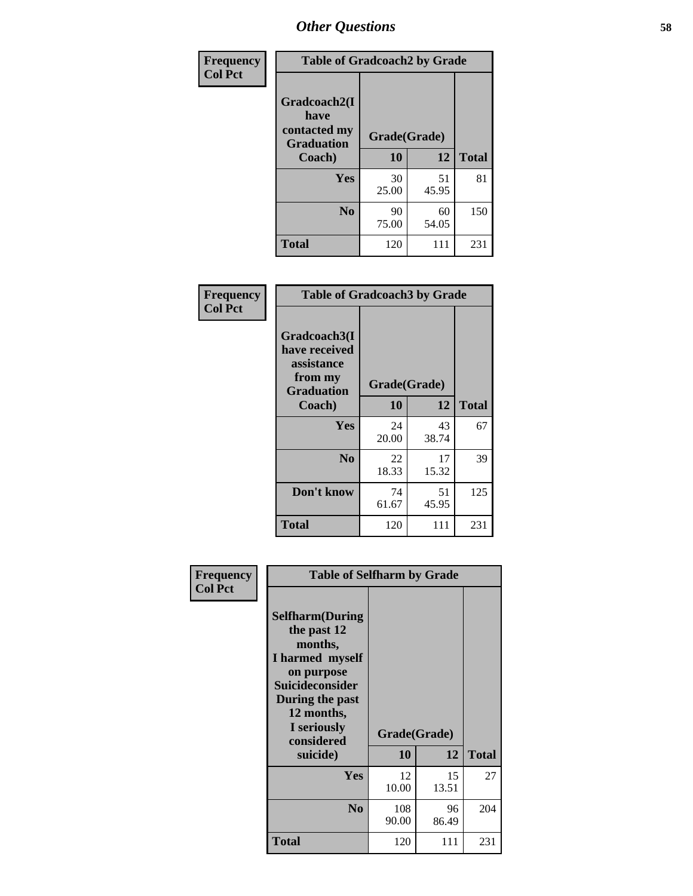## Other Questions

**Frequency Col Pct**

| Table of Gradcoach2 by Grade | | | |
|---|---|---|---|
| Gradcoach2(I have contacted my Graduation Coach) | Grade(Grade) | | |
| | 10 | 12 | Total |
| Yes | 30<br>25.00 | 51<br>45.95 | 81 |
| No | 90<br>75.00 | 60<br>54.05 | 150 |
| Total | 120 | 111 | 231 |

**Frequency Col Pct**

| Table of Gradcoach3 by Grade | | | |
|---|---|---|---|
| Gradcoach3(I have received assistance from my Graduation Coach) | Grade(Grade) | | |
| | 10 | 12 | Total |
| Yes | 24<br>20.00 | 43<br>38.74 | 67 |
| No | 22<br>18.33 | 17<br>15.32 | 39 |
| Don't know | 74<br>61.67 | 51<br>45.95 | 125 |
| Total | 120 | 111 | 231 |

**Frequency Col Pct**

| Table of Selfharm by Grade | | | |
|---|---|---|---|
| Selfharm(During the past 12 months, I harmed myself on purpose Suicideconsider During the past 12 months, I seriously considered suicide) | Grade(Grade) | | |
| | 10 | 12 | Total |
| Yes | 12<br>10.00 | 15<br>13.51 | 27 |
| No | 108<br>90.00 | 96<br>86.49 | 204 |
| Total | 120 | 111 | 231 |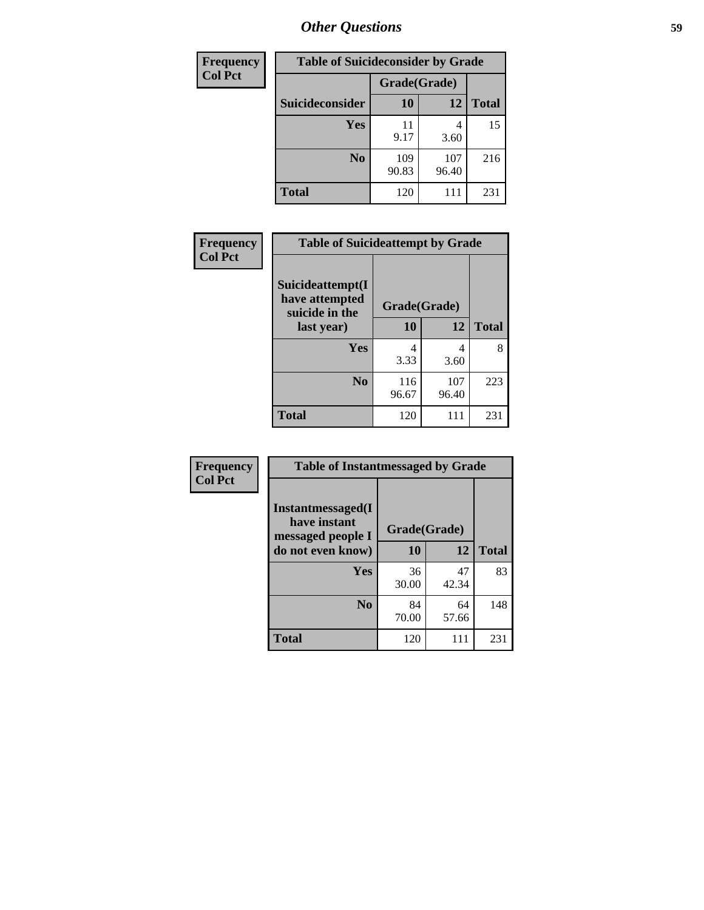## Other Questions

| Frequency<br>Col Pct |
|---|

**Table of Suicideconsider by Grade**

| Suicideconsider | Grade(Grade) 10 | 12 | Total |
|---|---|---|---|
| **Yes** | 11<br>9.17 | 4<br>3.60 | 15 |
| **No** | 109<br>90.83 | 107<br>96.40 | 216 |
| **Total** | 120 | 111 | 231 |

| Frequency<br>Col Pct |
|---|

**Table of Suicideattempt by Grade**

| Suicideattempt(I have attempted suicide in the last year) | Grade(Grade) 10 | 12 | Total |
|---|---|---|---|
| **Yes** | 4<br>3.33 | 4<br>3.60 | 8 |
| **No** | 116<br>96.67 | 107<br>96.40 | 223 |
| **Total** | 120 | 111 | 231 |

| Frequency<br>Col Pct |
|---|

**Table of Instantmessaged by Grade**

| Instantmessaged(I have instant messaged people I do not even know) | Grade(Grade) 10 | 12 | Total |
|---|---|---|---|
| **Yes** | 36<br>30.00 | 47<br>42.34 | 83 |
| **No** | 84<br>70.00 | 64<br>57.66 | 148 |
| **Total** | 120 | 111 | 231 |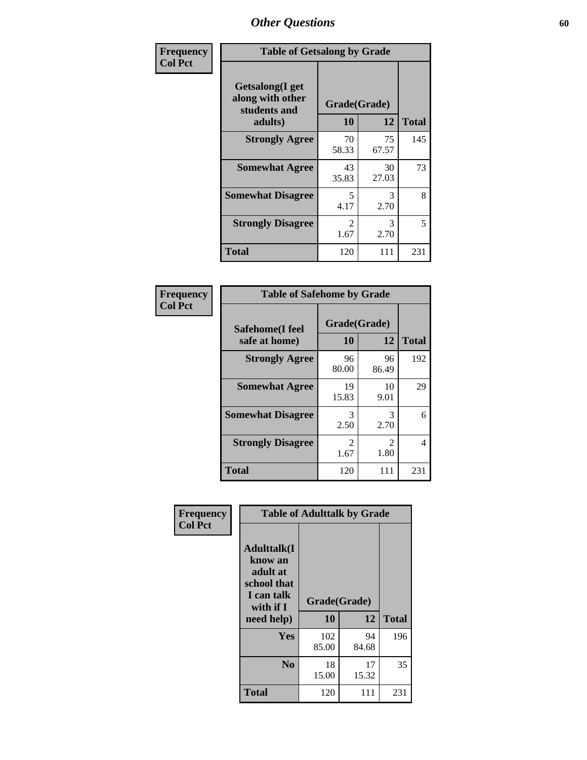# Other Questions

**Frequency**
**Col Pct**

| Table of Getsalong by Grade | | | |
|---|---|---|---|
| Getsalong(I get along with other students and adults) | Grade(Grade) | | |
| | 10 | 12 | Total |
| **Strongly Agree** | 70<br>58.33 | 75<br>67.57 | 145 |
| **Somewhat Agree** | 43<br>35.83 | 30<br>27.03 | 73 |
| **Somewhat Disagree** | 5<br>4.17 | 3<br>2.70 | 8 |
| **Strongly Disagree** | 2<br>1.67 | 3<br>2.70 | 5 |
| **Total** | 120 | 111 | 231 |

**Frequency**
**Col Pct**

| Table of Safehome by Grade | | | |
|---|---|---|---|
| Safehome(I feel safe at home) | Grade(Grade) | | |
| | 10 | 12 | Total |
| **Strongly Agree** | 96<br>80.00 | 96<br>86.49 | 192 |
| **Somewhat Agree** | 19<br>15.83 | 10<br>9.01 | 29 |
| **Somewhat Disagree** | 3<br>2.50 | 3<br>2.70 | 6 |
| **Strongly Disagree** | 2<br>1.67 | 2<br>1.80 | 4 |
| **Total** | 120 | 111 | 231 |

**Frequency**
**Col Pct**

| Table of Adulttalk by Grade | | | |
|---|---|---|---|
| Adulttalk(I know an adult at school that I can talk with if I need help) | Grade(Grade) | | |
| | 10 | 12 | Total |
| **Yes** | 102<br>85.00 | 94<br>84.68 | 196 |
| **No** | 18<br>15.00 | 17<br>15.32 | 35 |
| **Total** | 120 | 111 | 231 |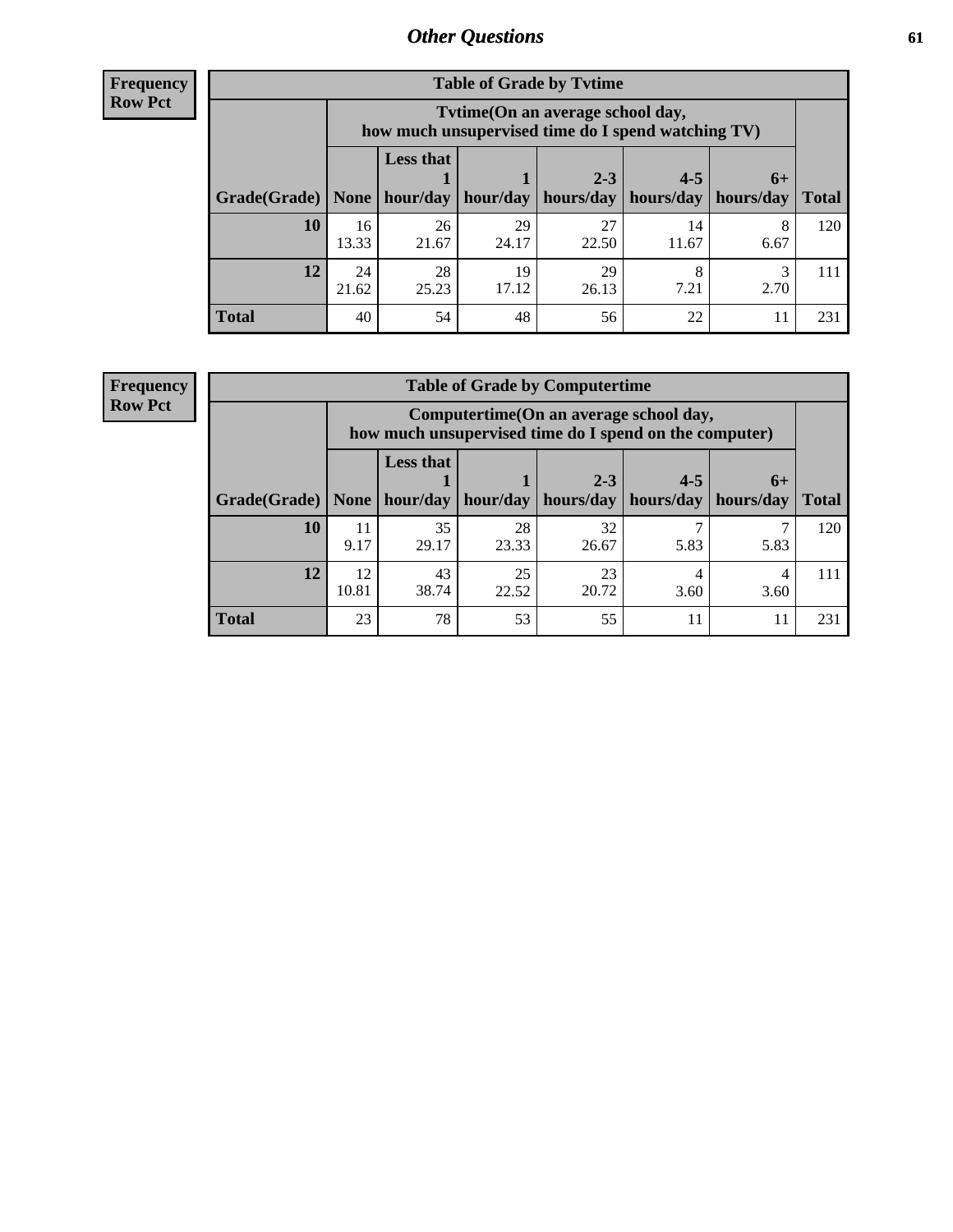**Frequency**
**Row Pct**

| Table of Grade by Tvtime | | | | | | | |
|---|---|---|---|---|---|---|---|
| | Tvtime(On an average school day, how much unsupervised time do I spend watching TV) | | | | | | |
| Grade(Grade) | None | Less that 1 hour/day | 1 hour/day | 2-3 hours/day | 4-5 hours/day | 6+ hours/day | Total |
| **10** | 16<br>13.33 | 26<br>21.67 | 29<br>24.17 | 27<br>22.50 | 14<br>11.67 | 8<br>6.67 | 120 |
| **12** | 24<br>21.62 | 28<br>25.23 | 19<br>17.12 | 29<br>26.13 | 8<br>7.21 | 3<br>2.70 | 111 |
| **Total** | 40 | 54 | 48 | 56 | 22 | 11 | 231 |

**Frequency**
**Row Pct**

| Table of Grade by Computertime | | | | | | | |
|---|---|---|---|---|---|---|---|
| | Computertime(On an average school day, how much unsupervised time do I spend on the computer) | | | | | | |
| Grade(Grade) | None | Less that 1 hour/day | 1 hour/day | 2-3 hours/day | 4-5 hours/day | 6+ hours/day | Total |
| **10** | 11<br>9.17 | 35<br>29.17 | 28<br>23.33 | 32<br>26.67 | 7<br>5.83 | 7<br>5.83 | 120 |
| **12** | 12<br>10.81 | 43<br>38.74 | 25<br>22.52 | 23<br>20.72 | 4<br>3.60 | 4<br>3.60 | 111 |
| **Total** | 23 | 78 | 53 | 55 | 11 | 11 | 231 |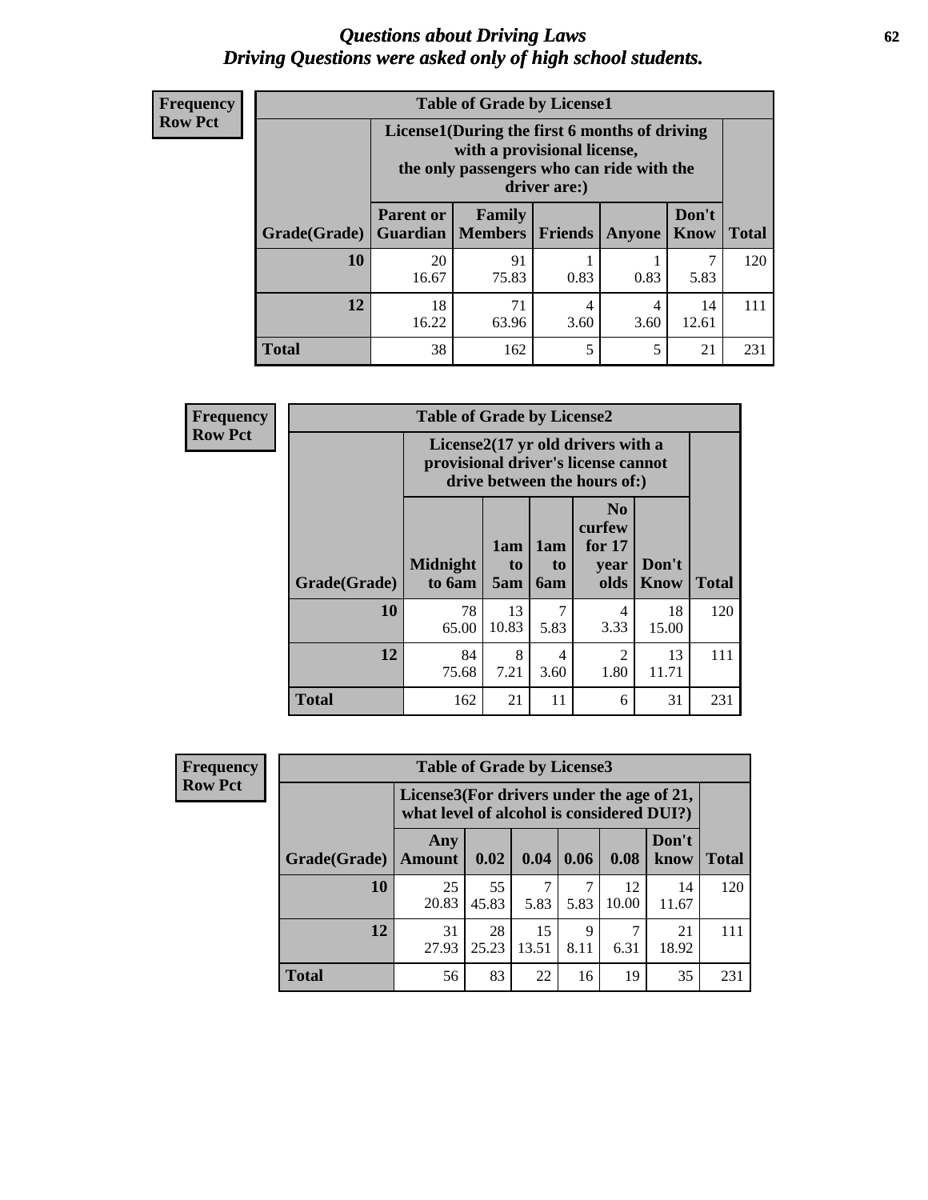# *Questions about Driving Laws*
## *Driving Questions were asked only of high school students.*

**Frequency**
**Row Pct**

| Table of Grade by License1 | | | | | | |
|---|---|---|---|---|---|---|
| | License1(During the first 6 months of driving with a provisional license, the only passengers who can ride with the driver are:) | | | | | |
| **Grade(Grade)** | **Parent or Guardian** | **Family Members** | **Friends** | **Anyone** | **Don't Know** | **Total** |
| **10** | 20<br>16.67 | 91<br>75.83 | 1<br>0.83 | 1<br>0.83 | 7<br>5.83 | 120 |
| **12** | 18<br>16.22 | 71<br>63.96 | 4<br>3.60 | 4<br>3.60 | 14<br>12.61 | 111 |
| **Total** | 38 | 162 | 5 | 5 | 21 | 231 |

**Frequency**
**Row Pct**

| Table of Grade by License2 | | | | | | |
|---|---|---|---|---|---|---|
| | License2(17 yr old drivers with a provisional driver's license cannot drive between the hours of:) | | | | | |
| **Grade(Grade)** | **Midnight to 6am** | **1am to 5am** | **1am to 6am** | **No curfew for 17 year olds** | **Don't Know** | **Total** |
| **10** | 78<br>65.00 | 13<br>10.83 | 7<br>5.83 | 4<br>3.33 | 18<br>15.00 | 120 |
| **12** | 84<br>75.68 | 8<br>7.21 | 4<br>3.60 | 2<br>1.80 | 13<br>11.71 | 111 |
| **Total** | 162 | 21 | 11 | 6 | 31 | 231 |

**Frequency**
**Row Pct**

| Table of Grade by License3 | | | | | | | |
|---|---|---|---|---|---|---|---|
| | License3(For drivers under the age of 21, what level of alcohol is considered DUI?) | | | | | | |
| **Grade(Grade)** | **Any Amount** | **0.02** | **0.04** | **0.06** | **0.08** | **Don't know** | **Total** |
| **10** | 25<br>20.83 | 55<br>45.83 | 7<br>5.83 | 7<br>5.83 | 12<br>10.00 | 14<br>11.67 | 120 |
| **12** | 31<br>27.93 | 28<br>25.23 | 15<br>13.51 | 9<br>8.11 | 7<br>6.31 | 21<br>18.92 | 111 |
| **Total** | 56 | 83 | 22 | 16 | 19 | 35 | 231 |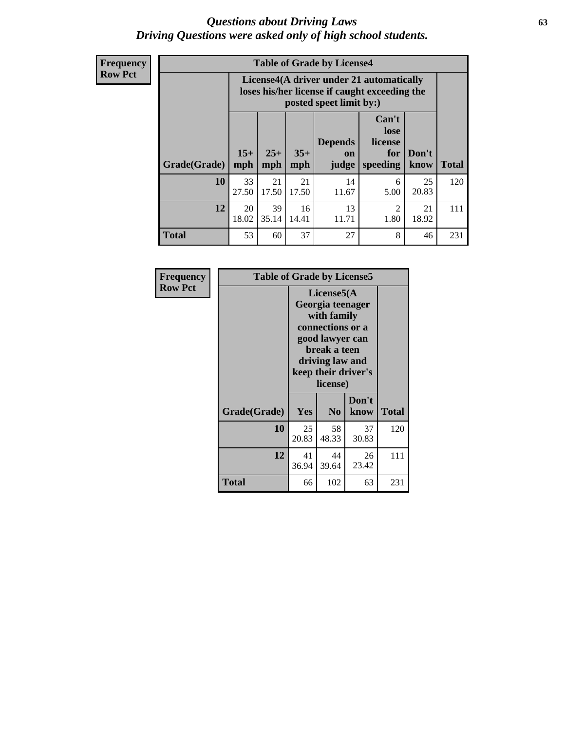# *Questions about Driving Laws*
## *Driving Questions were asked only of high school students.*

**Frequency**
**Row Pct**

| Table of Grade by License4 | | | | | | | |
|---|---|---|---|---|---|---|---|
| | License4(A driver under 21 automatically loses his/her license if caught exceeding the posted speet limit by:) | | | | | | |
| Grade(Grade) | 15+ mph | 25+ mph | 35+ mph | Depends on judge | Can't lose license for speeding | Don't know | Total |
| **10** | 33<br>27.50 | 21<br>17.50 | 21<br>17.50 | 14<br>11.67 | 6<br>5.00 | 25<br>20.83 | 120 |
| **12** | 20<br>18.02 | 39<br>35.14 | 16<br>14.41 | 13<br>11.71 | 2<br>1.80 | 21<br>18.92 | 111 |
| **Total** | 53 | 60 | 37 | 27 | 8 | 46 | 231 |

**Frequency**
**Row Pct**

| Table of Grade by License5 | | | | |
|---|---|---|---|---|
| | License5(A Georgia teenager with family connections or a good lawyer can break a teen driving law and keep their driver's license) | | | |
| Grade(Grade) | Yes | No | Don't know | Total |
| **10** | 25<br>20.83 | 58<br>48.33 | 37<br>30.83 | 120 |
| **12** | 41<br>36.94 | 44<br>39.64 | 26<br>23.42 | 111 |
| **Total** | 66 | 102 | 63 | 231 |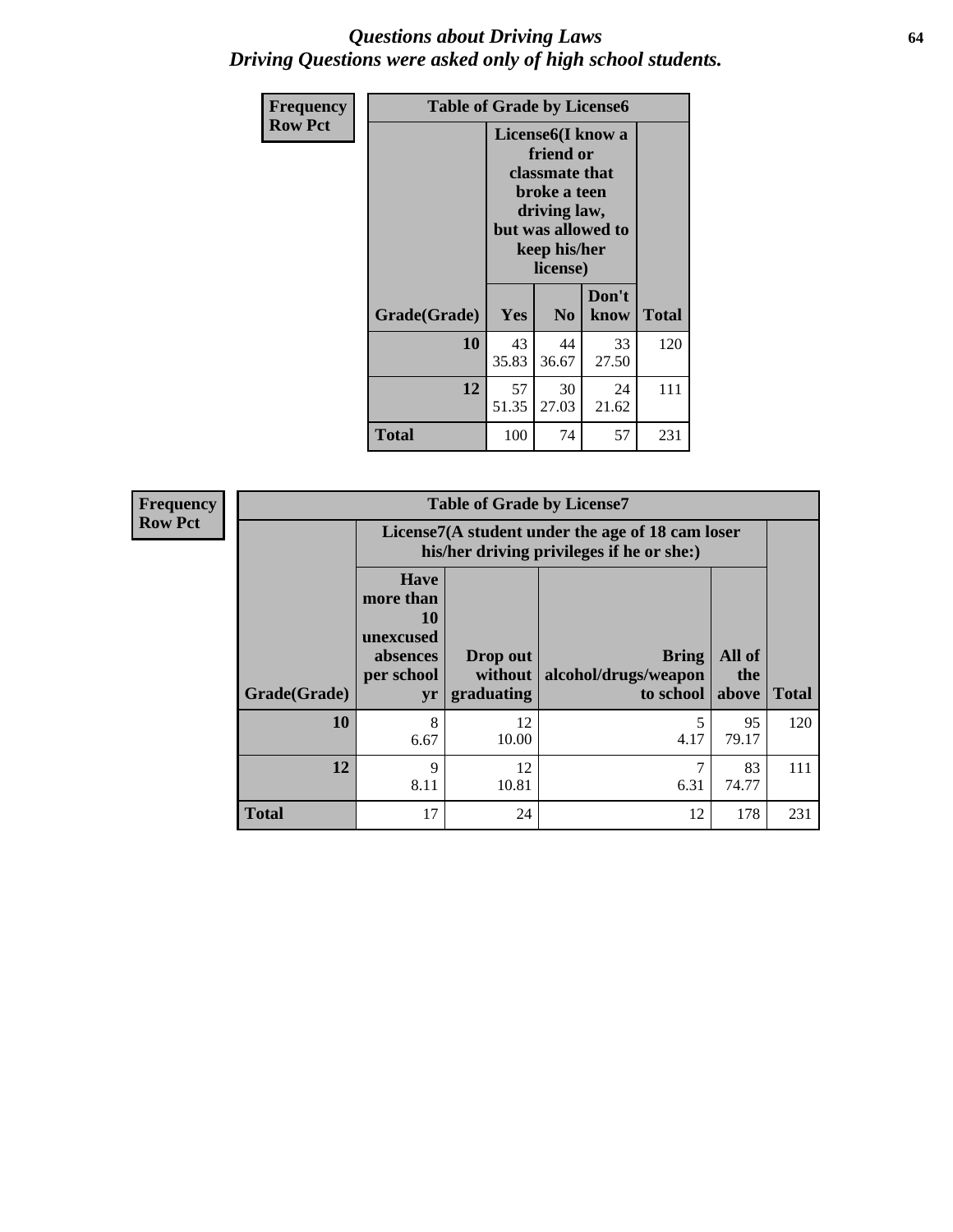# *Questions about Driving Laws*
## *Driving Questions were asked only of high school students.*

| Frequency<br>Row Pct | Table of Grade by License6 | | | |
|---|---|---|---|---|
| | License6(I know a friend or classmate that broke a teen driving law, but was allowed to keep his/her license) | | | |
| Grade(Grade) | Yes | No | Don't know | Total |
| 10 | 43<br>35.83 | 44<br>36.67 | 33<br>27.50 | 120 |
| 12 | 57<br>51.35 | 30<br>27.03 | 24<br>21.62 | 111 |
| Total | 100 | 74 | 57 | 231 |

| Frequency<br>Row Pct | Table of Grade by License7 | | | | |
|---|---|---|---|---|---|
| | License7(A student under the age of 18 cam loser his/her driving privileges if he or she:) | | | | |
| Grade(Grade) | Have more than 10 unexcused absences per school yr | Drop out without graduating | Bring alcohol/drugs/weapon to school | All of the above | Total |
| 10 | 8<br>6.67 | 12<br>10.00 | 5<br>4.17 | 95<br>79.17 | 120 |
| 12 | 9<br>8.11 | 12<br>10.81 | 7<br>6.31 | 83<br>74.77 | 111 |
| Total | 17 | 24 | 12 | 178 | 231 |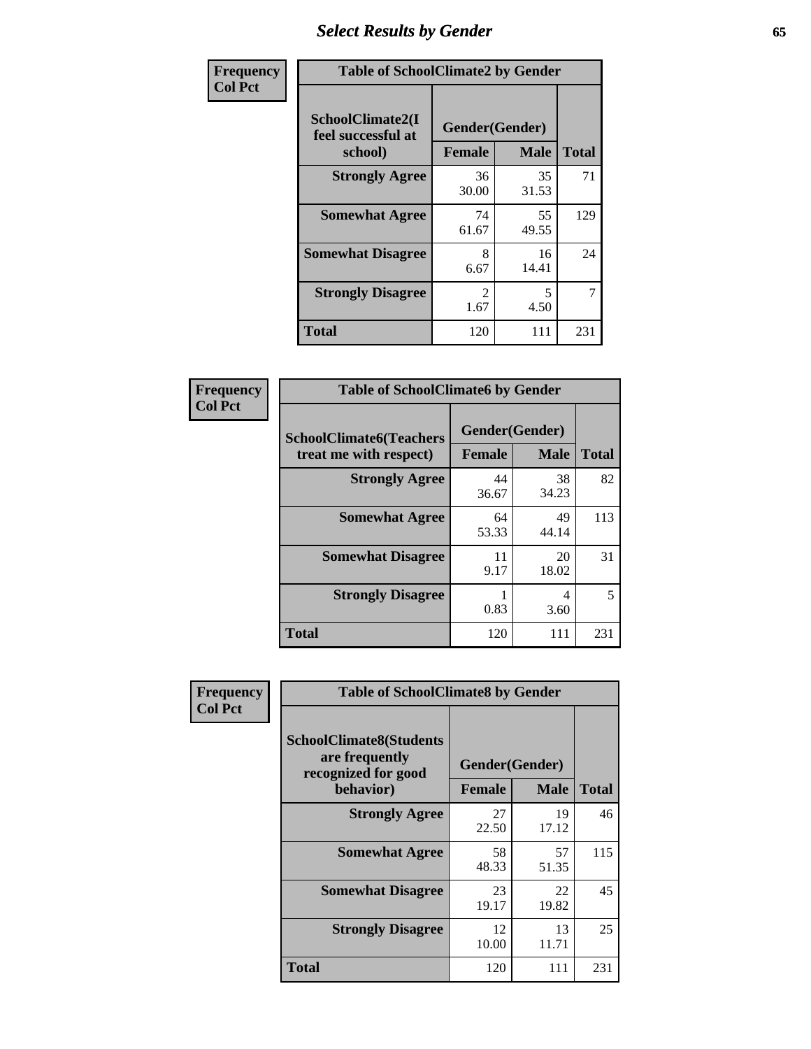# Select Results by Gender

| Frequency Col Pct | Table of SchoolClimate2 by Gender | | |
|---|---|---|---|
| SchoolClimate2(I feel successful at school) | Gender(Gender) | | |
| | Female | Male | Total |
| Strongly Agree | 36<br>30.00 | 35<br>31.53 | 71 |
| Somewhat Agree | 74<br>61.67 | 55<br>49.55 | 129 |
| Somewhat Disagree | 8<br>6.67 | 16<br>14.41 | 24 |
| Strongly Disagree | 2<br>1.67 | 5<br>4.50 | 7 |
| Total | 120 | 111 | 231 |

| Frequency Col Pct | Table of SchoolClimate6 by Gender | | |
|---|---|---|---|
| SchoolClimate6(Teachers treat me with respect) | Gender(Gender) | | |
| | Female | Male | Total |
| Strongly Agree | 44<br>36.67 | 38<br>34.23 | 82 |
| Somewhat Agree | 64<br>53.33 | 49<br>44.14 | 113 |
| Somewhat Disagree | 11<br>9.17 | 20<br>18.02 | 31 |
| Strongly Disagree | 1<br>0.83 | 4<br>3.60 | 5 |
| Total | 120 | 111 | 231 |

| Frequency Col Pct | Table of SchoolClimate8 by Gender | | |
|---|---|---|---|
| SchoolClimate8(Students are frequently recognized for good behavior) | Gender(Gender) | | |
| | Female | Male | Total |
| Strongly Agree | 27<br>22.50 | 19<br>17.12 | 46 |
| Somewhat Agree | 58<br>48.33 | 57<br>51.35 | 115 |
| Somewhat Disagree | 23<br>19.17 | 22<br>19.82 | 45 |
| Strongly Disagree | 12<br>10.00 | 13<br>11.71 | 25 |
| Total | 120 | 111 | 231 |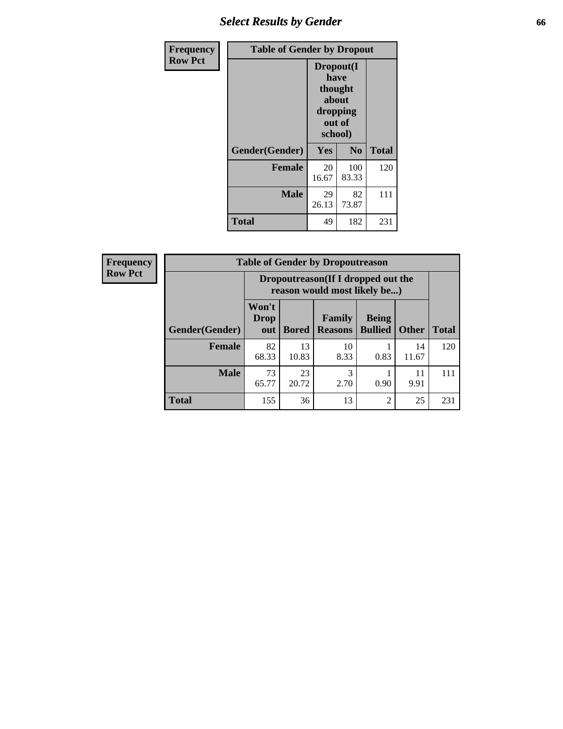| Frequency<br>Row Pct |
|---|

| Table of Gender by Dropout | | | |
|---|---|---|---|
| | Dropout(I have thought about dropping out of school) | | |
| Gender(Gender) | Yes | No | Total |
| Female | 20<br>16.67 | 100<br>83.33 | 120 |
| Male | 29<br>26.13 | 82<br>73.87 | 111 |
| Total | 49 | 182 | 231 |

| Frequency<br>Row Pct |
|---|

| Table of Gender by Dropoutreason | | | | | | |
|---|---|---|---|---|---|---|
| | Dropoutreason(If I dropped out the reason would most likely be...) | | | | | |
| Gender(Gender) | Won't Drop out | Bored | Family Reasons | Being Bullied | Other | Total |
| Female | 82<br>68.33 | 13<br>10.83 | 10<br>8.33 | 1<br>0.83 | 14<br>11.67 | 120 |
| Male | 73<br>65.77 | 23<br>20.72 | 3<br>2.70 | 1<br>0.90 | 11<br>9.91 | 111 |
| Total | 155 | 36 | 13 | 2 | 25 | 231 |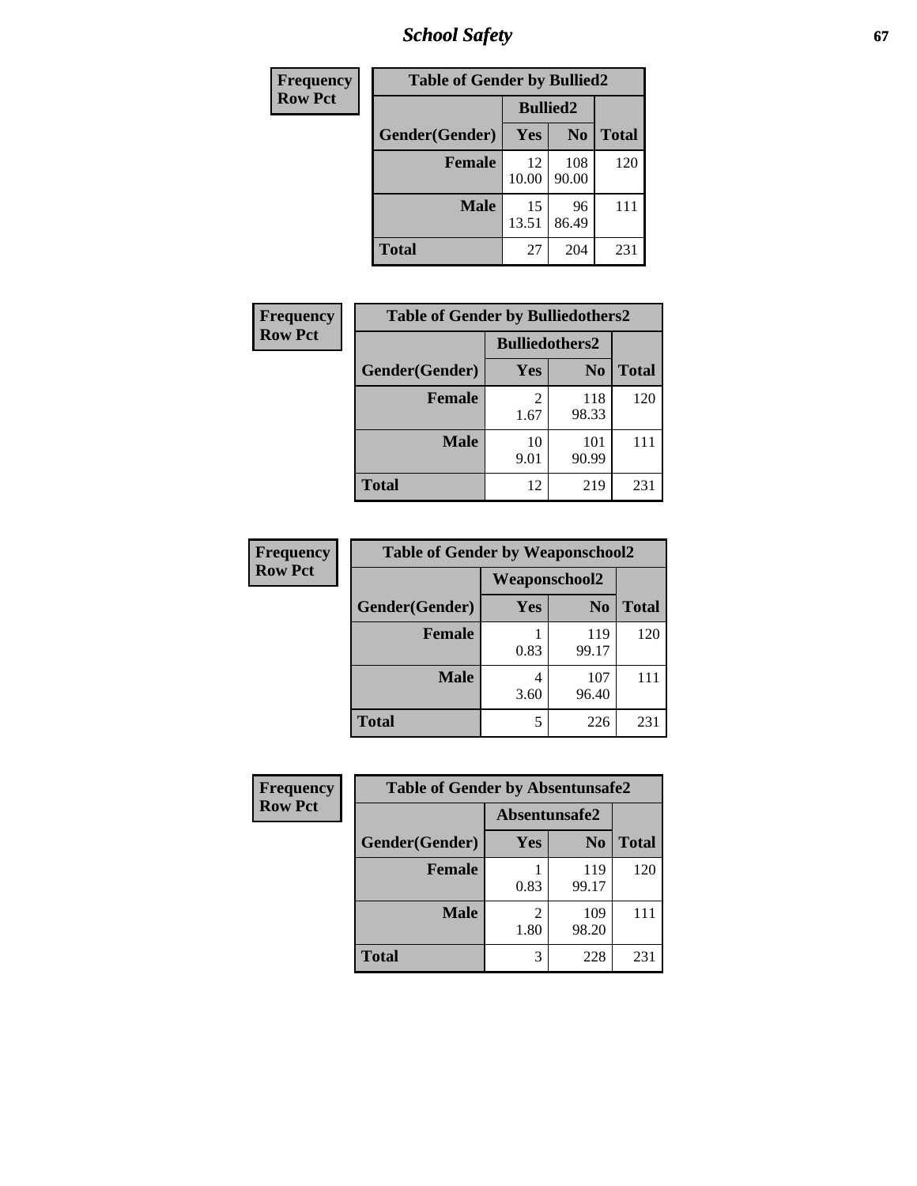| Frequency<br>Row Pct | Table of Gender by Bullied2 | | |
|---|---|---|---|
| | Bullied2 | | |
| Gender(Gender) | Yes | No | Total |
| Female | 12<br>10.00 | 108<br>90.00 | 120 |
| Male | 15<br>13.51 | 96<br>86.49 | 111 |
| Total | 27 | 204 | 231 |

| Frequency<br>Row Pct | Table of Gender by Bulliedothers2 | | |
|---|---|---|---|
| | Bulliedothers2 | | |
| Gender(Gender) | Yes | No | Total |
| Female | 2<br>1.67 | 118<br>98.33 | 120 |
| Male | 10<br>9.01 | 101<br>90.99 | 111 |
| Total | 12 | 219 | 231 |

| Frequency<br>Row Pct | Table of Gender by Weaponschool2 | | |
|---|---|---|---|
| | Weaponschool2 | | |
| Gender(Gender) | Yes | No | Total |
| Female | 1<br>0.83 | 119<br>99.17 | 120 |
| Male | 4<br>3.60 | 107<br>96.40 | 111 |
| Total | 5 | 226 | 231 |

| Frequency<br>Row Pct | Table of Gender by Absentunsafe2 | | |
|---|---|---|---|
| | Absentunsafe2 | | |
| Gender(Gender) | Yes | No | Total |
| Female | 1<br>0.83 | 119<br>99.17 | 120 |
| Male | 2<br>1.80 | 109<br>98.20 | 111 |
| Total | 3 | 228 | 231 |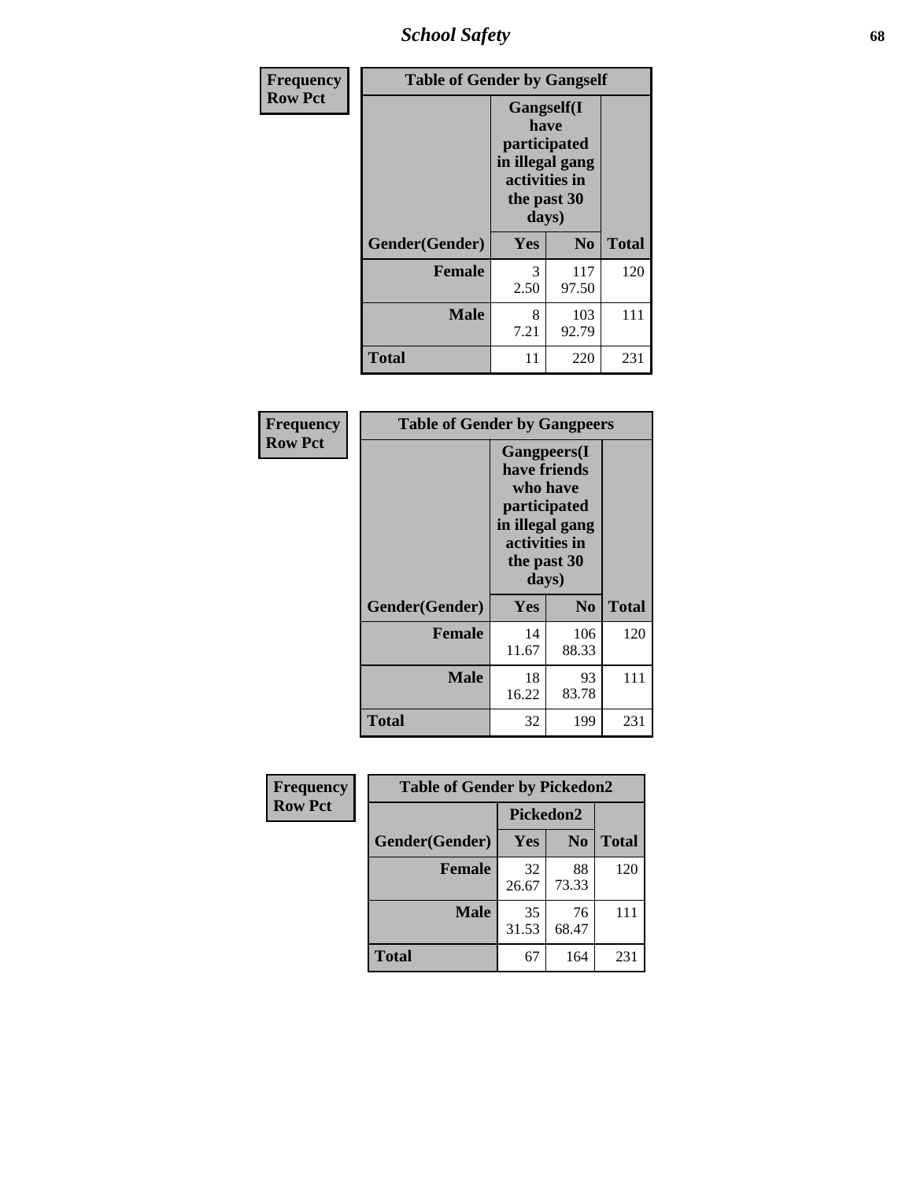Frequency
Row Pct

**Table of Gender by Gangself**

| Gender(Gender) | Gangself(I have participated in illegal gang activities in the past 30 days) Yes | No | Total |
|---|---|---|---|
| **Female** | 3<br>2.50 | 117<br>97.50 | 120 |
| **Male** | 8<br>7.21 | 103<br>92.79 | 111 |
| **Total** | 11 | 220 | 231 |

Frequency
Row Pct

**Table of Gender by Gangpeers**

| Gender(Gender) | Gangpeers(I have friends who have participated in illegal gang activities in the past 30 days) Yes | No | Total |
|---|---|---|---|
| **Female** | 14<br>11.67 | 106<br>88.33 | 120 |
| **Male** | 18<br>16.22 | 93<br>83.78 | 111 |
| **Total** | 32 | 199 | 231 |

Frequency
Row Pct

**Table of Gender by Pickedon2**

| Gender(Gender) | Pickedon2 Yes | No | Total |
|---|---|---|---|
| **Female** | 32<br>26.67 | 88<br>73.33 | 120 |
| **Male** | 35<br>31.53 | 76<br>68.47 | 111 |
| **Total** | 67 | 164 | 231 |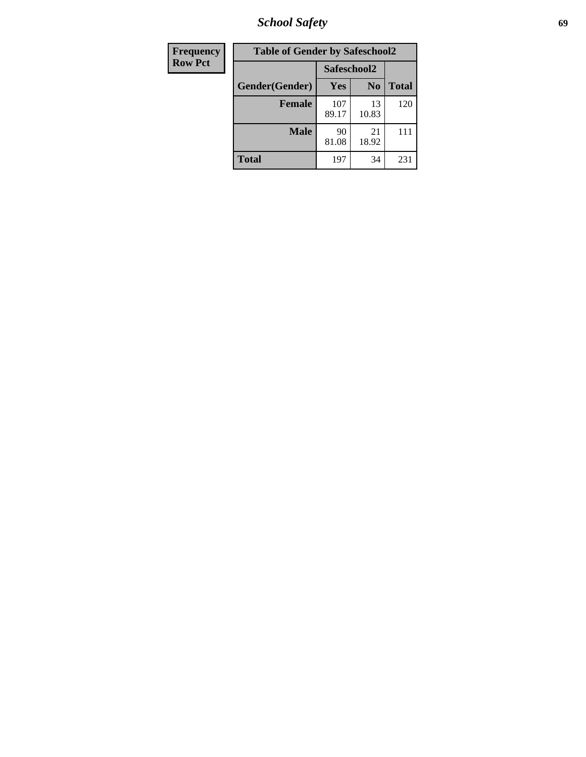| Frequency |
|---|
| Row Pct |

| Table of Gender by Safeschool2 | | | |
|---|---|---|---|
| | Safeschool2 | | |
| Gender(Gender) | Yes | No | Total |
| Female | 107<br>89.17 | 13<br>10.83 | 120 |
| Male | 90<br>81.08 | 21<br>18.92 | 111 |
| Total | 197 | 34 | 231 |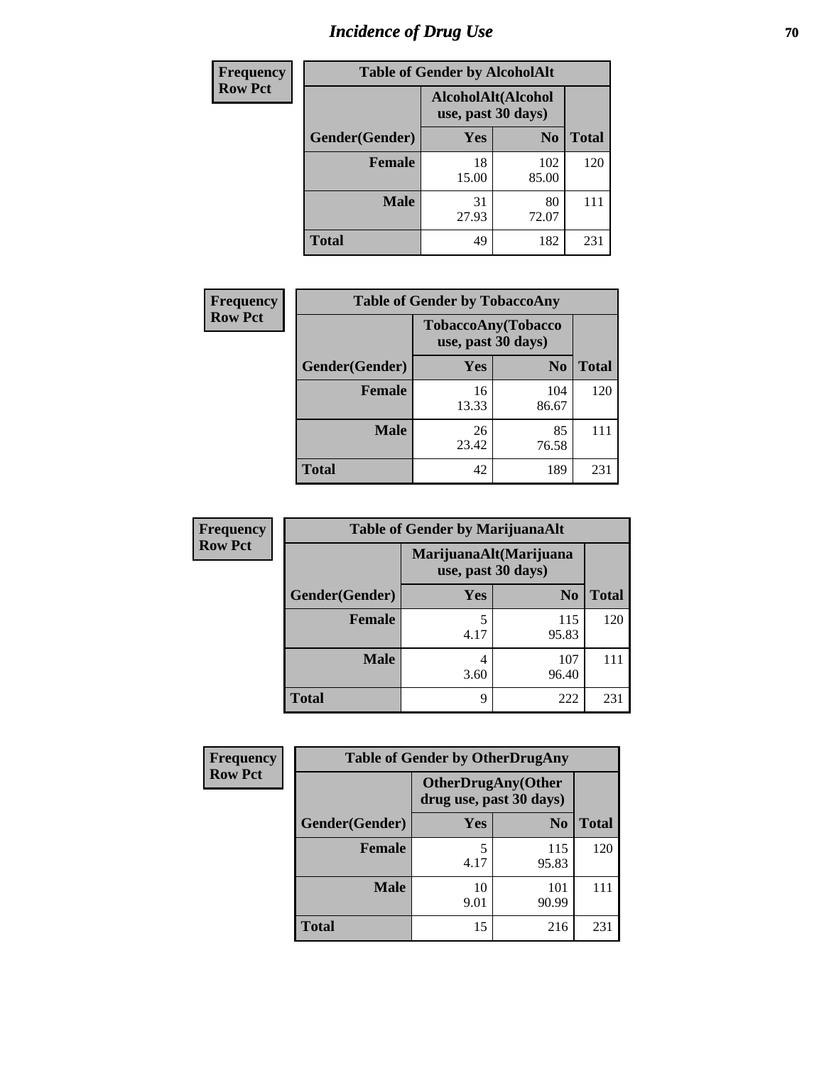# Incidence of Drug Use

| Frequency Row Pct | | | |
|---|---|---|---|
| **Table of Gender by AlcoholAlt** | | | |
| | AlcoholAlt(Alcohol use, past 30 days) | | |
| Gender(Gender) | Yes | No | Total |
| Female | 18<br>15.00 | 102<br>85.00 | 120 |
| Male | 31<br>27.93 | 80<br>72.07 | 111 |
| Total | 49 | 182 | 231 |

| Frequency Row Pct | | | |
|---|---|---|---|
| **Table of Gender by TobaccoAny** | | | |
| | TobaccoAny(Tobacco use, past 30 days) | | |
| Gender(Gender) | Yes | No | Total |
| Female | 16<br>13.33 | 104<br>86.67 | 120 |
| Male | 26<br>23.42 | 85<br>76.58 | 111 |
| Total | 42 | 189 | 231 |

| Frequency Row Pct | | | |
|---|---|---|---|
| **Table of Gender by MarijuanaAlt** | | | |
| | MarijuanaAlt(Marijuana use, past 30 days) | | |
| Gender(Gender) | Yes | No | Total |
| Female | 5<br>4.17 | 115<br>95.83 | 120 |
| Male | 4<br>3.60 | 107<br>96.40 | 111 |
| Total | 9 | 222 | 231 |

| Frequency Row Pct | | | |
|---|---|---|---|
| **Table of Gender by OtherDrugAny** | | | |
| | OtherDrugAny(Other drug use, past 30 days) | | |
| Gender(Gender) | Yes | No | Total |
| Female | 5<br>4.17 | 115<br>95.83 | 120 |
| Male | 10<br>9.01 | 101<br>90.99 | 111 |
| Total | 15 | 216 | 231 |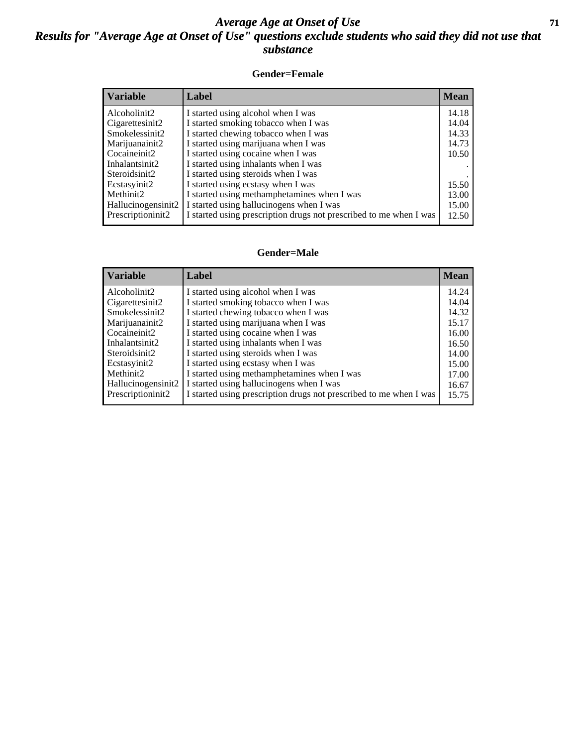# Average Age at Onset of Use

## Results for "Average Age at Onset of Use" questions exclude students who said they did not use that substance

### Gender=Female

| Variable | Label | Mean |
|---|---|---|
| Alcoholinit2 | I started using alcohol when I was | 14.18 |
| Cigarettesinit2 | I started smoking tobacco when I was | 14.04 |
| Smokelessinit2 | I started chewing tobacco when I was | 14.33 |
| Marijuanainit2 | I started using marijuana when I was | 14.73 |
| Cocaineinit2 | I started using cocaine when I was | 10.50 |
| Inhalantsinit2 | I started using inhalants when I was | . |
| Steroidsinit2 | I started using steroids when I was | . |
| Ecstasyinit2 | I started using ecstasy when I was | 15.50 |
| Methinit2 | I started using methamphetamines when I was | 13.00 |
| Hallucinogensinit2 | I started using hallucinogens when I was | 15.00 |
| Prescriptioninit2 | I started using prescription drugs not prescribed to me when I was | 12.50 |

### Gender=Male

| Variable | Label | Mean |
|---|---|---|
| Alcoholinit2 | I started using alcohol when I was | 14.24 |
| Cigarettesinit2 | I started smoking tobacco when I was | 14.04 |
| Smokelessinit2 | I started chewing tobacco when I was | 14.32 |
| Marijuanainit2 | I started using marijuana when I was | 15.17 |
| Cocaineinit2 | I started using cocaine when I was | 16.00 |
| Inhalantsinit2 | I started using inhalants when I was | 16.50 |
| Steroidsinit2 | I started using steroids when I was | 14.00 |
| Ecstasyinit2 | I started using ecstasy when I was | 15.00 |
| Methinit2 | I started using methamphetamines when I was | 17.00 |
| Hallucinogensinit2 | I started using hallucinogens when I was | 16.67 |
| Prescriptioninit2 | I started using prescription drugs not prescribed to me when I was | 15.75 |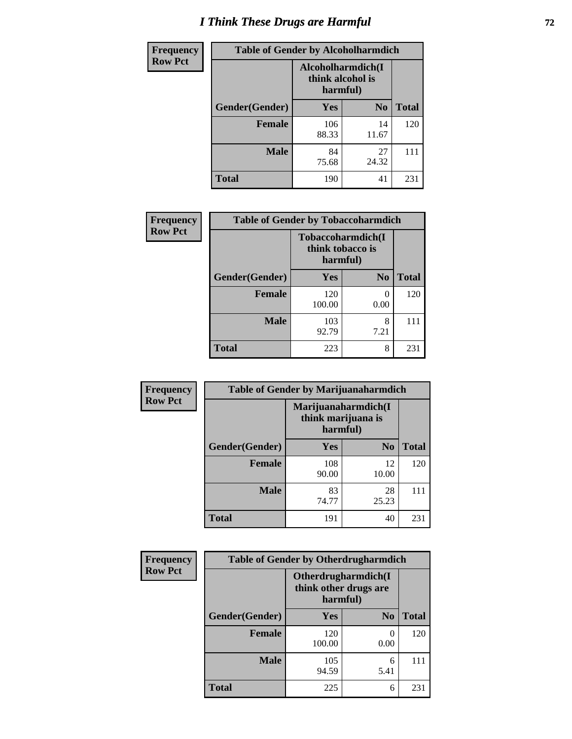# I Think These Drugs are Harmful

| Frequency Row Pct | Table of Gender by Alcoholharmdich | | |
|---|---|---|---|
| | Alcoholharmdich(I think alcohol is harmful) | | |
| Gender(Gender) | Yes | No | Total |
| Female | 106<br>88.33 | 14<br>11.67 | 120 |
| Male | 84<br>75.68 | 27<br>24.32 | 111 |
| Total | 190 | 41 | 231 |

| Frequency Row Pct | Table of Gender by Tobaccoharmdich | | |
|---|---|---|---|
| | Tobaccoharmdich(I think tobacco is harmful) | | |
| Gender(Gender) | Yes | No | Total |
| Female | 120<br>100.00 | 0<br>0.00 | 120 |
| Male | 103<br>92.79 | 8<br>7.21 | 111 |
| Total | 223 | 8 | 231 |

| Frequency Row Pct | Table of Gender by Marijuanaharmdich | | |
|---|---|---|---|
| | Marijuanaharmdich(I think marijuana is harmful) | | |
| Gender(Gender) | Yes | No | Total |
| Female | 108<br>90.00 | 12<br>10.00 | 120 |
| Male | 83<br>74.77 | 28<br>25.23 | 111 |
| Total | 191 | 40 | 231 |

| Frequency Row Pct | Table of Gender by Otherdrugharmdich | | |
|---|---|---|---|
| | Otherdrugharmdich(I think other drugs are harmful) | | |
| Gender(Gender) | Yes | No | Total |
| Female | 120<br>100.00 | 0<br>0.00 | 120 |
| Male | 105<br>94.59 | 6<br>5.41 | 111 |
| Total | 225 | 6 | 231 |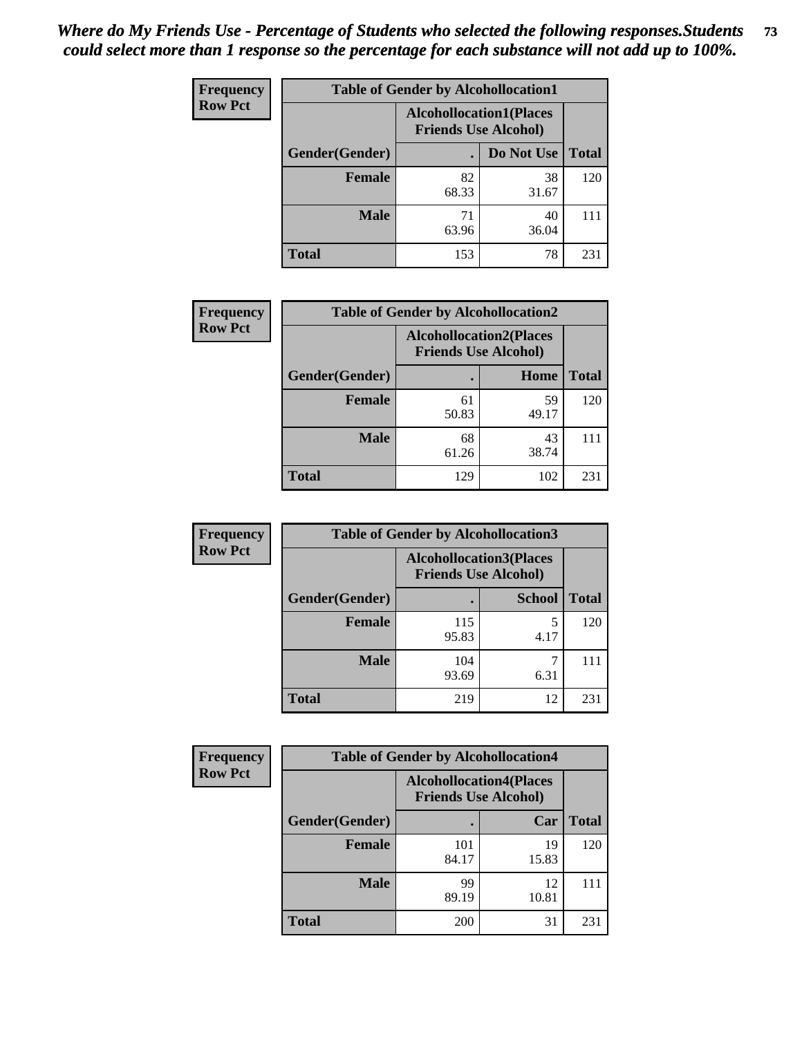*Where do My Friends Use - Percentage of Students who selected the following responses.Students could select more than 1 response so the percentage for each substance will not add up to 100%.*

**Frequency**
**Row Pct**

| Table of Gender by Alcohollocation1 | | | |
|---|---|---|---|
| | Alcohollocation1(Places Friends Use Alcohol) | | |
| Gender(Gender) | . | Do Not Use | Total |
| **Female** | 82<br>68.33 | 38<br>31.67 | 120 |
| **Male** | 71<br>63.96 | 40<br>36.04 | 111 |
| **Total** | 153 | 78 | 231 |

**Frequency**
**Row Pct**

| Table of Gender by Alcohollocation2 | | | |
|---|---|---|---|
| | Alcohollocation2(Places Friends Use Alcohol) | | |
| Gender(Gender) | . | Home | Total |
| **Female** | 61<br>50.83 | 59<br>49.17 | 120 |
| **Male** | 68<br>61.26 | 43<br>38.74 | 111 |
| **Total** | 129 | 102 | 231 |

**Frequency**
**Row Pct**

| Table of Gender by Alcohollocation3 | | | |
|---|---|---|---|
| | Alcohollocation3(Places Friends Use Alcohol) | | |
| Gender(Gender) | . | School | Total |
| **Female** | 115<br>95.83 | 5<br>4.17 | 120 |
| **Male** | 104<br>93.69 | 7<br>6.31 | 111 |
| **Total** | 219 | 12 | 231 |

**Frequency**
**Row Pct**

| Table of Gender by Alcohollocation4 | | | |
|---|---|---|---|
| | Alcohollocation4(Places Friends Use Alcohol) | | |
| Gender(Gender) | . | Car | Total |
| **Female** | 101<br>84.17 | 19<br>15.83 | 120 |
| **Male** | 99<br>89.19 | 12<br>10.81 | 111 |
| **Total** | 200 | 31 | 231 |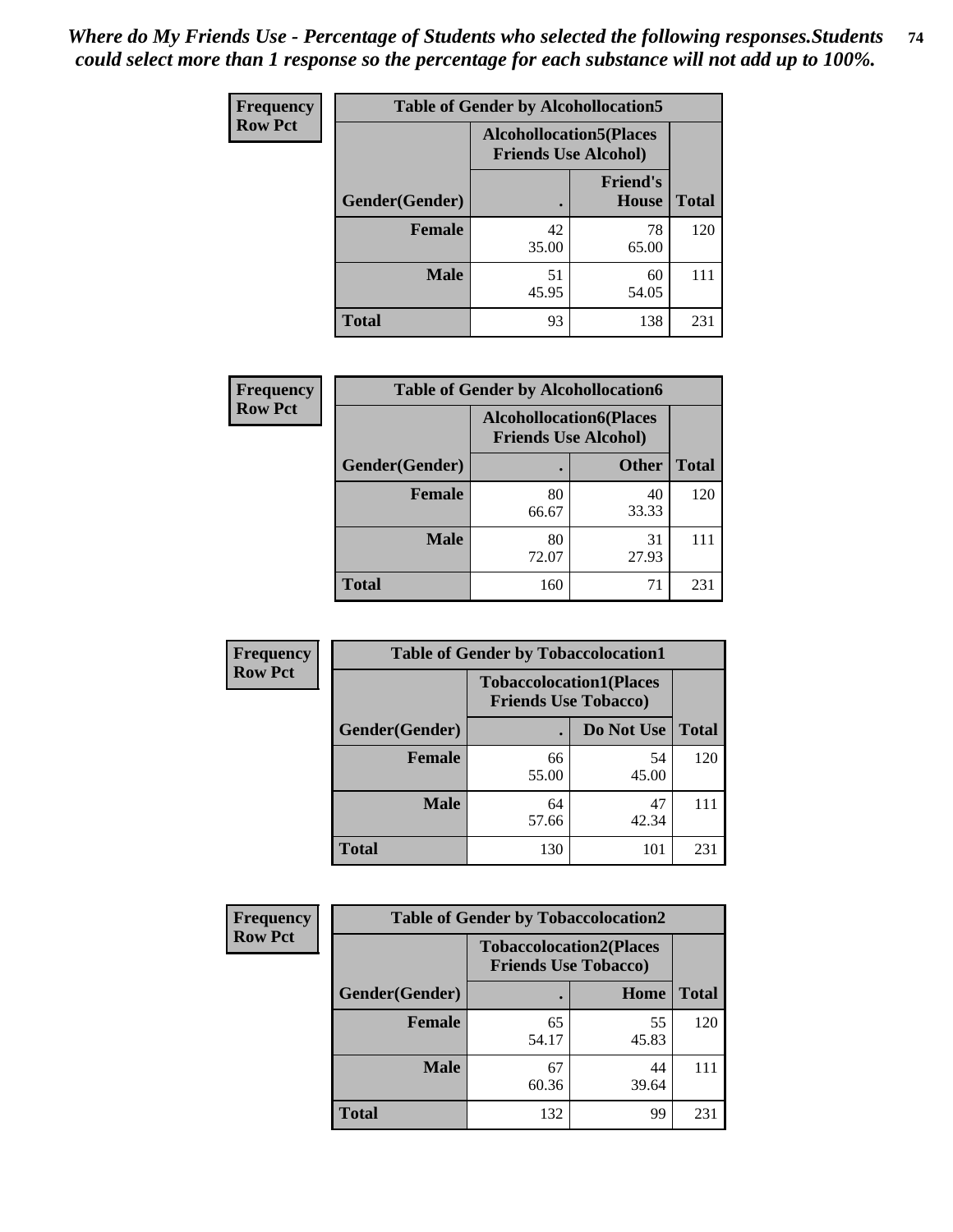*Where do My Friends Use - Percentage of Students who selected the following responses.Students could select more than 1 response so the percentage for each substance will not add up to 100%.*

**Frequency**
**Row Pct**

| Table of Gender by Alcohollocation5 | | | |
|---|---|---|---|
| | Alcohollocation5(Places Friends Use Alcohol) | | |
| Gender(Gender) | . | Friend's House | Total |
| Female | 42<br>35.00 | 78<br>65.00 | 120 |
| Male | 51<br>45.95 | 60<br>54.05 | 111 |
| Total | 93 | 138 | 231 |

**Frequency**
**Row Pct**

| Table of Gender by Alcohollocation6 | | | |
|---|---|---|---|
| | Alcohollocation6(Places Friends Use Alcohol) | | |
| Gender(Gender) | . | Other | Total |
| Female | 80<br>66.67 | 40<br>33.33 | 120 |
| Male | 80<br>72.07 | 31<br>27.93 | 111 |
| Total | 160 | 71 | 231 |

**Frequency**
**Row Pct**

| Table of Gender by Tobaccolocation1 | | | |
|---|---|---|---|
| | Tobaccolocation1(Places Friends Use Tobacco) | | |
| Gender(Gender) | . | Do Not Use | Total |
| Female | 66<br>55.00 | 54<br>45.00 | 120 |
| Male | 64<br>57.66 | 47<br>42.34 | 111 |
| Total | 130 | 101 | 231 |

**Frequency**
**Row Pct**

| Table of Gender by Tobaccolocation2 | | | |
|---|---|---|---|
| | Tobaccolocation2(Places Friends Use Tobacco) | | |
| Gender(Gender) | . | Home | Total |
| Female | 65<br>54.17 | 55<br>45.83 | 120 |
| Male | 67<br>60.36 | 44<br>39.64 | 111 |
| Total | 132 | 99 | 231 |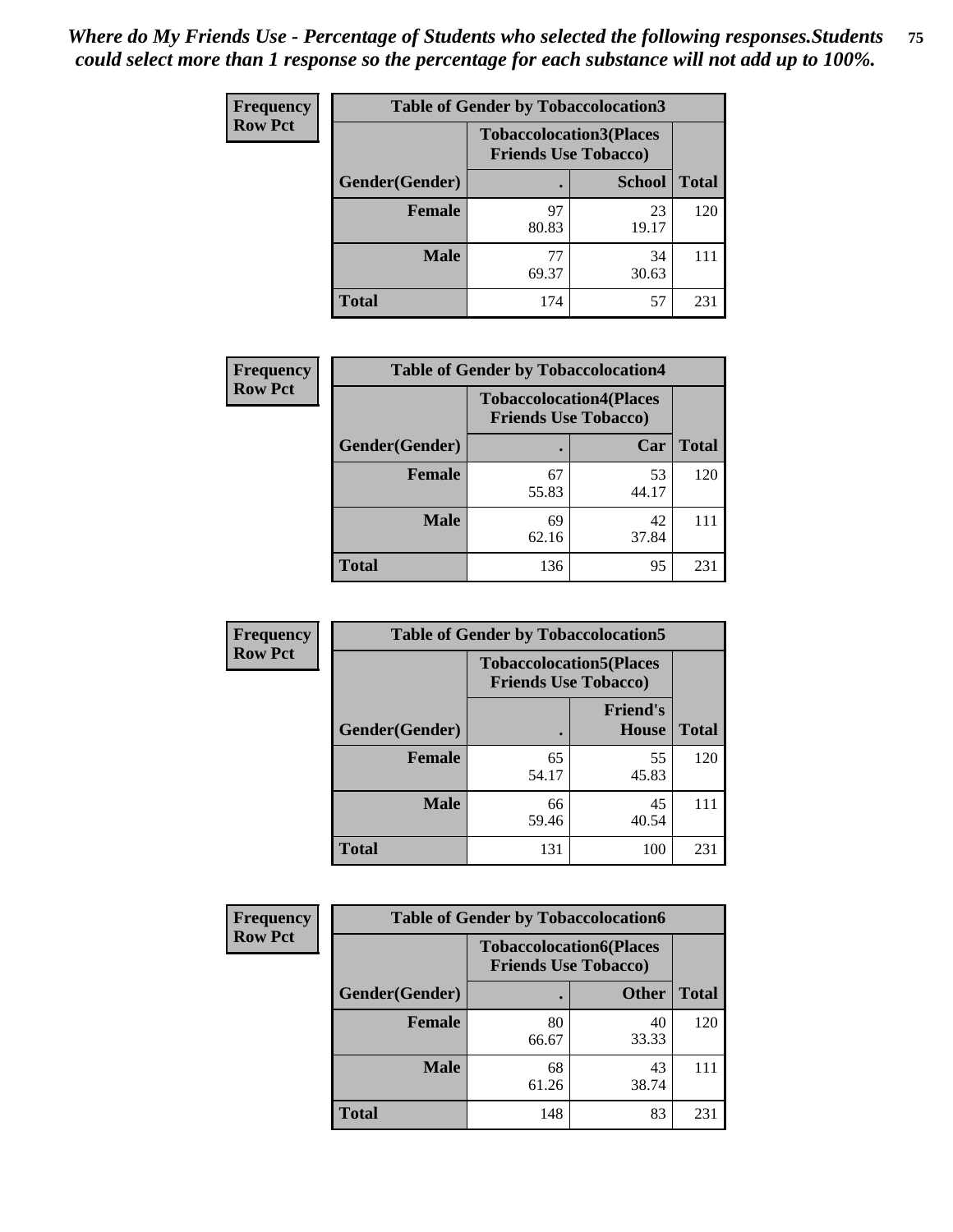*Where do My Friends Use - Percentage of Students who selected the following responses.Students could select more than 1 response so the percentage for each substance will not add up to 100%.*

**Frequency**
**Row Pct**

| Table of Gender by Tobaccolocation3 | | | |
|---|---|---|---|
| | Tobaccolocation3(Places Friends Use Tobacco) | | |
| Gender(Gender) | . | School | Total |
| Female | 97<br>80.83 | 23<br>19.17 | 120 |
| Male | 77<br>69.37 | 34<br>30.63 | 111 |
| Total | 174 | 57 | 231 |

**Frequency**
**Row Pct**

| Table of Gender by Tobaccolocation4 | | | |
|---|---|---|---|
| | Tobaccolocation4(Places Friends Use Tobacco) | | |
| Gender(Gender) | . | Car | Total |
| Female | 67<br>55.83 | 53<br>44.17 | 120 |
| Male | 69<br>62.16 | 42<br>37.84 | 111 |
| Total | 136 | 95 | 231 |

**Frequency**
**Row Pct**

| Table of Gender by Tobaccolocation5 | | | |
|---|---|---|---|
| | Tobaccolocation5(Places Friends Use Tobacco) | | |
| Gender(Gender) | . | Friend's House | Total |
| Female | 65<br>54.17 | 55<br>45.83 | 120 |
| Male | 66<br>59.46 | 45<br>40.54 | 111 |
| Total | 131 | 100 | 231 |

**Frequency**
**Row Pct**

| Table of Gender by Tobaccolocation6 | | | |
|---|---|---|---|
| | Tobaccolocation6(Places Friends Use Tobacco) | | |
| Gender(Gender) | . | Other | Total |
| Female | 80<br>66.67 | 40<br>33.33 | 120 |
| Male | 68<br>61.26 | 43<br>38.74 | 111 |
| Total | 148 | 83 | 231 |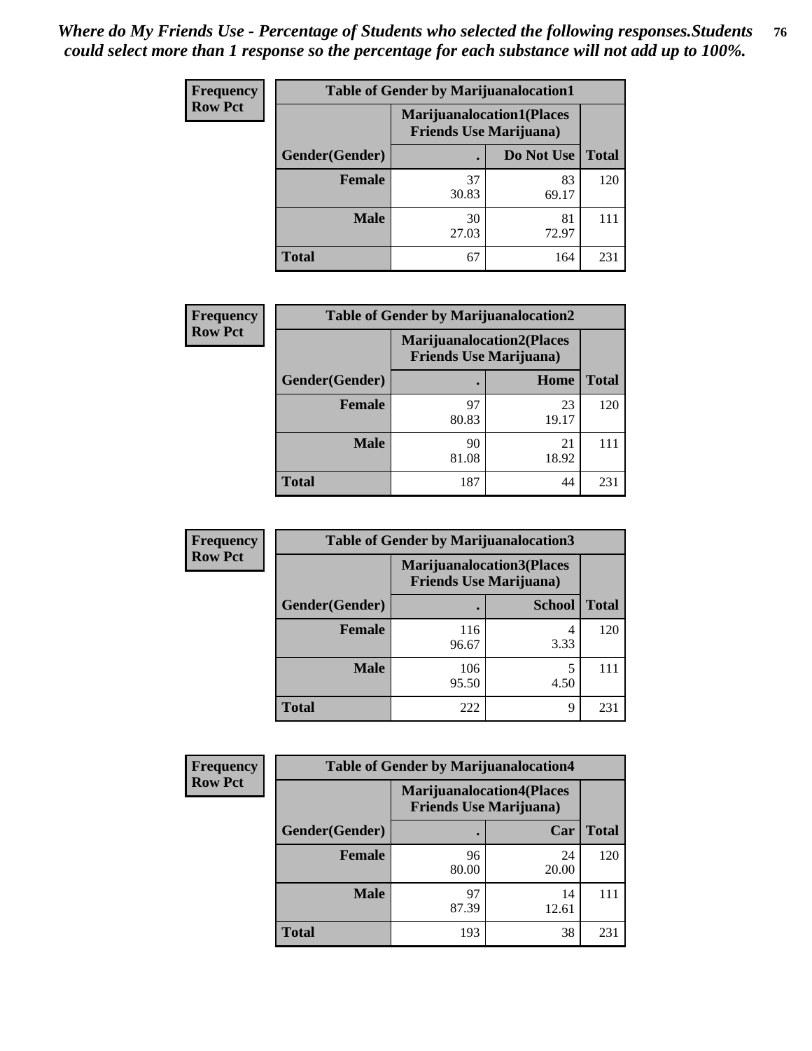*Where do My Friends Use - Percentage of Students who selected the following responses.Students could select more than 1 response so the percentage for each substance will not add up to 100%.*

**Frequency Row Pct**

| Table of Gender by Marijuanalocation1 | | | |
|---|---|---|---|
| | Marijuanalocation1(Places Friends Use Marijuana) | | |
| Gender(Gender) | . | Do Not Use | Total |
| **Female** | 37<br>30.83 | 83<br>69.17 | 120 |
| **Male** | 30<br>27.03 | 81<br>72.97 | 111 |
| **Total** | 67 | 164 | 231 |

**Frequency Row Pct**

| Table of Gender by Marijuanalocation2 | | | |
|---|---|---|---|
| | Marijuanalocation2(Places Friends Use Marijuana) | | |
| Gender(Gender) | . | Home | Total |
| **Female** | 97<br>80.83 | 23<br>19.17 | 120 |
| **Male** | 90<br>81.08 | 21<br>18.92 | 111 |
| **Total** | 187 | 44 | 231 |

**Frequency Row Pct**

| Table of Gender by Marijuanalocation3 | | | |
|---|---|---|---|
| | Marijuanalocation3(Places Friends Use Marijuana) | | |
| Gender(Gender) | . | School | Total |
| **Female** | 116<br>96.67 | 4<br>3.33 | 120 |
| **Male** | 106<br>95.50 | 5<br>4.50 | 111 |
| **Total** | 222 | 9 | 231 |

**Frequency Row Pct**

| Table of Gender by Marijuanalocation4 | | | |
|---|---|---|---|
| | Marijuanalocation4(Places Friends Use Marijuana) | | |
| Gender(Gender) | . | Car | Total |
| **Female** | 96<br>80.00 | 24<br>20.00 | 120 |
| **Male** | 97<br>87.39 | 14<br>12.61 | 111 |
| **Total** | 193 | 38 | 231 |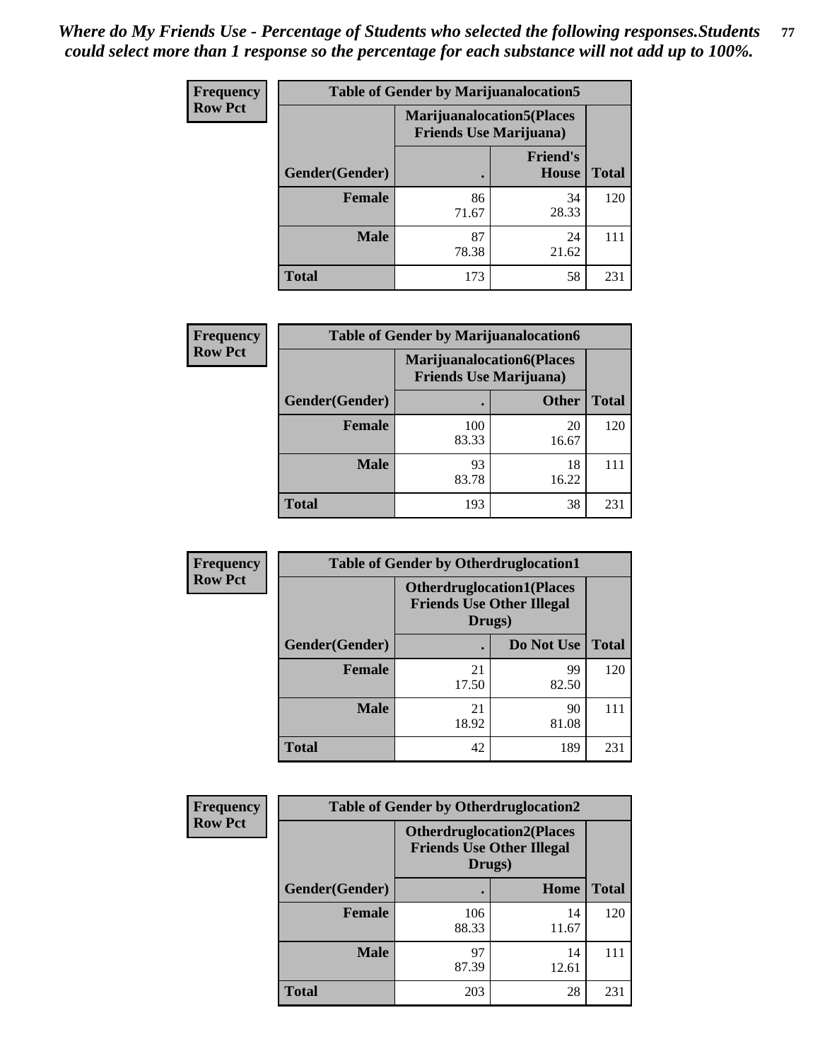*Where do My Friends Use - Percentage of Students who selected the following responses.Students could select more than 1 response so the percentage for each substance will not add up to 100%.*

**Frequency / Row Pct**

| Table of Gender by Marijuanalocation5 | | | |
|---|---|---|---|
| | Marijuanalocation5(Places Friends Use Marijuana) | | |
| Gender(Gender) | . | Friend's House | Total |
| **Female** | 86<br>71.67 | 34<br>28.33 | 120 |
| **Male** | 87<br>78.38 | 24<br>21.62 | 111 |
| **Total** | 173 | 58 | 231 |

**Frequency / Row Pct**

| Table of Gender by Marijuanalocation6 | | | |
|---|---|---|---|
| | Marijuanalocation6(Places Friends Use Marijuana) | | |
| Gender(Gender) | . | Other | Total |
| **Female** | 100<br>83.33 | 20<br>16.67 | 120 |
| **Male** | 93<br>83.78 | 18<br>16.22 | 111 |
| **Total** | 193 | 38 | 231 |

**Frequency / Row Pct**

| Table of Gender by Otherdruglocation1 | | | |
|---|---|---|---|
| | Otherdruglocation1(Places Friends Use Other Illegal Drugs) | | |
| Gender(Gender) | . | Do Not Use | Total |
| **Female** | 21<br>17.50 | 99<br>82.50 | 120 |
| **Male** | 21<br>18.92 | 90<br>81.08 | 111 |
| **Total** | 42 | 189 | 231 |

**Frequency / Row Pct**

| Table of Gender by Otherdruglocation2 | | | |
|---|---|---|---|
| | Otherdruglocation2(Places Friends Use Other Illegal Drugs) | | |
| Gender(Gender) | . | Home | Total |
| **Female** | 106<br>88.33 | 14<br>11.67 | 120 |
| **Male** | 97<br>87.39 | 14<br>12.61 | 111 |
| **Total** | 203 | 28 | 231 |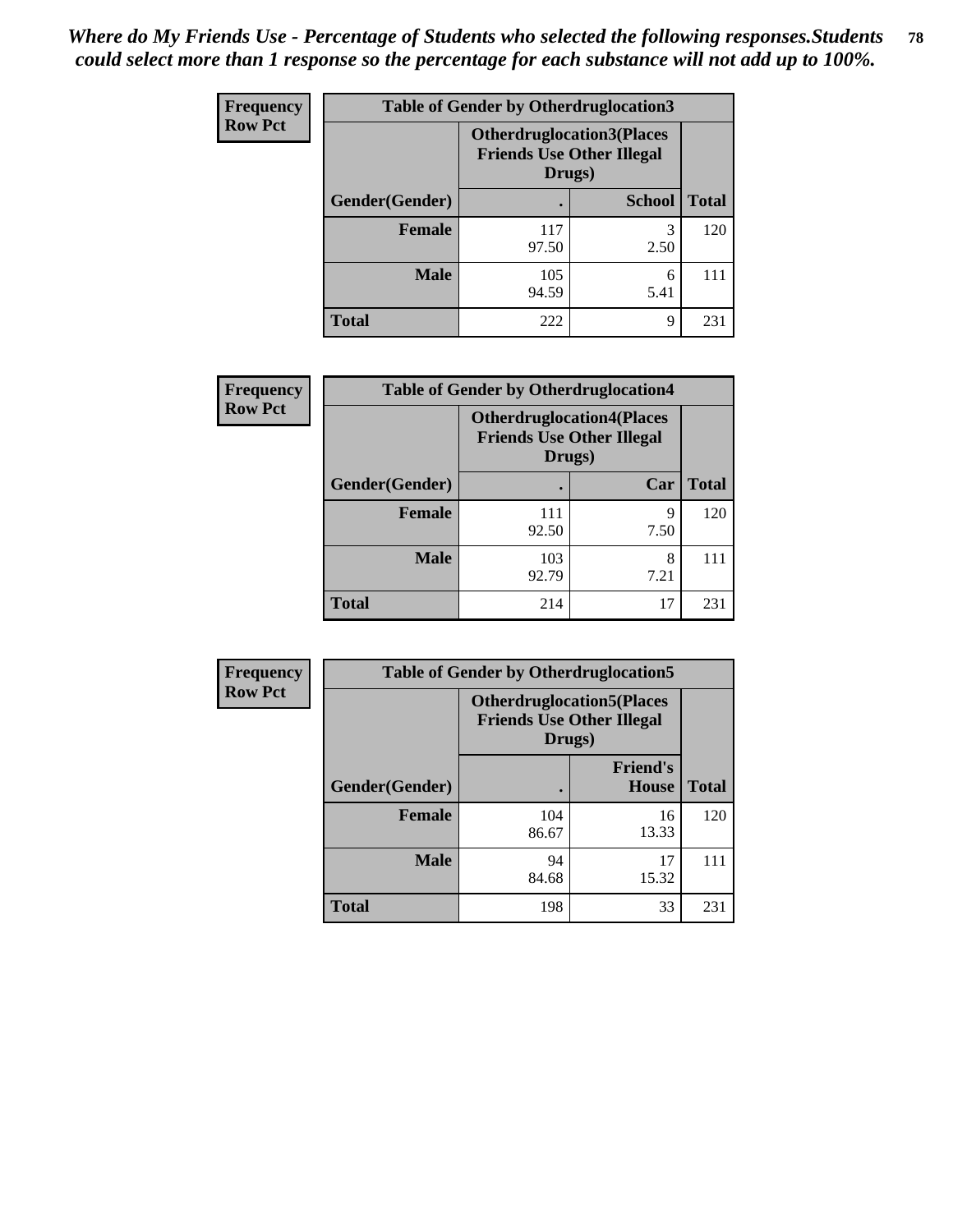*Where do My Friends Use - Percentage of Students who selected the following responses.Students could select more than 1 response so the percentage for each substance will not add up to 100%.*

**Frequency**
**Row Pct**

| Table of Gender by Otherdruglocation3 | | | |
|---|---|---|---|
| | Otherdruglocation3(Places Friends Use Other Illegal Drugs) | | |
| Gender(Gender) | . | School | Total |
| Female | 117<br>97.50 | 3<br>2.50 | 120 |
| Male | 105<br>94.59 | 6<br>5.41 | 111 |
| Total | 222 | 9 | 231 |

**Frequency**
**Row Pct**

| Table of Gender by Otherdruglocation4 | | | |
|---|---|---|---|
| | Otherdruglocation4(Places Friends Use Other Illegal Drugs) | | |
| Gender(Gender) | . | Car | Total |
| Female | 111<br>92.50 | 9<br>7.50 | 120 |
| Male | 103<br>92.79 | 8<br>7.21 | 111 |
| Total | 214 | 17 | 231 |

**Frequency**
**Row Pct**

| Table of Gender by Otherdruglocation5 | | | |
|---|---|---|---|
| | Otherdruglocation5(Places Friends Use Other Illegal Drugs) | | |
| Gender(Gender) | . | Friend's House | Total |
| Female | 104<br>86.67 | 16<br>13.33 | 120 |
| Male | 94<br>84.68 | 17<br>15.32 | 111 |
| Total | 198 | 33 | 231 |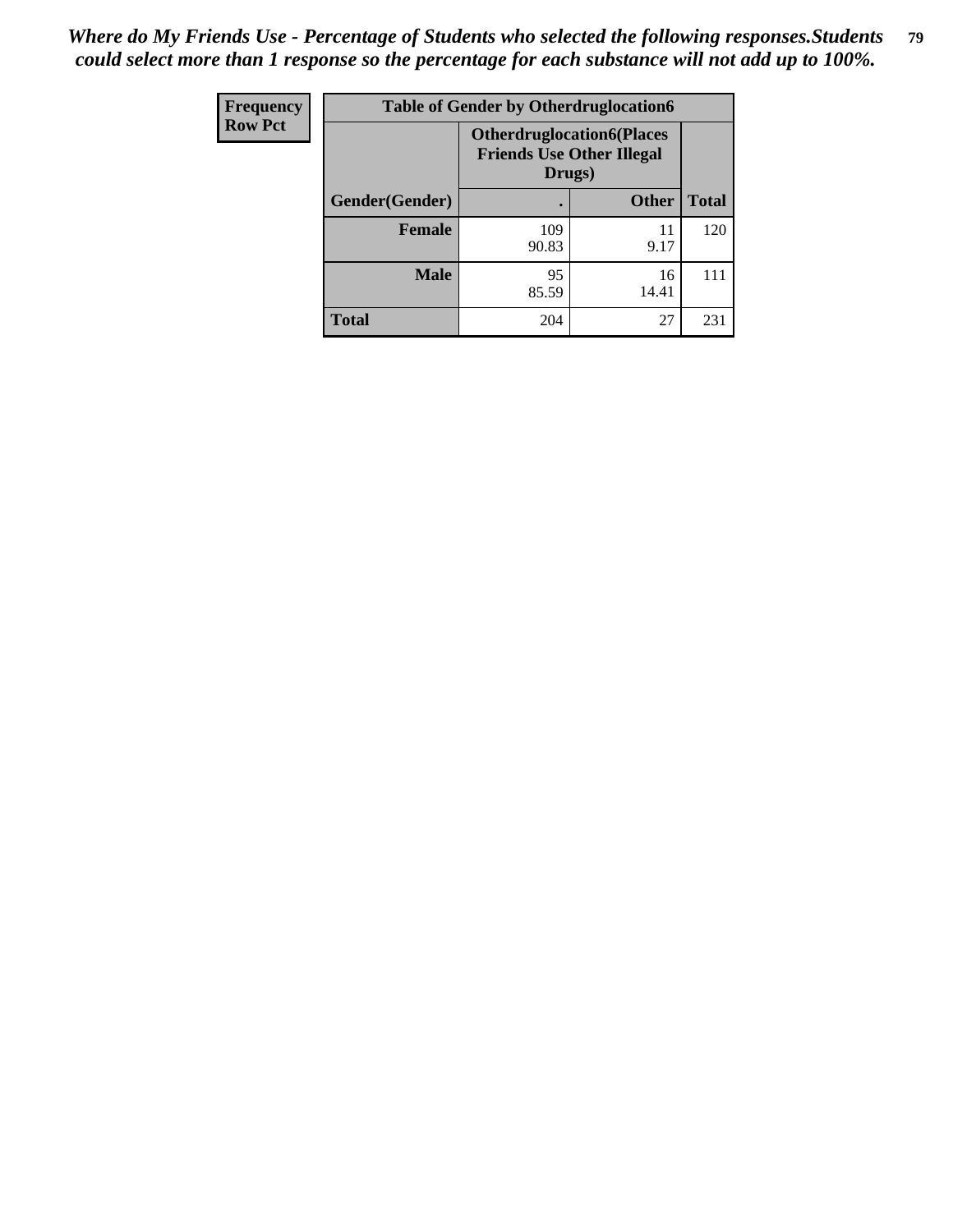*Where do My Friends Use - Percentage of Students who selected the following responses.Students could select more than 1 response so the percentage for each substance will not add up to 100%.*

| Frequency<br>Row Pct | Table of Gender by Otherdruglocation6 | | |
|---|---|---|---|
| | Otherdruglocation6(Places Friends Use Other Illegal Drugs) | | |
| Gender(Gender) | . | Other | Total |
| Female | 109<br>90.83 | 11<br>9.17 | 120 |
| Male | 95<br>85.59 | 16<br>14.41 | 111 |
| Total | 204 | 27 | 231 |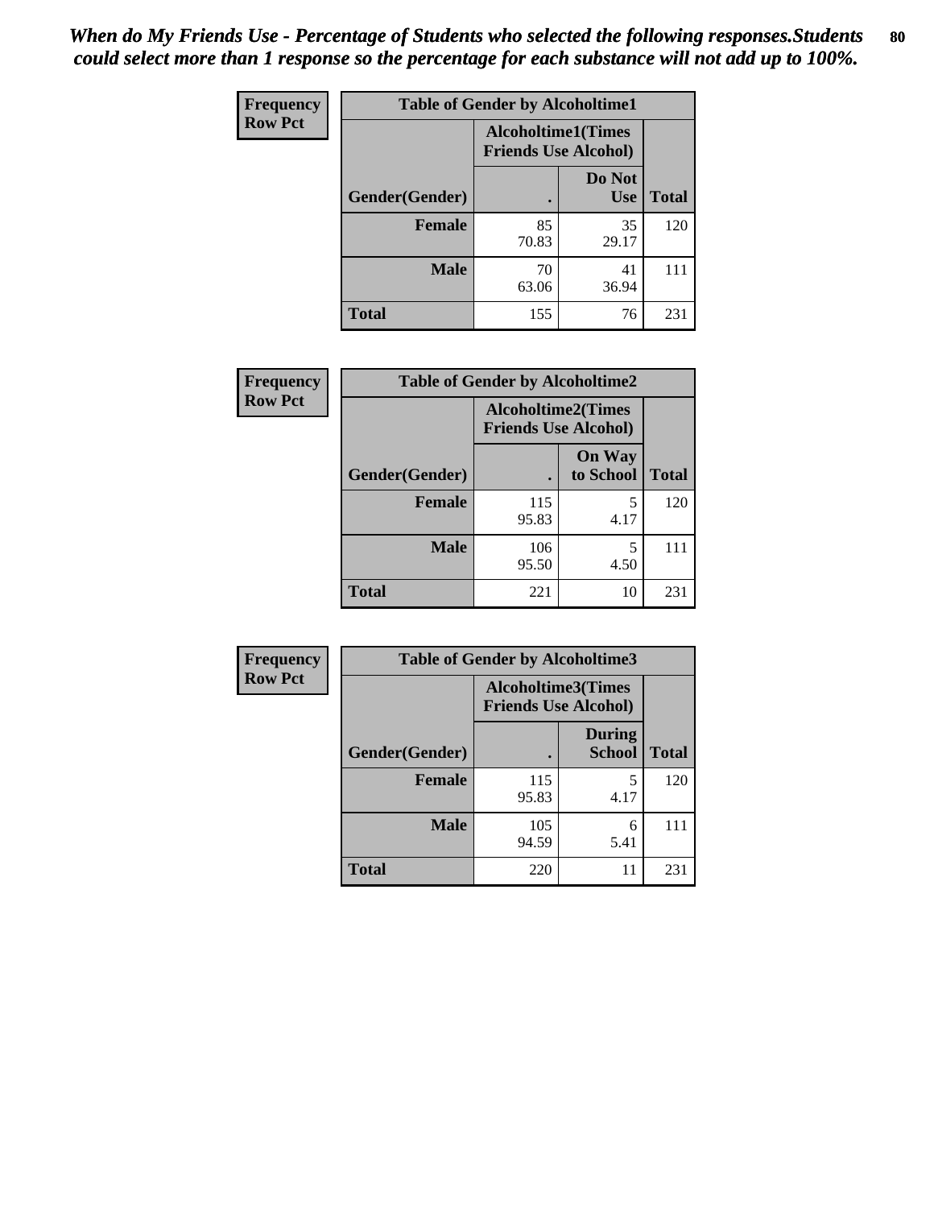*When do My Friends Use - Percentage of Students who selected the following responses.Students could select more than 1 response so the percentage for each substance will not add up to 100%.*

**Frequency**
**Row Pct**

| Table of Gender by Alcoholtime1 | | | |
|---|---|---|---|
| | Alcoholtime1(Times Friends Use Alcohol) | | |
| Gender(Gender) | . | Do Not Use | Total |
| **Female** | 85<br>70.83 | 35<br>29.17 | 120 |
| **Male** | 70<br>63.06 | 41<br>36.94 | 111 |
| **Total** | 155 | 76 | 231 |

**Frequency**
**Row Pct**

| Table of Gender by Alcoholtime2 | | | |
|---|---|---|---|
| | Alcoholtime2(Times Friends Use Alcohol) | | |
| Gender(Gender) | . | On Way to School | Total |
| **Female** | 115<br>95.83 | 5<br>4.17 | 120 |
| **Male** | 106<br>95.50 | 5<br>4.50 | 111 |
| **Total** | 221 | 10 | 231 |

**Frequency**
**Row Pct**

| Table of Gender by Alcoholtime3 | | | |
|---|---|---|---|
| | Alcoholtime3(Times Friends Use Alcohol) | | |
| Gender(Gender) | . | During School | Total |
| **Female** | 115<br>95.83 | 5<br>4.17 | 120 |
| **Male** | 105<br>94.59 | 6<br>5.41 | 111 |
| **Total** | 220 | 11 | 231 |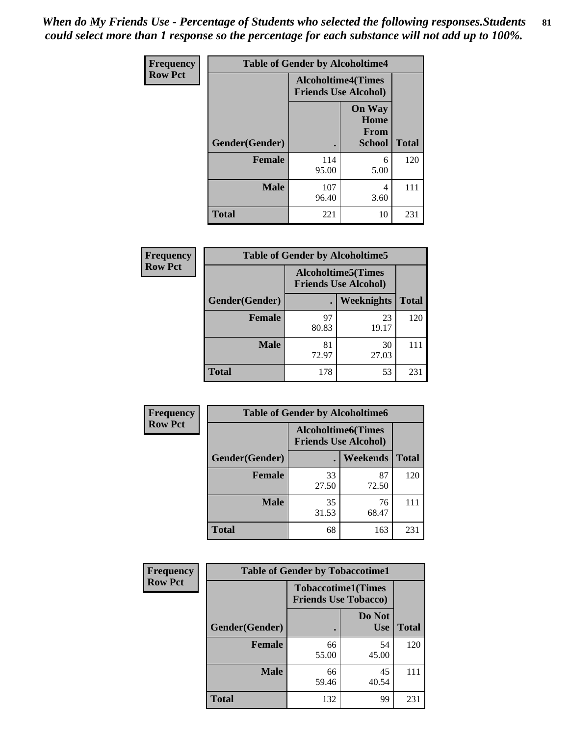*When do My Friends Use - Percentage of Students who selected the following responses.Students could select more than 1 response so the percentage for each substance will not add up to 100%.*

**Frequency**
**Row Pct**

| Table of Gender by Alcoholtime4 | | | |
|---|---|---|---|
| | Alcoholtime4(Times Friends Use Alcohol) | | |
| Gender(Gender) | . | On Way Home From School | Total |
| **Female** | 114<br>95.00 | 6<br>5.00 | 120 |
| **Male** | 107<br>96.40 | 4<br>3.60 | 111 |
| **Total** | 221 | 10 | 231 |

**Frequency**
**Row Pct**

| Table of Gender by Alcoholtime5 | | | |
|---|---|---|---|
| | Alcoholtime5(Times Friends Use Alcohol) | | |
| Gender(Gender) | . | Weeknights | Total |
| **Female** | 97<br>80.83 | 23<br>19.17 | 120 |
| **Male** | 81<br>72.97 | 30<br>27.03 | 111 |
| **Total** | 178 | 53 | 231 |

**Frequency**
**Row Pct**

| Table of Gender by Alcoholtime6 | | | |
|---|---|---|---|
| | Alcoholtime6(Times Friends Use Alcohol) | | |
| Gender(Gender) | . | Weekends | Total |
| **Female** | 33<br>27.50 | 87<br>72.50 | 120 |
| **Male** | 35<br>31.53 | 76<br>68.47 | 111 |
| **Total** | 68 | 163 | 231 |

**Frequency**
**Row Pct**

| Table of Gender by Tobaccotime1 | | | |
|---|---|---|---|
| | Tobaccotime1(Times Friends Use Tobacco) | | |
| Gender(Gender) | . | Do Not Use | Total |
| **Female** | 66<br>55.00 | 54<br>45.00 | 120 |
| **Male** | 66<br>59.46 | 45<br>40.54 | 111 |
| **Total** | 132 | 99 | 231 |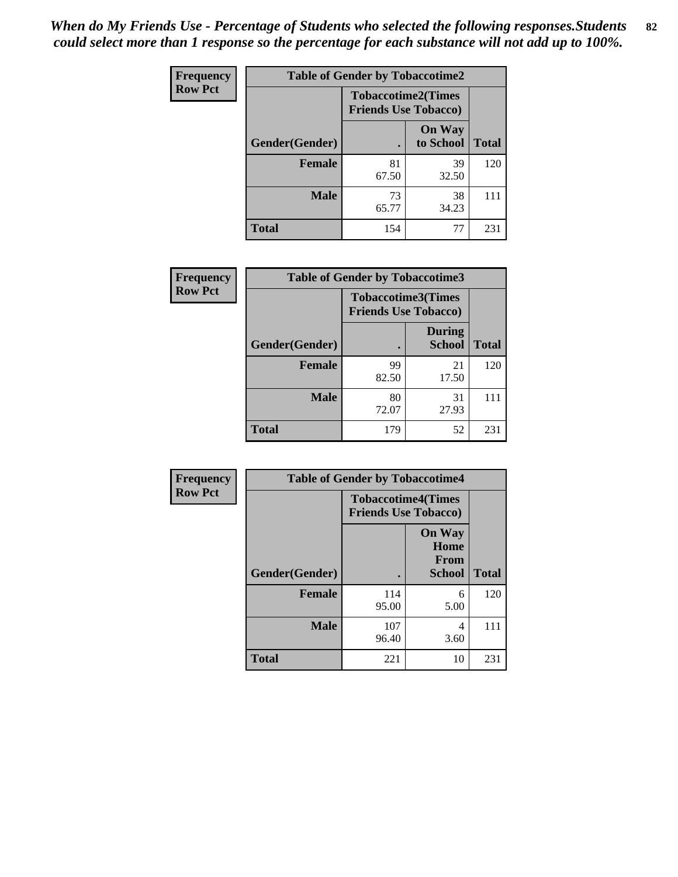*When do My Friends Use - Percentage of Students who selected the following responses.Students could select more than 1 response so the percentage for each substance will not add up to 100%.*

**Frequency**
**Row Pct**

| Table of Gender by Tobaccotime2 | | | |
|---|---|---|---|
| | Tobaccotime2(Times Friends Use Tobacco) | | |
| Gender(Gender) | . | On Way to School | Total |
| **Female** | 81<br>67.50 | 39<br>32.50 | 120 |
| **Male** | 73<br>65.77 | 38<br>34.23 | 111 |
| **Total** | 154 | 77 | 231 |

**Frequency**
**Row Pct**

| Table of Gender by Tobaccotime3 | | | |
|---|---|---|---|
| | Tobaccotime3(Times Friends Use Tobacco) | | |
| Gender(Gender) | . | During School | Total |
| **Female** | 99<br>82.50 | 21<br>17.50 | 120 |
| **Male** | 80<br>72.07 | 31<br>27.93 | 111 |
| **Total** | 179 | 52 | 231 |

**Frequency**
**Row Pct**

| Table of Gender by Tobaccotime4 | | | |
|---|---|---|---|
| | Tobaccotime4(Times Friends Use Tobacco) | | |
| Gender(Gender) | . | On Way Home From School | Total |
| **Female** | 114<br>95.00 | 6<br>5.00 | 120 |
| **Male** | 107<br>96.40 | 4<br>3.60 | 111 |
| **Total** | 221 | 10 | 231 |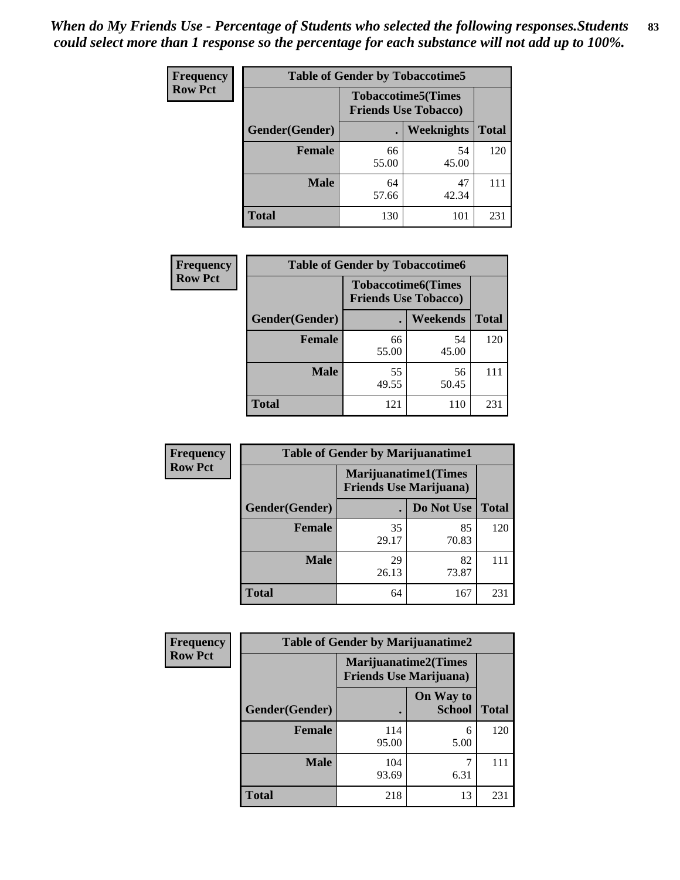*When do My Friends Use - Percentage of Students who selected the following responses.Students could select more than 1 response so the percentage for each substance will not add up to 100%.*

**Frequency**
**Row Pct**

| Table of Gender by Tobaccotime5 | | | |
|---|---|---|---|
| | Tobaccotime5(Times Friends Use Tobacco) | | |
| Gender(Gender) | . | Weeknights | Total |
| **Female** | 66<br>55.00 | 54<br>45.00 | 120 |
| **Male** | 64<br>57.66 | 47<br>42.34 | 111 |
| **Total** | 130 | 101 | 231 |

**Frequency**
**Row Pct**

| Table of Gender by Tobaccotime6 | | | |
|---|---|---|---|
| | Tobaccotime6(Times Friends Use Tobacco) | | |
| Gender(Gender) | . | Weekends | Total |
| **Female** | 66<br>55.00 | 54<br>45.00 | 120 |
| **Male** | 55<br>49.55 | 56<br>50.45 | 111 |
| **Total** | 121 | 110 | 231 |

**Frequency**
**Row Pct**

| Table of Gender by Marijuanatime1 | | | |
|---|---|---|---|
| | Marijuanatime1(Times Friends Use Marijuana) | | |
| Gender(Gender) | . | Do Not Use | Total |
| **Female** | 35<br>29.17 | 85<br>70.83 | 120 |
| **Male** | 29<br>26.13 | 82<br>73.87 | 111 |
| **Total** | 64 | 167 | 231 |

**Frequency**
**Row Pct**

| Table of Gender by Marijuanatime2 | | | |
|---|---|---|---|
| | Marijuanatime2(Times Friends Use Marijuana) | | |
| Gender(Gender) | . | On Way to School | Total |
| **Female** | 114<br>95.00 | 6<br>5.00 | 120 |
| **Male** | 104<br>93.69 | 7<br>6.31 | 111 |
| **Total** | 218 | 13 | 231 |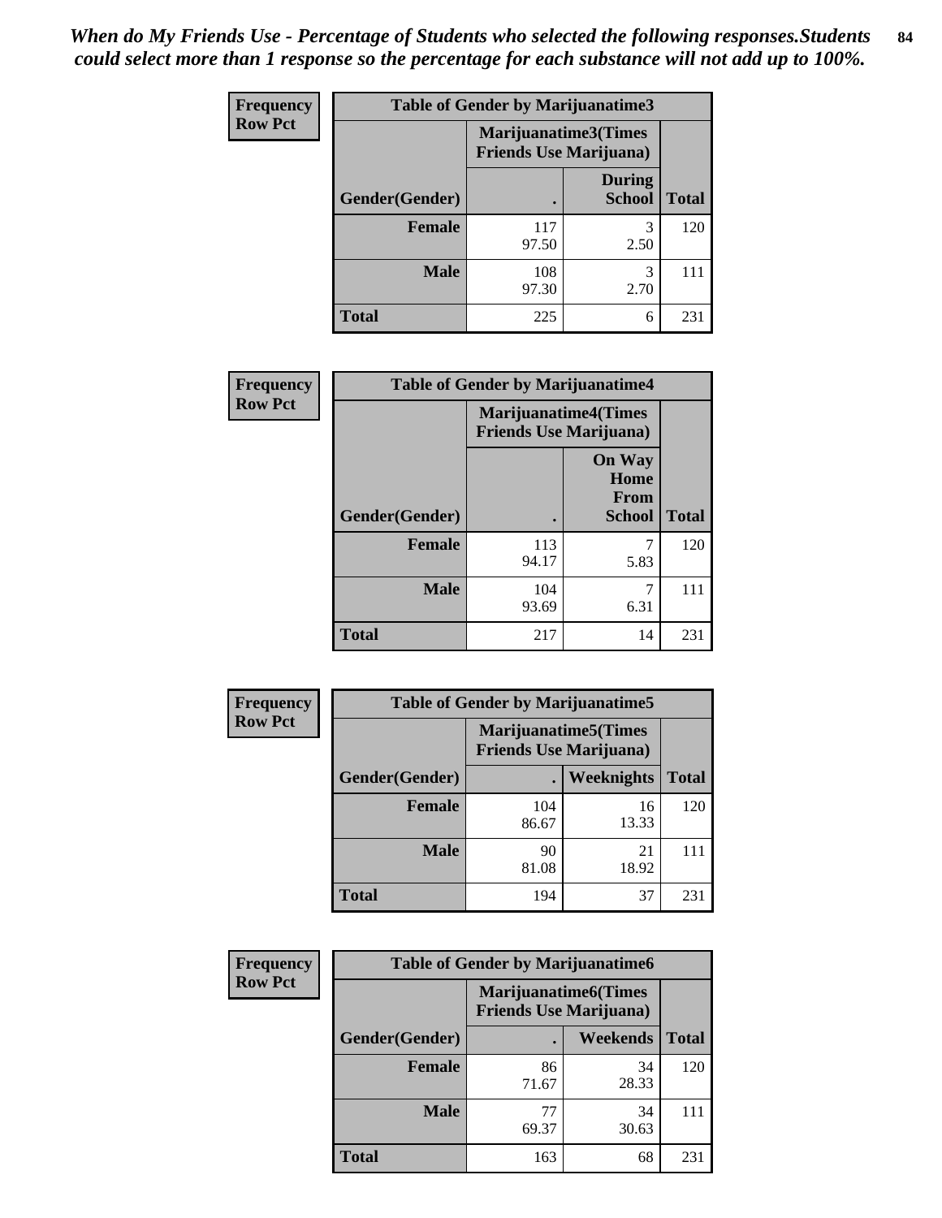*When do My Friends Use - Percentage of Students who selected the following responses.Students could select more than 1 response so the percentage for each substance will not add up to 100%.*

**Frequency**
**Row Pct**

| Table of Gender by Marijuanatime3 | | | |
|---|---|---|---|
| | Marijuanatime3(Times Friends Use Marijuana) | | |
| Gender(Gender) | . | During School | Total |
| Female | 117<br>97.50 | 3<br>2.50 | 120 |
| Male | 108<br>97.30 | 3<br>2.70 | 111 |
| Total | 225 | 6 | 231 |

**Frequency**
**Row Pct**

| Table of Gender by Marijuanatime4 | | | |
|---|---|---|---|
| | Marijuanatime4(Times Friends Use Marijuana) | | |
| Gender(Gender) | . | On Way Home From School | Total |
| Female | 113<br>94.17 | 7<br>5.83 | 120 |
| Male | 104<br>93.69 | 7<br>6.31 | 111 |
| Total | 217 | 14 | 231 |

**Frequency**
**Row Pct**

| Table of Gender by Marijuanatime5 | | | |
|---|---|---|---|
| | Marijuanatime5(Times Friends Use Marijuana) | | |
| Gender(Gender) | . | Weeknights | Total |
| Female | 104<br>86.67 | 16<br>13.33 | 120 |
| Male | 90<br>81.08 | 21<br>18.92 | 111 |
| Total | 194 | 37 | 231 |

**Frequency**
**Row Pct**

| Table of Gender by Marijuanatime6 | | | |
|---|---|---|---|
| | Marijuanatime6(Times Friends Use Marijuana) | | |
| Gender(Gender) | . | Weekends | Total |
| Female | 86<br>71.67 | 34<br>28.33 | 120 |
| Male | 77<br>69.37 | 34<br>30.63 | 111 |
| Total | 163 | 68 | 231 |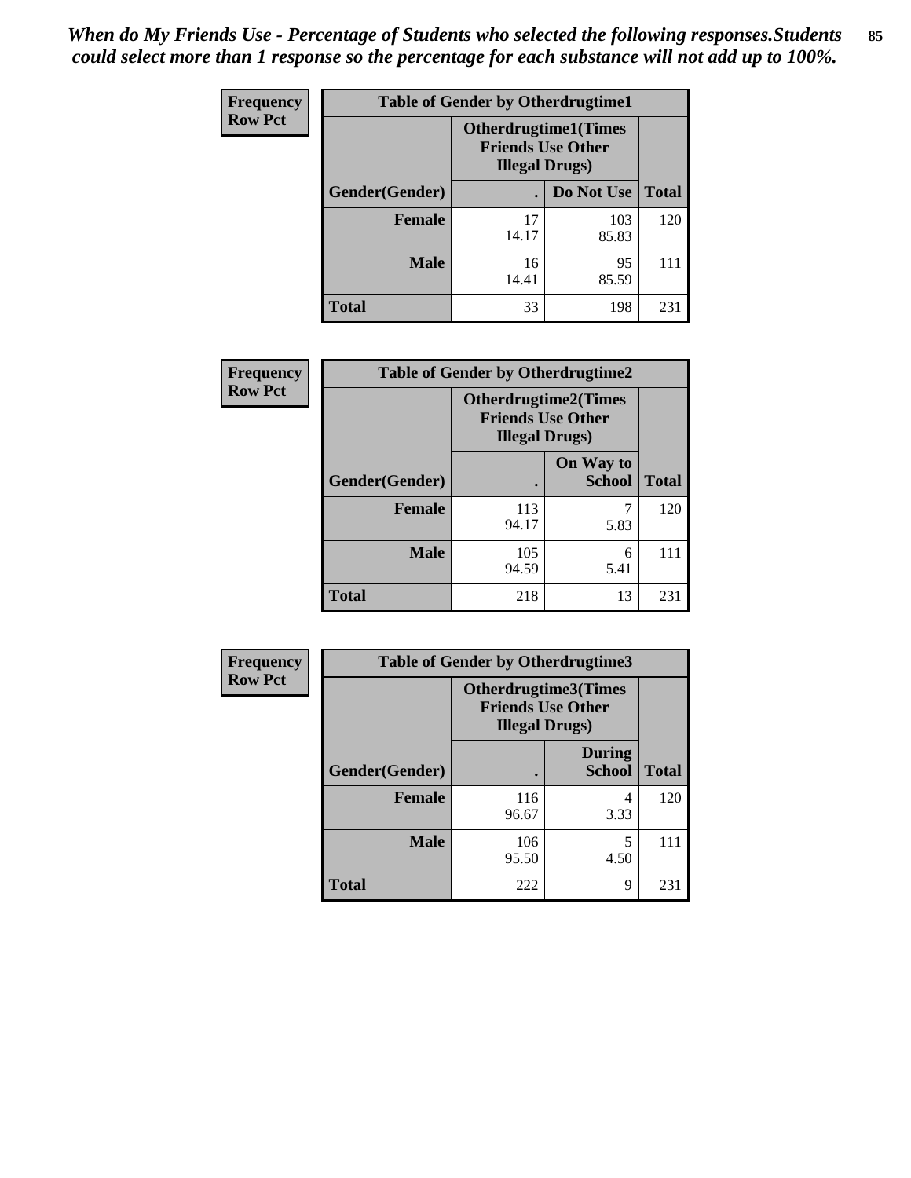*When do My Friends Use - Percentage of Students who selected the following responses.Students could select more than 1 response so the percentage for each substance will not add up to 100%.*

**Frequency / Row Pct**

| Table of Gender by Otherdrugtime1 | | | |
|---|---|---|---|
| | Otherdrugtime1(Times Friends Use Other Illegal Drugs) | | |
| Gender(Gender) | . | Do Not Use | Total |
| **Female** | 17<br>14.17 | 103<br>85.83 | 120 |
| **Male** | 16<br>14.41 | 95<br>85.59 | 111 |
| **Total** | 33 | 198 | 231 |

**Frequency / Row Pct**

| Table of Gender by Otherdrugtime2 | | | |
|---|---|---|---|
| | Otherdrugtime2(Times Friends Use Other Illegal Drugs) | | |
| Gender(Gender) | . | On Way to School | Total |
| **Female** | 113<br>94.17 | 7<br>5.83 | 120 |
| **Male** | 105<br>94.59 | 6<br>5.41 | 111 |
| **Total** | 218 | 13 | 231 |

**Frequency / Row Pct**

| Table of Gender by Otherdrugtime3 | | | |
|---|---|---|---|
| | Otherdrugtime3(Times Friends Use Other Illegal Drugs) | | |
| Gender(Gender) | . | During School | Total |
| **Female** | 116<br>96.67 | 4<br>3.33 | 120 |
| **Male** | 106<br>95.50 | 5<br>4.50 | 111 |
| **Total** | 222 | 9 | 231 |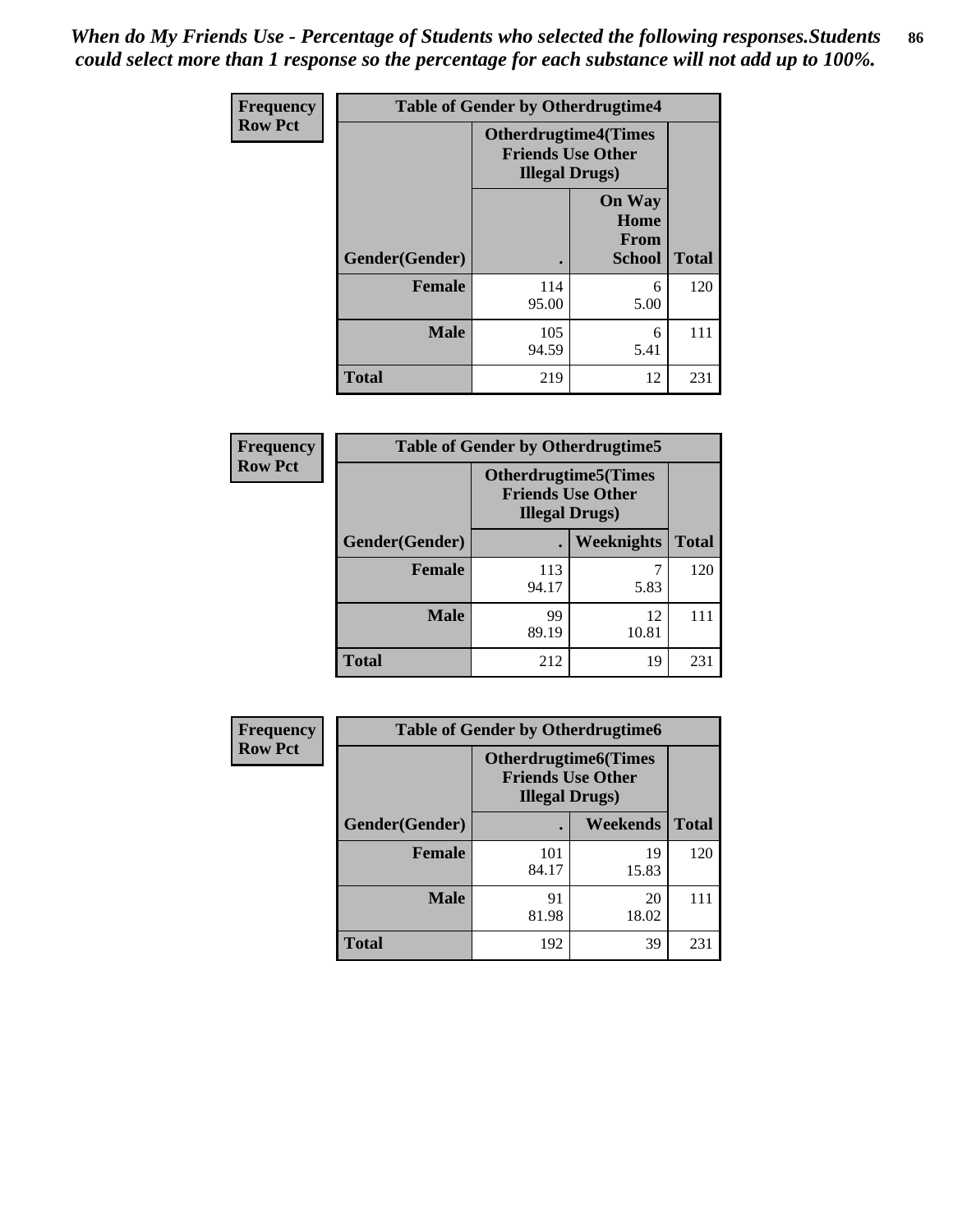*When do My Friends Use - Percentage of Students who selected the following responses.Students could select more than 1 response so the percentage for each substance will not add up to 100%.*

**Frequency**
**Row Pct**

| Table of Gender by Otherdrugtime4 | | | |
|---|---|---|---|
| | Otherdrugtime4(Times Friends Use Other Illegal Drugs) | | |
| Gender(Gender) | . | On Way Home From School | Total |
| **Female** | 114<br>95.00 | 6<br>5.00 | 120 |
| **Male** | 105<br>94.59 | 6<br>5.41 | 111 |
| **Total** | 219 | 12 | 231 |

**Frequency**
**Row Pct**

| Table of Gender by Otherdrugtime5 | | | |
|---|---|---|---|
| | Otherdrugtime5(Times Friends Use Other Illegal Drugs) | | |
| Gender(Gender) | . | Weeknights | Total |
| **Female** | 113<br>94.17 | 7<br>5.83 | 120 |
| **Male** | 99<br>89.19 | 12<br>10.81 | 111 |
| **Total** | 212 | 19 | 231 |

**Frequency**
**Row Pct**

| Table of Gender by Otherdrugtime6 | | | |
|---|---|---|---|
| | Otherdrugtime6(Times Friends Use Other Illegal Drugs) | | |
| Gender(Gender) | . | Weekends | Total |
| **Female** | 101<br>84.17 | 19<br>15.83 | 120 |
| **Male** | 91<br>81.98 | 20<br>18.02 | 111 |
| **Total** | 192 | 39 | 231 |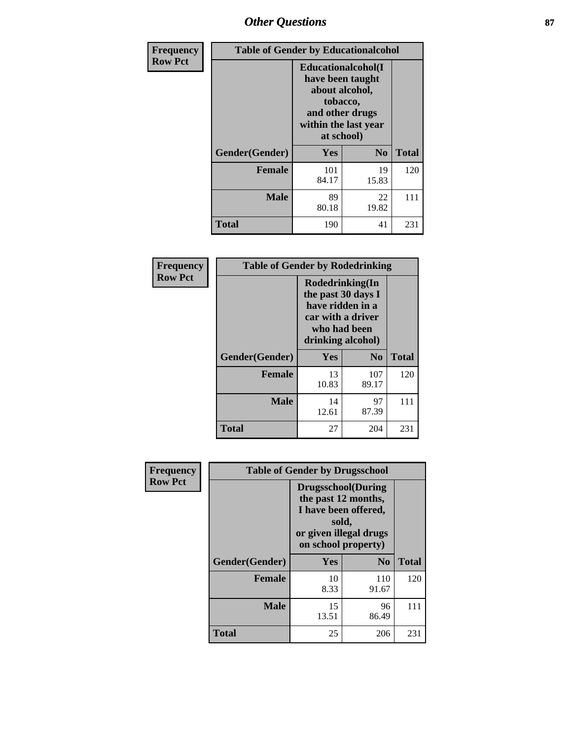| Frequency Row Pct | | | |
|---|---|---|---|
| **Table of Gender by Educationalcohol** | | | |
| | **Educationalcohol(I have been taught about alcohol, tobacco, and other drugs within the last year at school)** | | |
| **Gender(Gender)** | **Yes** | **No** | **Total** |
| **Female** | 101<br>84.17 | 19<br>15.83 | 120 |
| **Male** | 89<br>80.18 | 22<br>19.82 | 111 |
| **Total** | 190 | 41 | 231 |

| Frequency Row Pct | | | |
|---|---|---|---|
| **Table of Gender by Rodedrinking** | | | |
| | **Rodedrinking(In the past 30 days I have ridden in a car with a driver who had been drinking alcohol)** | | |
| **Gender(Gender)** | **Yes** | **No** | **Total** |
| **Female** | 13<br>10.83 | 107<br>89.17 | 120 |
| **Male** | 14<br>12.61 | 97<br>87.39 | 111 |
| **Total** | 27 | 204 | 231 |

| Frequency Row Pct | | | |
|---|---|---|---|
| **Table of Gender by Drugsschool** | | | |
| | **Drugsschool(During the past 12 months, I have been offered, sold, or given illegal drugs on school property)** | | |
| **Gender(Gender)** | **Yes** | **No** | **Total** |
| **Female** | 10<br>8.33 | 110<br>91.67 | 120 |
| **Male** | 15<br>13.51 | 96<br>86.49 | 111 |
| **Total** | 25 | 206 | 231 |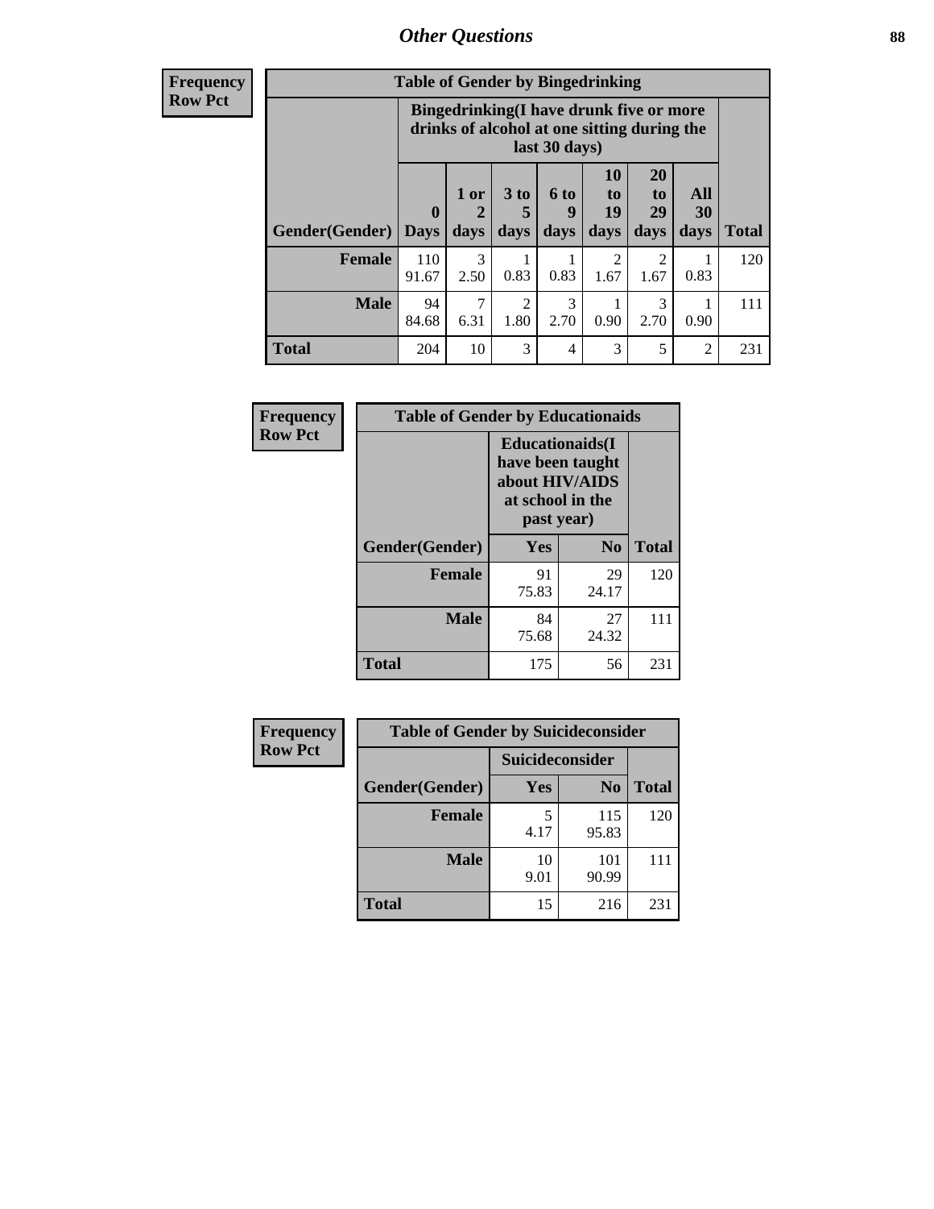## Other Questions

**Frequency**
**Row Pct**

| Table of Gender by Bingedrinking | | | | | | | | |
|---|---|---|---|---|---|---|---|---|
| | Bingedrinking(I have drunk five or more drinks of alcohol at one sitting during the last 30 days) | | | | | | | |
| Gender(Gender) | 0 Days | 1 or 2 days | 3 to 5 days | 6 to 9 days | 10 to 19 days | 20 to 29 days | All 30 days | Total |
| **Female** | 110<br>91.67 | 3<br>2.50 | 1<br>0.83 | 1<br>0.83 | 2<br>1.67 | 2<br>1.67 | 1<br>0.83 | 120 |
| **Male** | 94<br>84.68 | 7<br>6.31 | 2<br>1.80 | 3<br>2.70 | 1<br>0.90 | 3<br>2.70 | 1<br>0.90 | 111 |
| **Total** | 204 | 10 | 3 | 4 | 3 | 5 | 2 | 231 |

**Frequency**
**Row Pct**

| Table of Gender by Educationaids | | | |
|---|---|---|---|
| | Educationaids(I have been taught about HIV/AIDS at school in the past year) | | |
| Gender(Gender) | Yes | No | Total |
| **Female** | 91<br>75.83 | 29<br>24.17 | 120 |
| **Male** | 84<br>75.68 | 27<br>24.32 | 111 |
| **Total** | 175 | 56 | 231 |

**Frequency**
**Row Pct**

| Table of Gender by Suicideconsider | | | |
|---|---|---|---|
| | Suicideconsider | | |
| Gender(Gender) | Yes | No | Total |
| **Female** | 5<br>4.17 | 115<br>95.83 | 120 |
| **Male** | 10<br>9.01 | 101<br>90.99 | 111 |
| **Total** | 15 | 216 | 231 |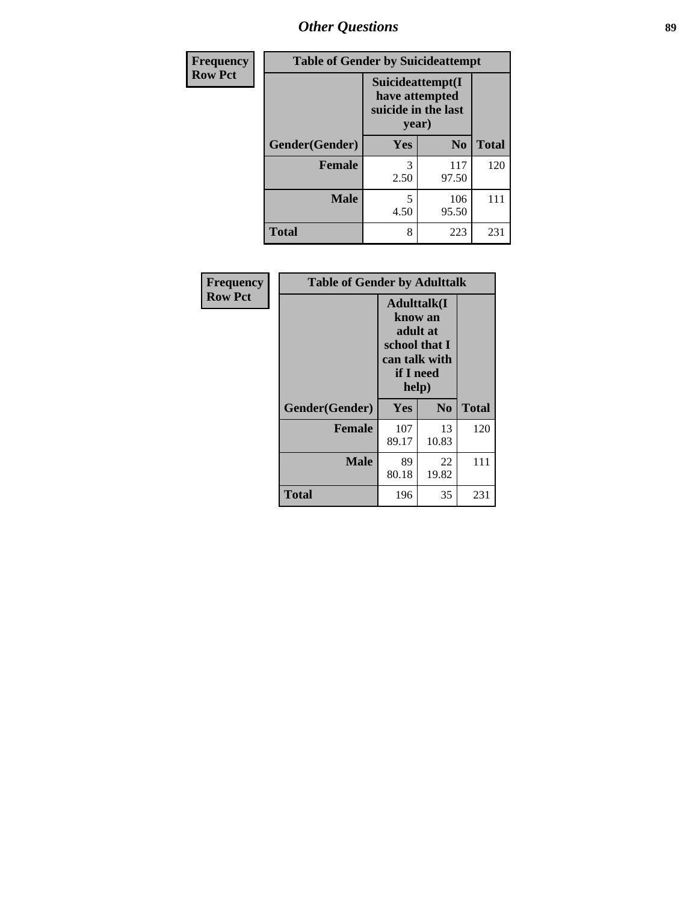## Other Questions

Frequency
Row Pct

| Table of Gender by Suicideattempt | | | |
|---|---|---|---|
| | Suicideattempt(I have attempted suicide in the last year) | | |
| Gender(Gender) | Yes | No | Total |
| Female | 3<br>2.50 | 117<br>97.50 | 120 |
| Male | 5<br>4.50 | 106<br>95.50 | 111 |
| Total | 8 | 223 | 231 |

Frequency
Row Pct

| Table of Gender by Adulttalk | | | |
|---|---|---|---|
| | Adulttalk(I know an adult at school that I can talk with if I need help) | | |
| Gender(Gender) | Yes | No | Total |
| Female | 107<br>89.17 | 13<br>10.83 | 120 |
| Male | 89<br>80.18 | 22<br>19.82 | 111 |
| Total | 196 | 35 | 231 |